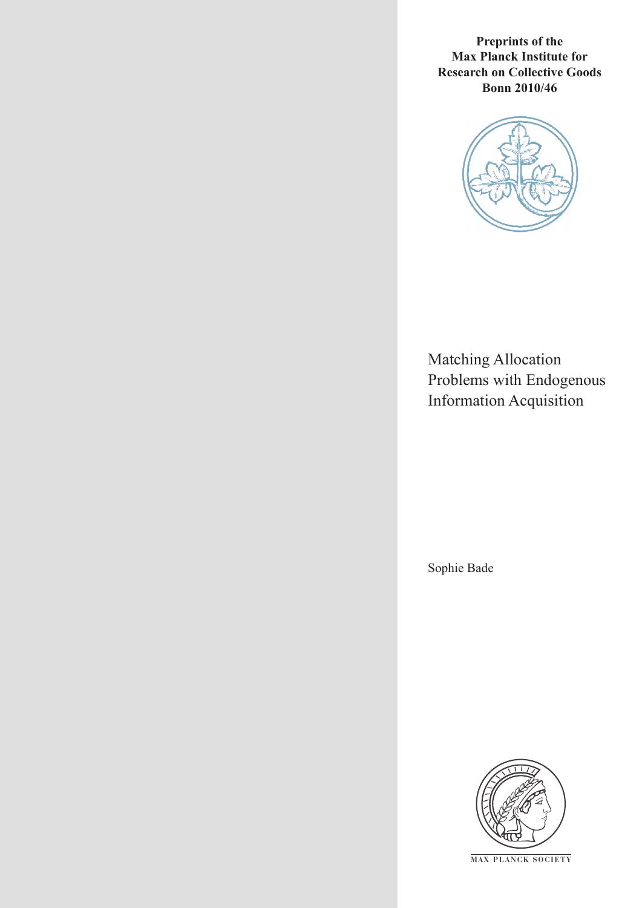**Preprints of the Max Planck Institute for Research on Collective Goods Bonn 2010/46**

# Matching Allocation Problems with Endogenous Information Acquisition

Sophie Bade

MAX PLANCK SOCIETY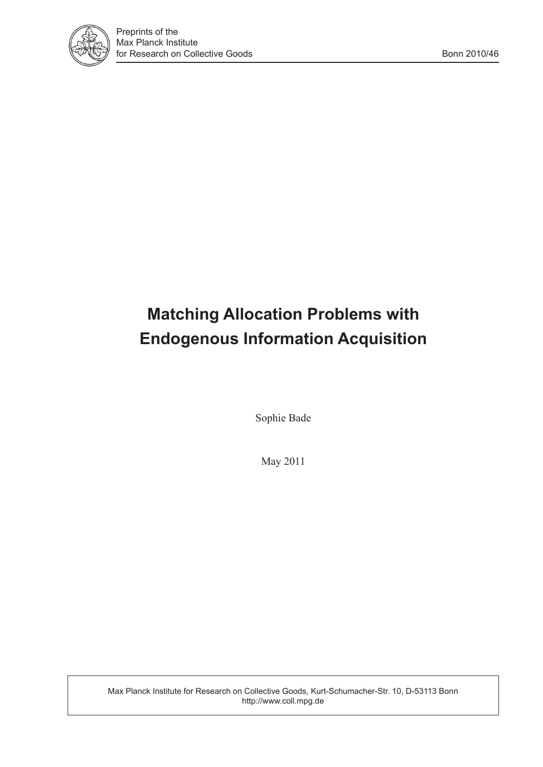# Matching Allocation Problems with Endogenous Information Acquisition

Sophie Bade

May 2011

Max Planck Institute for Research on Collective Goods, Kurt-Schumacher-Str. 10, D-53113 Bonn
http://www.coll.mpg.de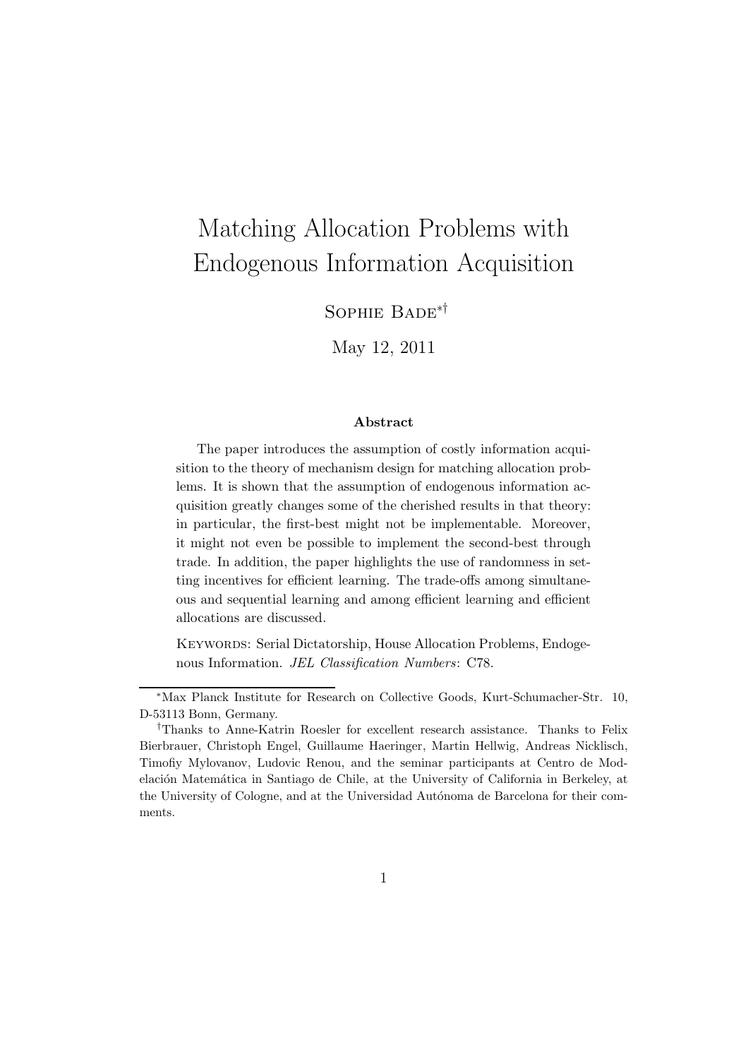// Matching Allocation Problems with Endogenous Information Acquisition

Sophie Bade[*†]

May 12, 2011

**Abstract**

The paper introduces the assumption of costly information acquisition to the theory of mechanism design for matching allocation problems. It is shown that the assumption of endogenous information acquisition greatly changes some of the cherished results in that theory: in particular, the first-best might not be implementable. Moreover, it might not even be possible to implement the second-best through trade. In addition, the paper highlights the use of randomness in setting incentives for efficient learning. The trade-offs among simultaneous and sequential learning and among efficient learning and efficient allocations are discussed.

Keywords: Serial Dictatorship, House Allocation Problems, Endogenous Information. *JEL Classification Numbers*: C78.

---

[*] Max Planck Institute for Research on Collective Goods, Kurt-Schumacher-Str. 10, D-53113 Bonn, Germany.

[†] Thanks to Anne-Katrin Roesler for excellent research assistance. Thanks to Felix Bierbrauer, Christoph Engel, Guillaume Haeringer, Martin Hellwig, Andreas Nicklisch, Timofiy Mylovanov, Ludovic Renou, and the seminar participants at Centro de Modelación Matemática in Santiago de Chile, at the University of California in Berkeley, at the University of Cologne, and at the Universidad Autónoma de Barcelona for their comments.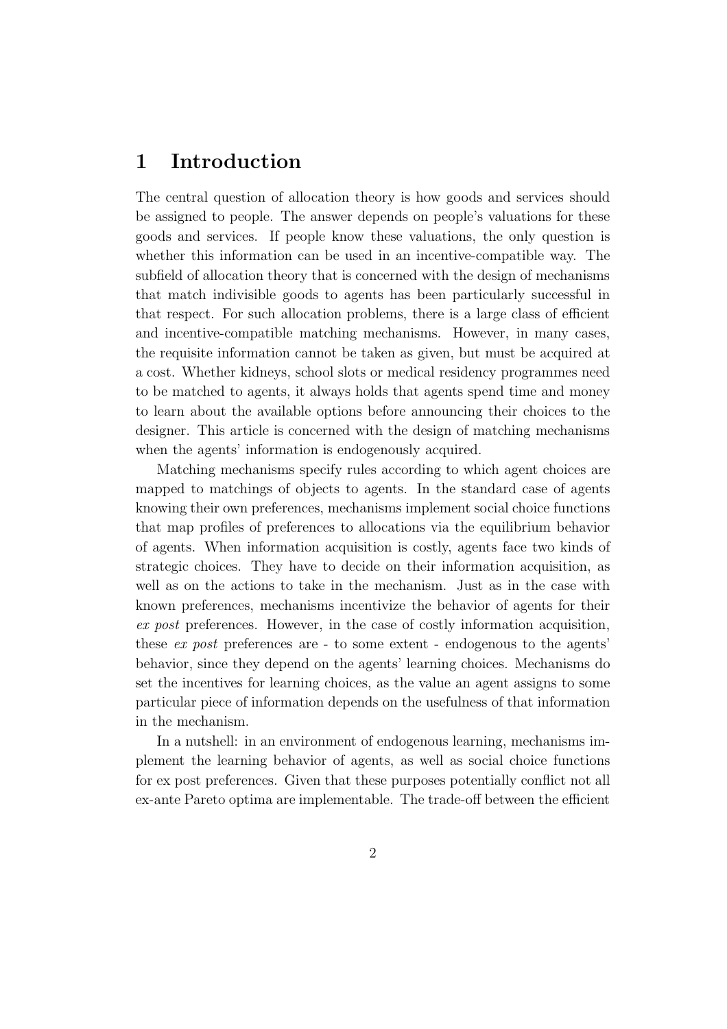# 1 Introduction

The central question of allocation theory is how goods and services should be assigned to people. The answer depends on people's valuations for these goods and services. If people know these valuations, the only question is whether this information can be used in an incentive-compatible way. The subfield of allocation theory that is concerned with the design of mechanisms that match indivisible goods to agents has been particularly successful in that respect. For such allocation problems, there is a large class of efficient and incentive-compatible matching mechanisms. However, in many cases, the requisite information cannot be taken as given, but must be acquired at a cost. Whether kidneys, school slots or medical residency programmes need to be matched to agents, it always holds that agents spend time and money to learn about the available options before announcing their choices to the designer. This article is concerned with the design of matching mechanisms when the agents' information is endogenously acquired.

Matching mechanisms specify rules according to which agent choices are mapped to matchings of objects to agents. In the standard case of agents knowing their own preferences, mechanisms implement social choice functions that map profiles of preferences to allocations via the equilibrium behavior of agents. When information acquisition is costly, agents face two kinds of strategic choices. They have to decide on their information acquisition, as well as on the actions to take in the mechanism. Just as in the case with known preferences, mechanisms incentivize the behavior of agents for their *ex post* preferences. However, in the case of costly information acquisition, these *ex post* preferences are - to some extent - endogenous to the agents' behavior, since they depend on the agents' learning choices. Mechanisms do set the incentives for learning choices, as the value an agent assigns to some particular piece of information depends on the usefulness of that information in the mechanism.

In a nutshell: in an environment of endogenous learning, mechanisms implement the learning behavior of agents, as well as social choice functions for ex post preferences. Given that these purposes potentially conflict not all ex-ante Pareto optima are implementable. The trade-off between the efficient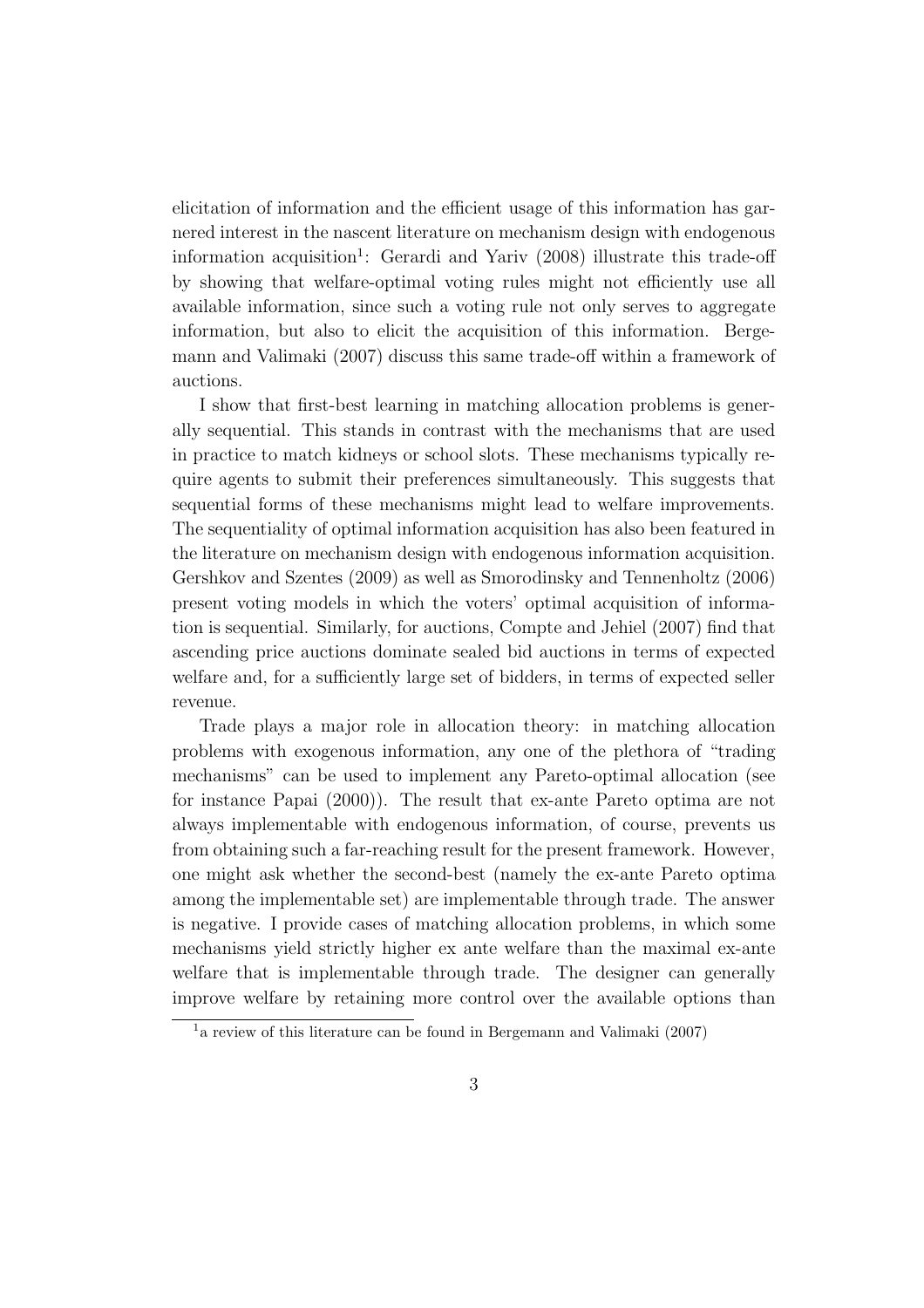elicitation of information and the efficient usage of this information has garnered interest in the nascent literature on mechanism design with endogenous information acquisition[1]: Gerardi and Yariv (2008) illustrate this trade-off by showing that welfare-optimal voting rules might not efficiently use all available information, since such a voting rule not only serves to aggregate information, but also to elicit the acquisition of this information. Bergemann and Valimaki (2007) discuss this same trade-off within a framework of auctions.

I show that first-best learning in matching allocation problems is generally sequential. This stands in contrast with the mechanisms that are used in practice to match kidneys or school slots. These mechanisms typically require agents to submit their preferences simultaneously. This suggests that sequential forms of these mechanisms might lead to welfare improvements. The sequentiality of optimal information acquisition has also been featured in the literature on mechanism design with endogenous information acquisition. Gershkov and Szentes (2009) as well as Smorodinsky and Tennenholtz (2006) present voting models in which the voters' optimal acquisition of information is sequential. Similarly, for auctions, Compte and Jehiel (2007) find that ascending price auctions dominate sealed bid auctions in terms of expected welfare and, for a sufficiently large set of bidders, in terms of expected seller revenue.

Trade plays a major role in allocation theory: in matching allocation problems with exogenous information, any one of the plethora of "trading mechanisms" can be used to implement any Pareto-optimal allocation (see for instance Papai (2000)). The result that ex-ante Pareto optima are not always implementable with endogenous information, of course, prevents us from obtaining such a far-reaching result for the present framework. However, one might ask whether the second-best (namely the ex-ante Pareto optima among the implementable set) are implementable through trade. The answer is negative. I provide cases of matching allocation problems, in which some mechanisms yield strictly higher ex ante welfare than the maximal ex-ante welfare that is implementable through trade. The designer can generally improve welfare by retaining more control over the available options than

[1] a review of this literature can be found in Bergemann and Valimaki (2007)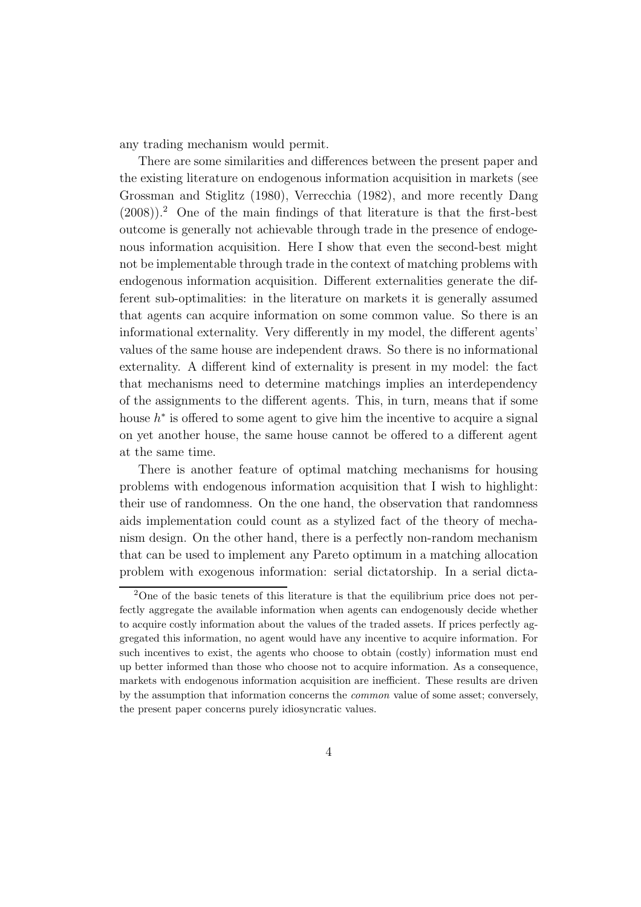any trading mechanism would permit.

There are some similarities and differences between the present paper and the existing literature on endogenous information acquisition in markets (see Grossman and Stiglitz (1980), Verrecchia (1982), and more recently Dang (2008)).[2] One of the main findings of that literature is that the first-best outcome is generally not achievable through trade in the presence of endogenous information acquisition. Here I show that even the second-best might not be implementable through trade in the context of matching problems with endogenous information acquisition. Different externalities generate the different sub-optimalities: in the literature on markets it is generally assumed that agents can acquire information on some common value. So there is an informational externality. Very differently in my model, the different agents' values of the same house are independent draws. So there is no informational externality. A different kind of externality is present in my model: the fact that mechanisms need to determine matchings implies an interdependency of the assignments to the different agents. This, in turn, means that if some house $h^*$ is offered to some agent to give him the incentive to acquire a signal on yet another house, the same house cannot be offered to a different agent at the same time.

There is another feature of optimal matching mechanisms for housing problems with endogenous information acquisition that I wish to highlight: their use of randomness. On the one hand, the observation that randomness aids implementation could count as a stylized fact of the theory of mechanism design. On the other hand, there is a perfectly non-random mechanism that can be used to implement any Pareto optimum in a matching allocation problem with exogenous information: serial dictatorship. In a serial dicta-

[2] One of the basic tenets of this literature is that the equilibrium price does not perfectly aggregate the available information when agents can endogenously decide whether to acquire costly information about the values of the traded assets. If prices perfectly aggregated this information, no agent would have any incentive to acquire information. For such incentives to exist, the agents who choose to obtain (costly) information must end up better informed than those who choose not to acquire information. As a consequence, markets with endogenous information acquisition are inefficient. These results are driven by the assumption that information concerns the *common* value of some asset; conversely, the present paper concerns purely idiosyncratic values.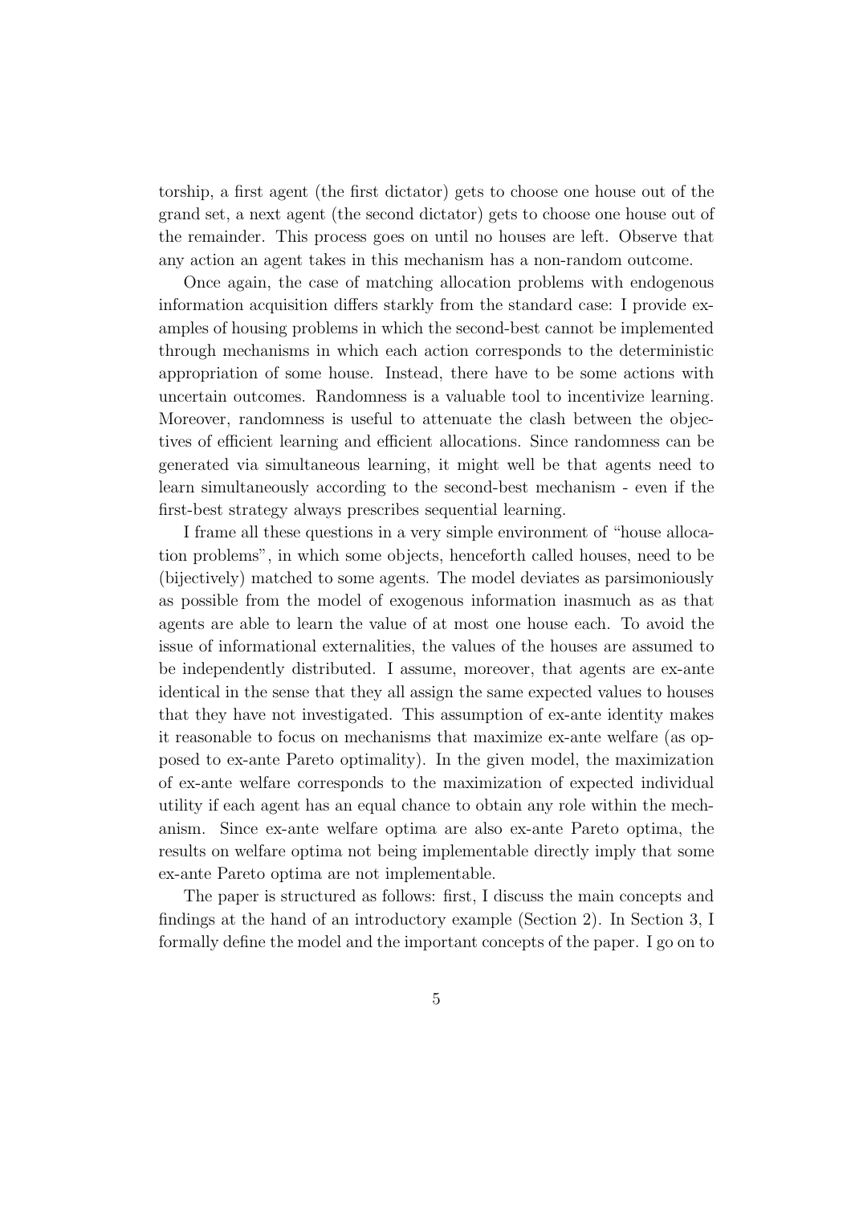torship, a first agent (the first dictator) gets to choose one house out of the grand set, a next agent (the second dictator) gets to choose one house out of the remainder. This process goes on until no houses are left. Observe that any action an agent takes in this mechanism has a non-random outcome.

Once again, the case of matching allocation problems with endogenous information acquisition differs starkly from the standard case: I provide examples of housing problems in which the second-best cannot be implemented through mechanisms in which each action corresponds to the deterministic appropriation of some house. Instead, there have to be some actions with uncertain outcomes. Randomness is a valuable tool to incentivize learning. Moreover, randomness is useful to attenuate the clash between the objectives of efficient learning and efficient allocations. Since randomness can be generated via simultaneous learning, it might well be that agents need to learn simultaneously according to the second-best mechanism - even if the first-best strategy always prescribes sequential learning.

I frame all these questions in a very simple environment of "house allocation problems", in which some objects, henceforth called houses, need to be (bijectively) matched to some agents. The model deviates as parsimoniously as possible from the model of exogenous information inasmuch as as that agents are able to learn the value of at most one house each. To avoid the issue of informational externalities, the values of the houses are assumed to be independently distributed. I assume, moreover, that agents are ex-ante identical in the sense that they all assign the same expected values to houses that they have not investigated. This assumption of ex-ante identity makes it reasonable to focus on mechanisms that maximize ex-ante welfare (as opposed to ex-ante Pareto optimality). In the given model, the maximization of ex-ante welfare corresponds to the maximization of expected individual utility if each agent has an equal chance to obtain any role within the mechanism. Since ex-ante welfare optima are also ex-ante Pareto optima, the results on welfare optima not being implementable directly imply that some ex-ante Pareto optima are not implementable.

The paper is structured as follows: first, I discuss the main concepts and findings at the hand of an introductory example (Section 2). In Section 3, I formally define the model and the important concepts of the paper. I go on to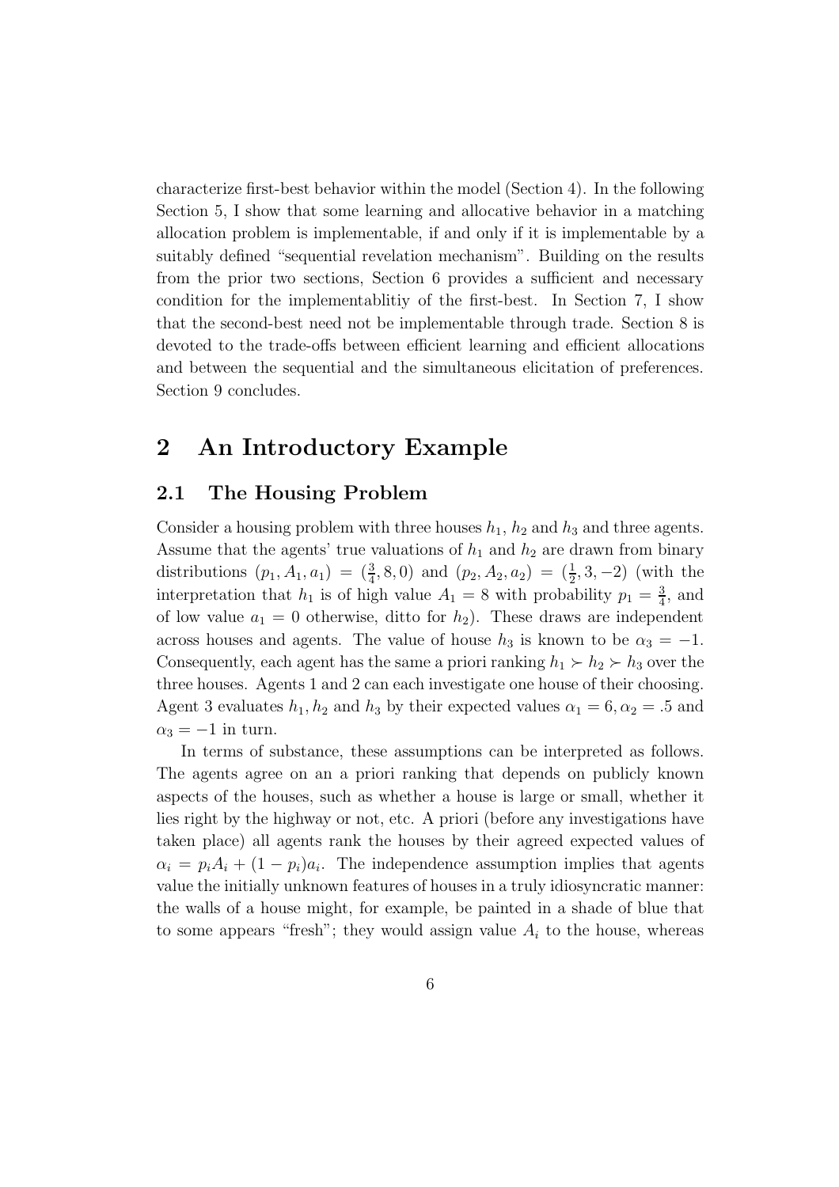characterize first-best behavior within the model (Section 4). In the following Section 5, I show that some learning and allocative behavior in a matching allocation problem is implementable, if and only if it is implementable by a suitably defined "sequential revelation mechanism". Building on the results from the prior two sections, Section 6 provides a sufficient and necessary condition for the implementablitiy of the first-best. In Section 7, I show that the second-best need not be implementable through trade. Section 8 is devoted to the trade-offs between efficient learning and efficient allocations and between the sequential and the simultaneous elicitation of preferences. Section 9 concludes.

# 2 An Introductory Example

## 2.1 The Housing Problem

Consider a housing problem with three houses $h_1$, $h_2$ and $h_3$ and three agents. Assume that the agents' true valuations of $h_1$ and $h_2$ are drawn from binary distributions $(p_1, A_1, a_1) = (\frac{3}{4}, 8, 0)$ and $(p_2, A_2, a_2) = (\frac{1}{2}, 3, -2)$ (with the interpretation that $h_1$ is of high value $A_1 = 8$ with probability $p_1 = \frac{3}{4}$, and of low value $a_1 = 0$ otherwise, ditto for $h_2$). These draws are independent across houses and agents. The value of house $h_3$ is known to be $\alpha_3 = -1$. Consequently, each agent has the same a priori ranking $h_1 \succ h_2 \succ h_3$ over the three houses. Agents 1 and 2 can each investigate one house of their choosing. Agent 3 evaluates $h_1, h_2$ and $h_3$ by their expected values $\alpha_1 = 6, \alpha_2 = .5$ and $\alpha_3 = -1$ in turn.

In terms of substance, these assumptions can be interpreted as follows. The agents agree on an a priori ranking that depends on publicly known aspects of the houses, such as whether a house is large or small, whether it lies right by the highway or not, etc. A priori (before any investigations have taken place) all agents rank the houses by their agreed expected values of $\alpha_i = p_i A_i + (1 - p_i) a_i$. The independence assumption implies that agents value the initially unknown features of houses in a truly idiosyncratic manner: the walls of a house might, for example, be painted in a shade of blue that to some appears "fresh"; they would assign value $A_i$ to the house, whereas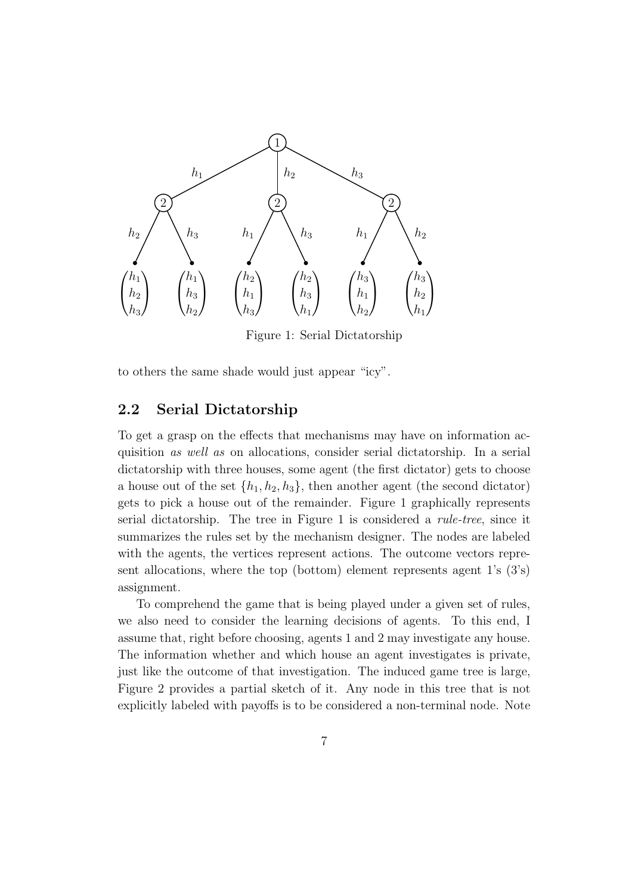Figure 1: Serial Dictatorship

to others the same shade would just appear "icy".

## 2.2 Serial Dictatorship

To get a grasp on the effects that mechanisms may have on information acquisition *as well as* on allocations, consider serial dictatorship. In a serial dictatorship with three houses, some agent (the first dictator) gets to choose a house out of the set $\{h_1, h_2, h_3\}$, then another agent (the second dictator) gets to pick a house out of the remainder. Figure 1 graphically represents serial dictatorship. The tree in Figure 1 is considered a *rule-tree*, since it summarizes the rules set by the mechanism designer. The nodes are labeled with the agents, the vertices represent actions. The outcome vectors represent allocations, where the top (bottom) element represents agent 1's (3's) assignment.

To comprehend the game that is being played under a given set of rules, we also need to consider the learning decisions of agents. To this end, I assume that, right before choosing, agents 1 and 2 may investigate any house. The information whether and which house an agent investigates is private, just like the outcome of that investigation. The induced game tree is large, Figure 2 provides a partial sketch of it. Any node in this tree that is not explicitly labeled with payoffs is to be considered a non-terminal node. Note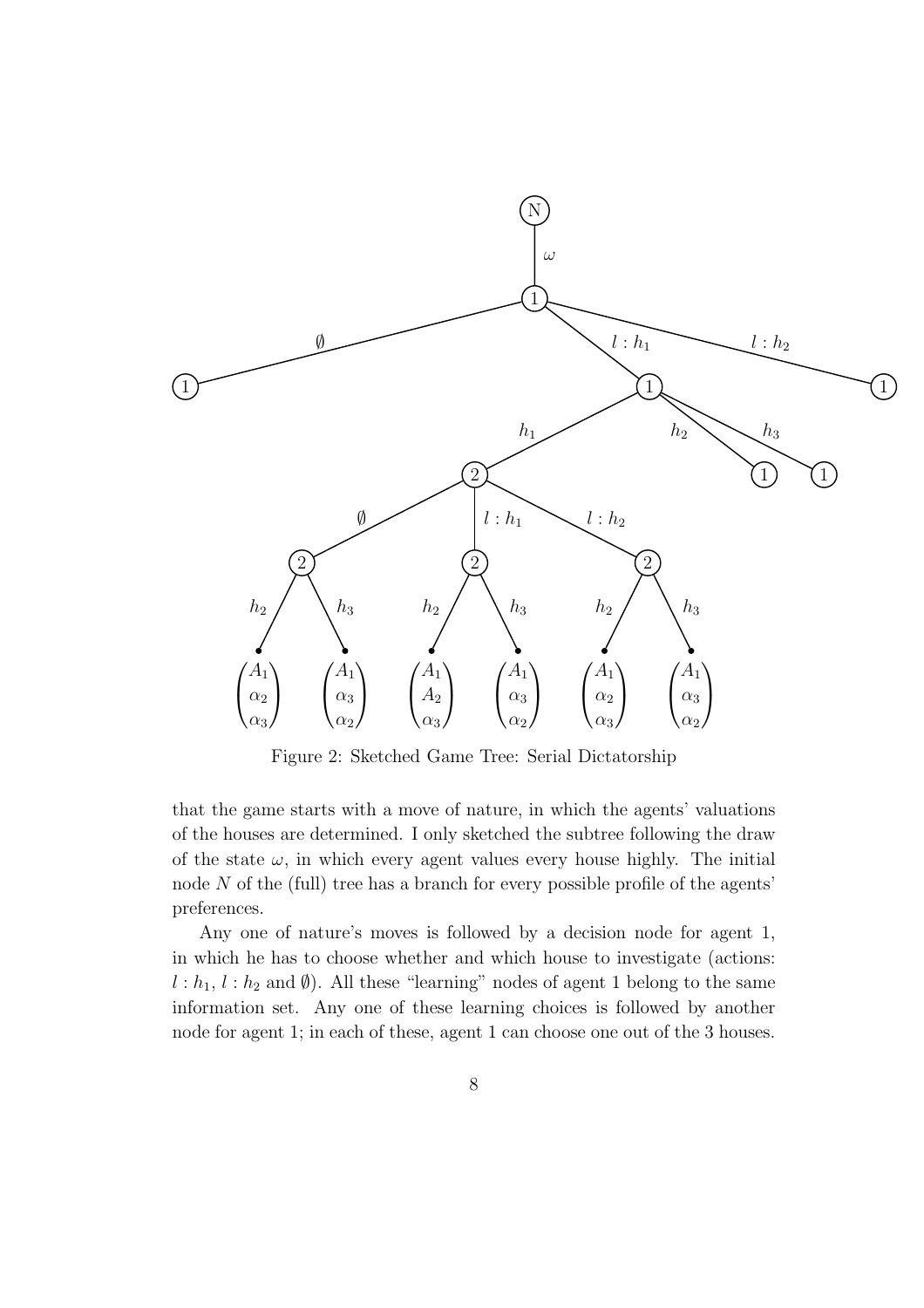Figure 2: Sketched Game Tree: Serial Dictatorship

that the game starts with a move of nature, in which the agents' valuations of the houses are determined. I only sketched the subtree following the draw of the state $\omega$, in which every agent values every house highly. The initial node $N$ of the (full) tree has a branch for every possible profile of the agents' preferences.

Any one of nature's moves is followed by a decision node for agent 1, in which he has to choose whether and which house to investigate (actions: $l : h_1$, $l : h_2$ and $\emptyset$). All these "learning" nodes of agent 1 belong to the same information set. Any one of these learning choices is followed by another node for agent 1; in each of these, agent 1 can choose one out of the 3 houses.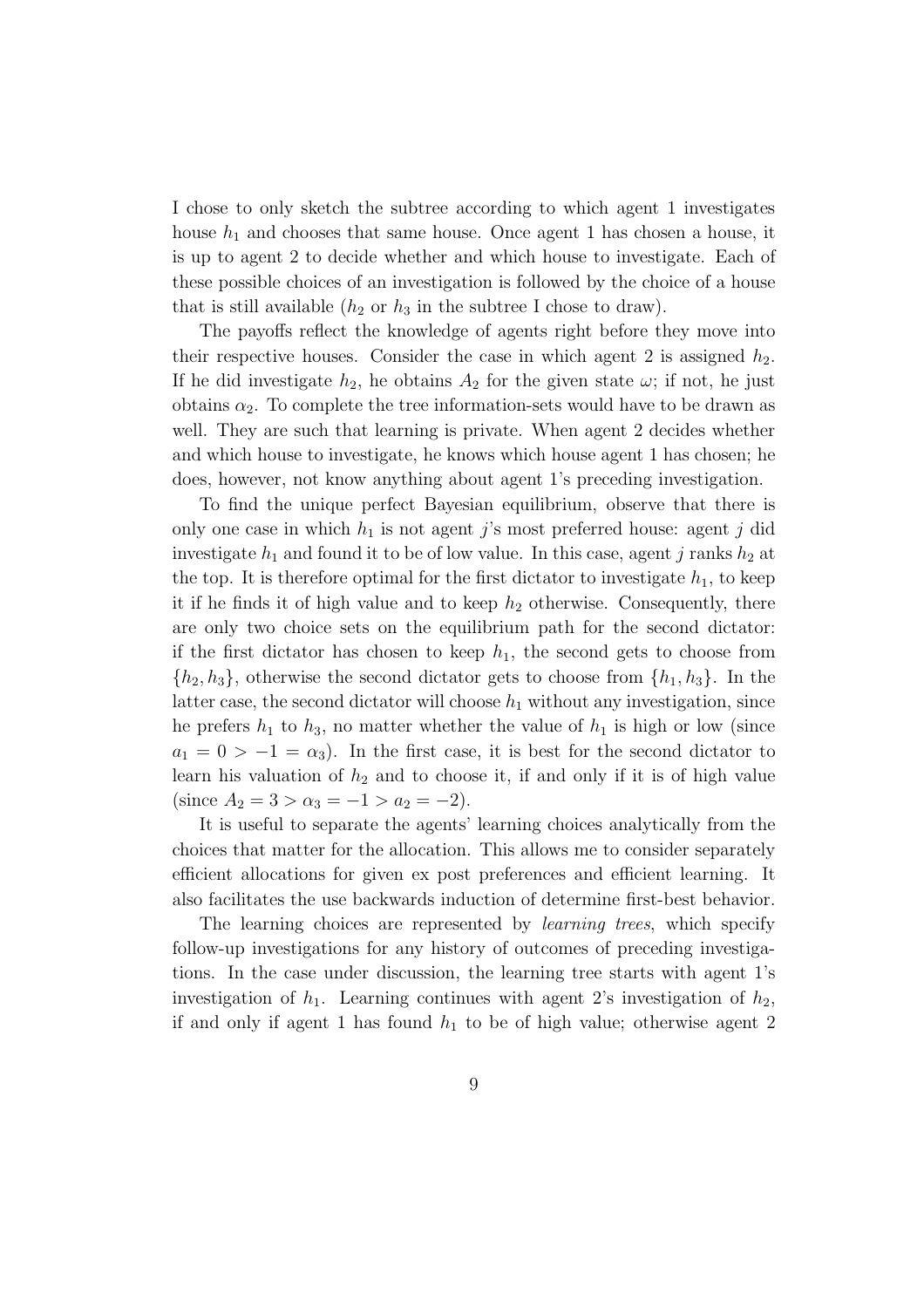I chose to only sketch the subtree according to which agent 1 investigates house $h_1$ and chooses that same house. Once agent 1 has chosen a house, it is up to agent 2 to decide whether and which house to investigate. Each of these possible choices of an investigation is followed by the choice of a house that is still available ($h_2$ or $h_3$ in the subtree I chose to draw).

The payoffs reflect the knowledge of agents right before they move into their respective houses. Consider the case in which agent 2 is assigned $h_2$. If he did investigate $h_2$, he obtains $A_2$ for the given state $\omega$; if not, he just obtains $\alpha_2$. To complete the tree information-sets would have to be drawn as well. They are such that learning is private. When agent 2 decides whether and which house to investigate, he knows which house agent 1 has chosen; he does, however, not know anything about agent 1's preceding investigation.

To find the unique perfect Bayesian equilibrium, observe that there is only one case in which $h_1$ is not agent $j$'s most preferred house: agent $j$ did investigate $h_1$ and found it to be of low value. In this case, agent $j$ ranks $h_2$ at the top. It is therefore optimal for the first dictator to investigate $h_1$, to keep it if he finds it of high value and to keep $h_2$ otherwise. Consequently, there are only two choice sets on the equilibrium path for the second dictator: if the first dictator has chosen to keep $h_1$, the second gets to choose from $\{h_2, h_3\}$, otherwise the second dictator gets to choose from $\{h_1, h_3\}$. In the latter case, the second dictator will choose $h_1$ without any investigation, since he prefers $h_1$ to $h_3$, no matter whether the value of $h_1$ is high or low (since $a_1 = 0 > -1 = \alpha_3$). In the first case, it is best for the second dictator to learn his valuation of $h_2$ and to choose it, if and only if it is of high value (since $A_2 = 3 > \alpha_3 = -1 > a_2 = -2$).

It is useful to separate the agents' learning choices analytically from the choices that matter for the allocation. This allows me to consider separately efficient allocations for given ex post preferences and efficient learning. It also facilitates the use backwards induction of determine first-best behavior.

The learning choices are represented by *learning trees*, which specify follow-up investigations for any history of outcomes of preceding investigations. In the case under discussion, the learning tree starts with agent 1's investigation of $h_1$. Learning continues with agent 2's investigation of $h_2$, if and only if agent 1 has found $h_1$ to be of high value; otherwise agent 2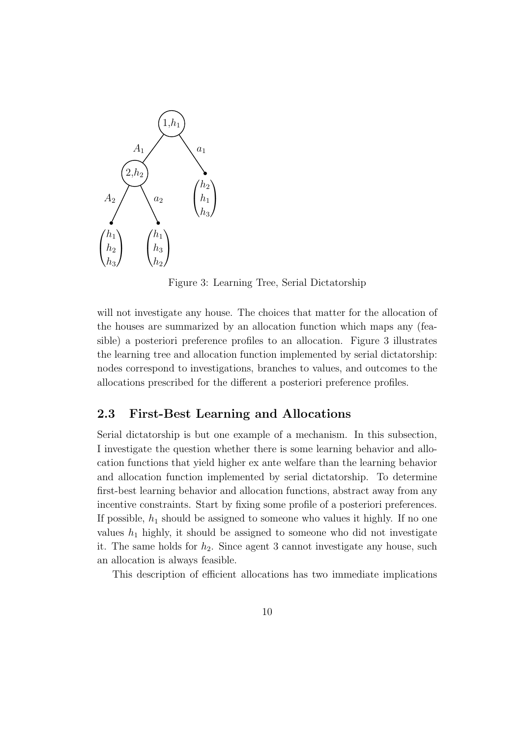Figure 3: Learning Tree, Serial Dictatorship

will not investigate any house. The choices that matter for the allocation of the houses are summarized by an allocation function which maps any (feasible) a posteriori preference profiles to an allocation. Figure 3 illustrates the learning tree and allocation function implemented by serial dictatorship: nodes correspond to investigations, branches to values, and outcomes to the allocations prescribed for the different a posteriori preference profiles.

## 2.3 First-Best Learning and Allocations

Serial dictatorship is but one example of a mechanism. In this subsection, I investigate the question whether there is some learning behavior and allocation functions that yield higher ex ante welfare than the learning behavior and allocation function implemented by serial dictatorship. To determine first-best learning behavior and allocation functions, abstract away from any incentive constraints. Start by fixing some profile of a posteriori preferences. If possible, $h_1$ should be assigned to someone who values it highly. If no one values $h_1$ highly, it should be assigned to someone who did not investigate it. The same holds for $h_2$. Since agent 3 cannot investigate any house, such an allocation is always feasible.

This description of efficient allocations has two immediate implications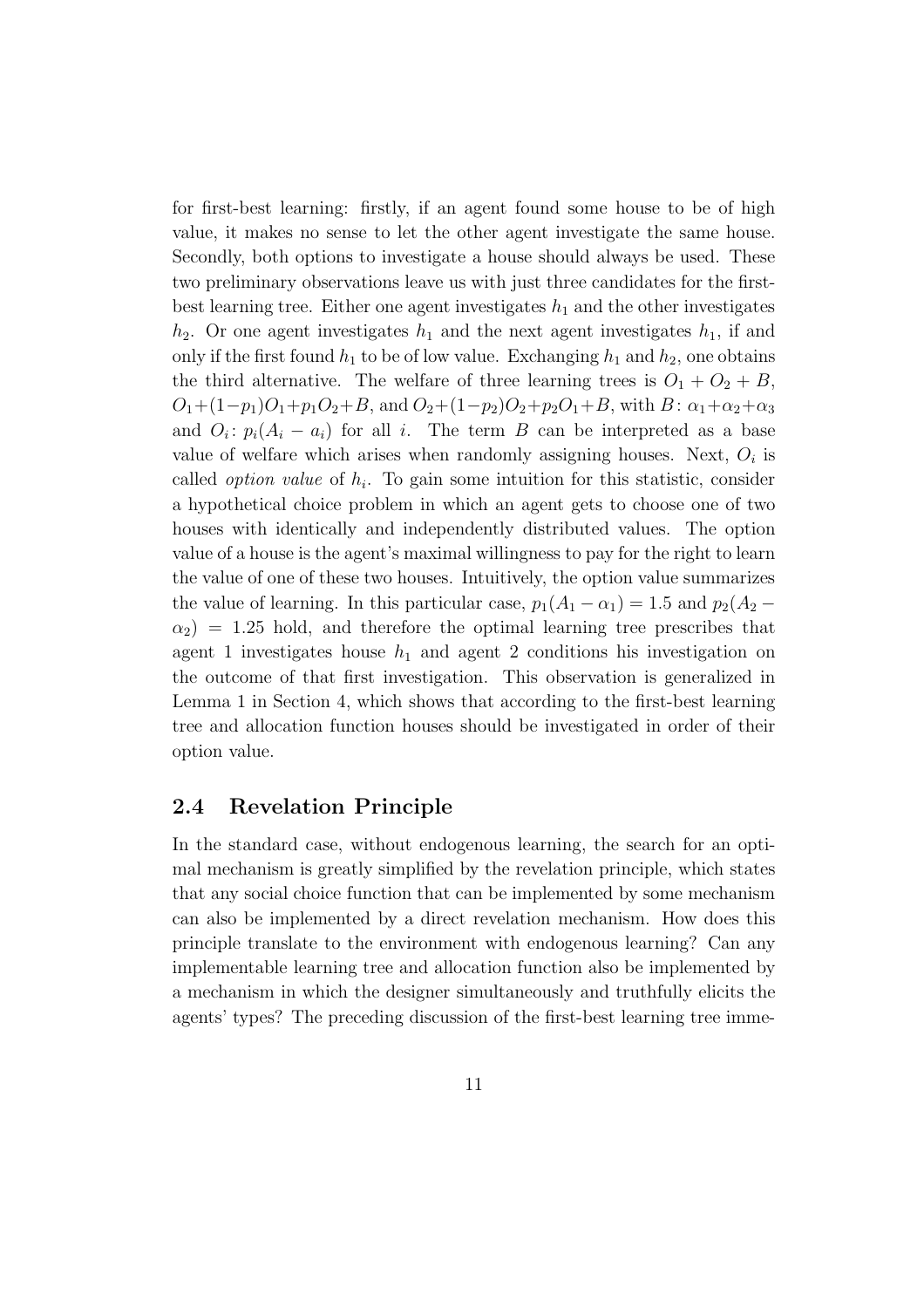for first-best learning: firstly, if an agent found some house to be of high value, it makes no sense to let the other agent investigate the same house. Secondly, both options to investigate a house should always be used. These two preliminary observations leave us with just three candidates for the first-best learning tree. Either one agent investigates $h_1$ and the other investigates $h_2$. Or one agent investigates $h_1$ and the next agent investigates $h_1$, if and only if the first found $h_1$ to be of low value. Exchanging $h_1$ and $h_2$, one obtains the third alternative. The welfare of three learning trees is $O_1 + O_2 + B$, $O_1 + (1-p_1)O_1 + p_1 O_2 + B$, and $O_2 + (1-p_2)O_2 + p_2 O_1 + B$, with $B\colon \alpha_1 + \alpha_2 + \alpha_3$ and $O_i\colon p_i(A_i - a_i)$ for all $i$. The term $B$ can be interpreted as a base value of welfare which arises when randomly assigning houses. Next, $O_i$ is called *option value* of $h_i$. To gain some intuition for this statistic, consider a hypothetical choice problem in which an agent gets to choose one of two houses with identically and independently distributed values. The option value of a house is the agent's maximal willingness to pay for the right to learn the value of one of these two houses. Intuitively, the option value summarizes the value of learning. In this particular case, $p_1(A_1 - \alpha_1) = 1.5$ and $p_2(A_2 - \alpha_2) = 1.25$ hold, and therefore the optimal learning tree prescribes that agent 1 investigates house $h_1$ and agent 2 conditions his investigation on the outcome of that first investigation. This observation is generalized in Lemma 1 in Section 4, which shows that according to the first-best learning tree and allocation function houses should be investigated in order of their option value.

## 2.4 Revelation Principle

In the standard case, without endogenous learning, the search for an optimal mechanism is greatly simplified by the revelation principle, which states that any social choice function that can be implemented by some mechanism can also be implemented by a direct revelation mechanism. How does this principle translate to the environment with endogenous learning? Can any implementable learning tree and allocation function also be implemented by a mechanism in which the designer simultaneously and truthfully elicits the agents' types? The preceding discussion of the first-best learning tree imme-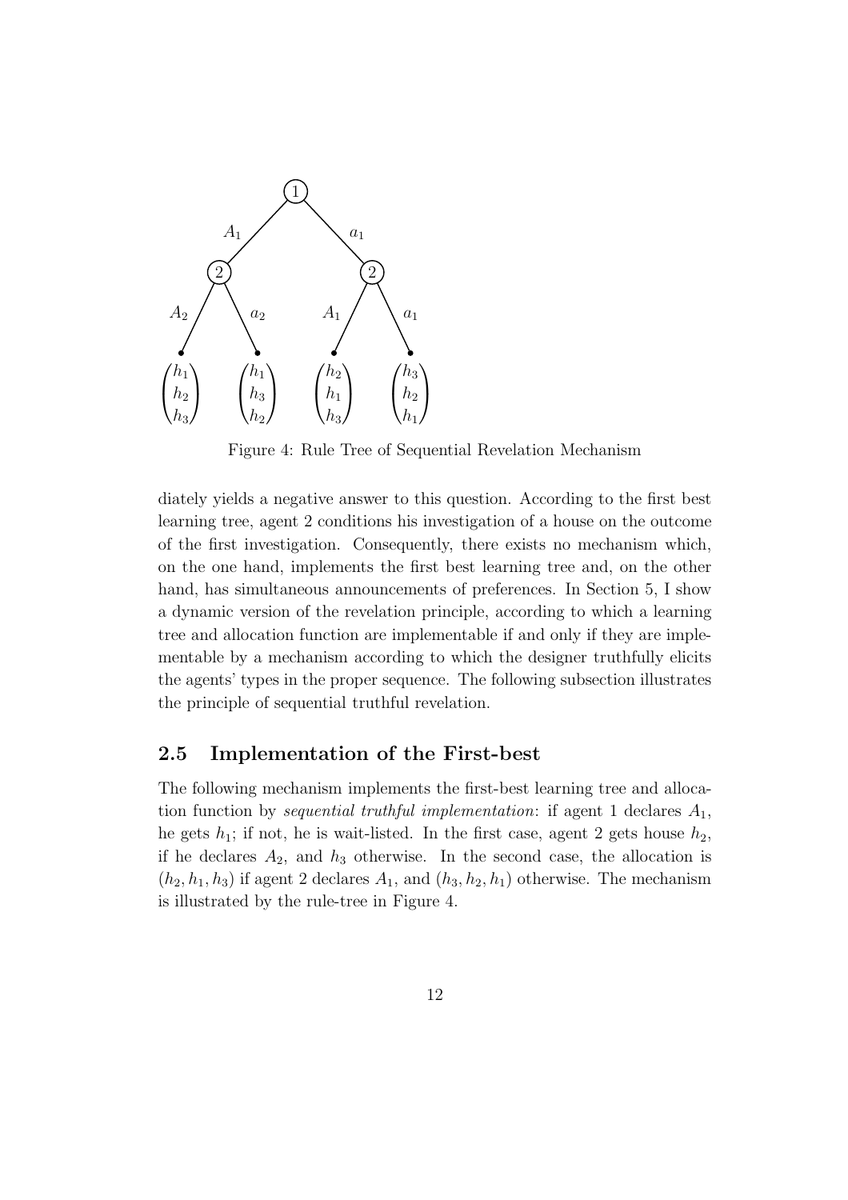Figure 4: Rule Tree of Sequential Revelation Mechanism

diately yields a negative answer to this question. According to the first best learning tree, agent 2 conditions his investigation of a house on the outcome of the first investigation. Consequently, there exists no mechanism which, on the one hand, implements the first best learning tree and, on the other hand, has simultaneous announcements of preferences. In Section 5, I show a dynamic version of the revelation principle, according to which a learning tree and allocation function are implementable if and only if they are implementable by a mechanism according to which the designer truthfully elicits the agents' types in the proper sequence. The following subsection illustrates the principle of sequential truthful revelation.

## 2.5 Implementation of the First-best

The following mechanism implements the first-best learning tree and allocation function by *sequential truthful implementation*: if agent 1 declares $A_1$, he gets $h_1$; if not, he is wait-listed. In the first case, agent 2 gets house $h_2$, if he declares $A_2$, and $h_3$ otherwise. In the second case, the allocation is $(h_2, h_1, h_3)$ if agent 2 declares $A_1$, and $(h_3, h_2, h_1)$ otherwise. The mechanism is illustrated by the rule-tree in Figure 4.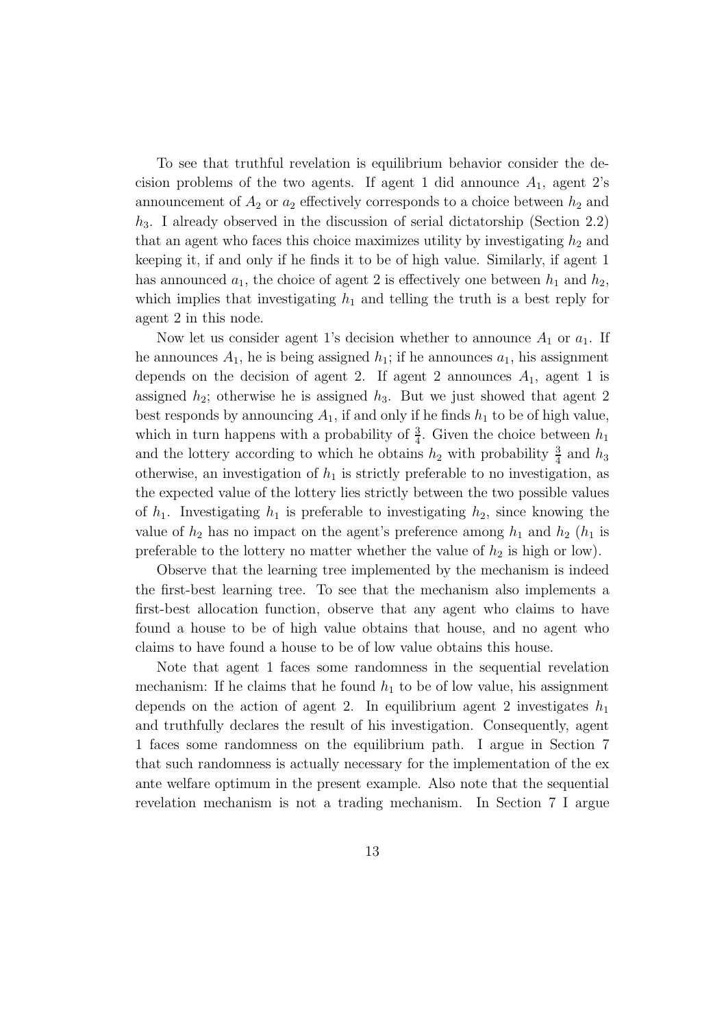To see that truthful revelation is equilibrium behavior consider the decision problems of the two agents. If agent 1 did announce $A_1$, agent 2's announcement of $A_2$ or $a_2$ effectively corresponds to a choice between $h_2$ and $h_3$. I already observed in the discussion of serial dictatorship (Section 2.2) that an agent who faces this choice maximizes utility by investigating $h_2$ and keeping it, if and only if he finds it to be of high value. Similarly, if agent 1 has announced $a_1$, the choice of agent 2 is effectively one between $h_1$ and $h_2$, which implies that investigating $h_1$ and telling the truth is a best reply for agent 2 in this node.

Now let us consider agent 1's decision whether to announce $A_1$ or $a_1$. If he announces $A_1$, he is being assigned $h_1$; if he announces $a_1$, his assignment depends on the decision of agent 2. If agent 2 announces $A_1$, agent 1 is assigned $h_2$; otherwise he is assigned $h_3$. But we just showed that agent 2 best responds by announcing $A_1$, if and only if he finds $h_1$ to be of high value, which in turn happens with a probability of $\frac{3}{4}$. Given the choice between $h_1$ and the lottery according to which he obtains $h_2$ with probability $\frac{3}{4}$ and $h_3$ otherwise, an investigation of $h_1$ is strictly preferable to no investigation, as the expected value of the lottery lies strictly between the two possible values of $h_1$. Investigating $h_1$ is preferable to investigating $h_2$, since knowing the value of $h_2$ has no impact on the agent's preference among $h_1$ and $h_2$ ($h_1$ is preferable to the lottery no matter whether the value of $h_2$ is high or low).

Observe that the learning tree implemented by the mechanism is indeed the first-best learning tree. To see that the mechanism also implements a first-best allocation function, observe that any agent who claims to have found a house to be of high value obtains that house, and no agent who claims to have found a house to be of low value obtains this house.

Note that agent 1 faces some randomness in the sequential revelation mechanism: If he claims that he found $h_1$ to be of low value, his assignment depends on the action of agent 2. In equilibrium agent 2 investigates $h_1$ and truthfully declares the result of his investigation. Consequently, agent 1 faces some randomness on the equilibrium path. I argue in Section 7 that such randomness is actually necessary for the implementation of the ex ante welfare optimum in the present example. Also note that the sequential revelation mechanism is not a trading mechanism. In Section 7 I argue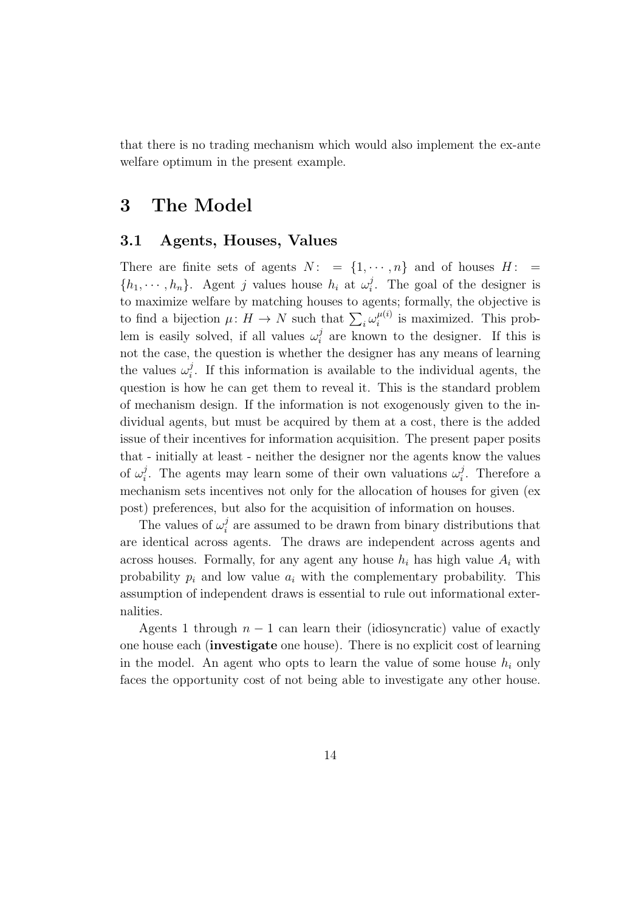that there is no trading mechanism which would also implement the ex-ante welfare optimum in the present example.

# 3 The Model

## 3.1 Agents, Houses, Values

There are finite sets of agents $N:=\{1,\cdots,n\}$ and of houses $H:=\{h_1,\cdots,h_n\}$. Agent $j$ values house $h_i$ at $\omega_i^j$. The goal of the designer is to maximize welfare by matching houses to agents; formally, the objective is to find a bijection $\mu\colon H\to N$ such that $\sum_i \omega_i^{\mu(i)}$ is maximized. This problem is easily solved, if all values $\omega_i^j$ are known to the designer. If this is not the case, the question is whether the designer has any means of learning the values $\omega_i^j$. If this information is available to the individual agents, the question is how he can get them to reveal it. This is the standard problem of mechanism design. If the information is not exogenously given to the individual agents, but must be acquired by them at a cost, there is the added issue of their incentives for information acquisition. The present paper posits that - initially at least - neither the designer nor the agents know the values of $\omega_i^j$. The agents may learn some of their own valuations $\omega_i^j$. Therefore a mechanism sets incentives not only for the allocation of houses for given (ex post) preferences, but also for the acquisition of information on houses.

The values of $\omega_i^j$ are assumed to be drawn from binary distributions that are identical across agents. The draws are independent across agents and across houses. Formally, for any agent any house $h_i$ has high value $A_i$ with probability $p_i$ and low value $a_i$ with the complementary probability. This assumption of independent draws is essential to rule out informational externalities.

Agents 1 through $n-1$ can learn their (idiosyncratic) value of exactly one house each (**investigate** one house). There is no explicit cost of learning in the model. An agent who opts to learn the value of some house $h_i$ only faces the opportunity cost of not being able to investigate any other house.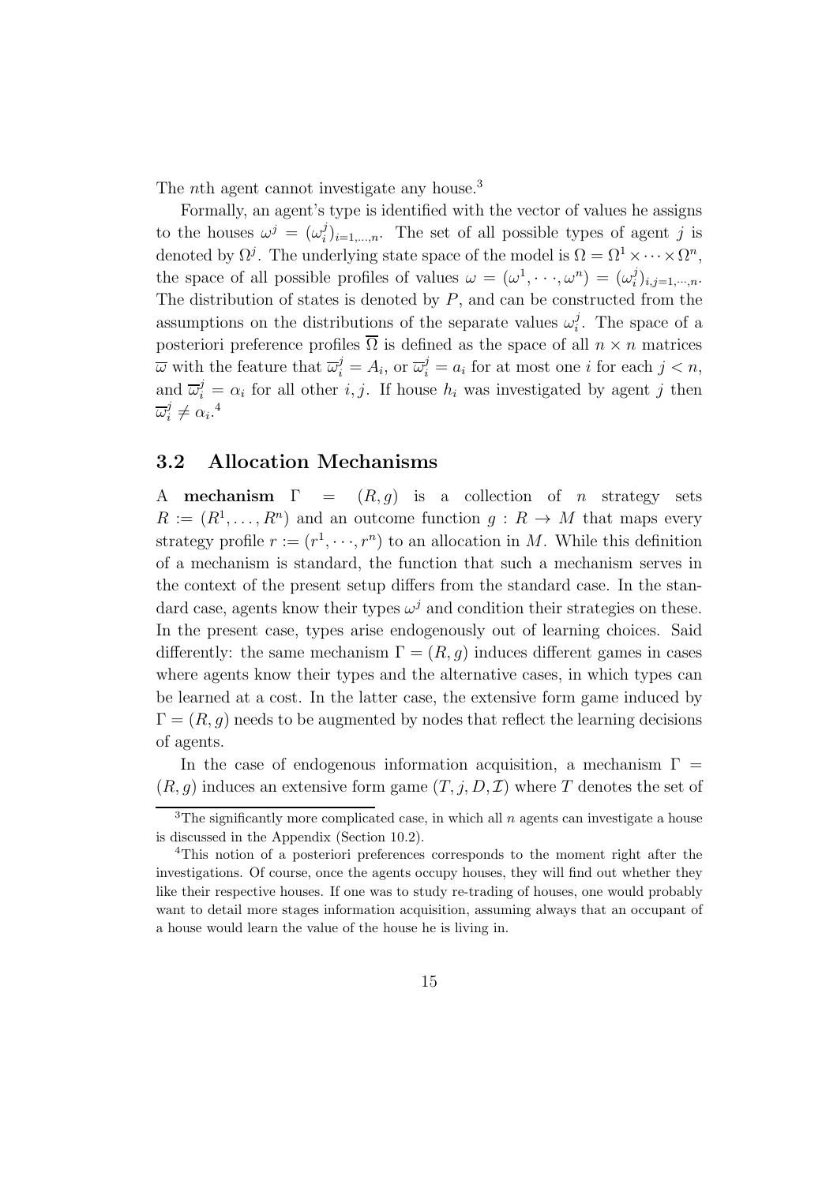The $n$th agent cannot investigate any house.[3]

Formally, an agent's type is identified with the vector of values he assigns to the houses $\omega^j = (\omega_i^j)_{i=1,\ldots,n}$. The set of all possible types of agent $j$ is denoted by $\Omega^j$. The underlying state space of the model is $\Omega = \Omega^1 \times \cdots \times \Omega^n$, the space of all possible profiles of values $\omega = (\omega^1, \cdots, \omega^n) = (\omega_i^j)_{i,j=1,\cdots,n}$. The distribution of states is denoted by $P$, and can be constructed from the assumptions on the distributions of the separate values $\omega_i^j$. The space of a posteriori preference profiles $\overline{\Omega}$ is defined as the space of all $n \times n$ matrices $\overline{\omega}$ with the feature that $\overline{\omega}_i^j = A_i$, or $\overline{\omega}_i^j = a_i$ for at most one $i$ for each $j < n$, and $\overline{\omega}_i^j = \alpha_i$ for all other $i, j$. If house $h_i$ was investigated by agent $j$ then $\overline{\omega}_i^j \neq \alpha_i$.[4]

## 3.2 Allocation Mechanisms

A **mechanism** $\Gamma = (R, g)$ is a collection of $n$ strategy sets $R := (R^1, \ldots, R^n)$ and an outcome function $g : R \to M$ that maps every strategy profile $r := (r^1, \cdots, r^n)$ to an allocation in $M$. While this definition of a mechanism is standard, the function that such a mechanism serves in the context of the present setup differs from the standard case. In the standard case, agents know their types $\omega^j$ and condition their strategies on these. In the present case, types arise endogenously out of learning choices. Said differently: the same mechanism $\Gamma = (R, g)$ induces different games in cases where agents know their types and the alternative cases, in which types can be learned at a cost. In the latter case, the extensive form game induced by $\Gamma = (R, g)$ needs to be augmented by nodes that reflect the learning decisions of agents.

In the case of endogenous information acquisition, a mechanism $\Gamma = (R, g)$ induces an extensive form game $(T, j, D, \mathcal{I})$ where $T$ denotes the set of

[3] The significantly more complicated case, in which all $n$ agents can investigate a house is discussed in the Appendix (Section 10.2).

[4] This notion of a posteriori preferences corresponds to the moment right after the investigations. Of course, once the agents occupy houses, they will find out whether they like their respective houses. If one was to study re-trading of houses, one would probably want to detail more stages information acquisition, assuming always that an occupant of a house would learn the value of the house he is living in.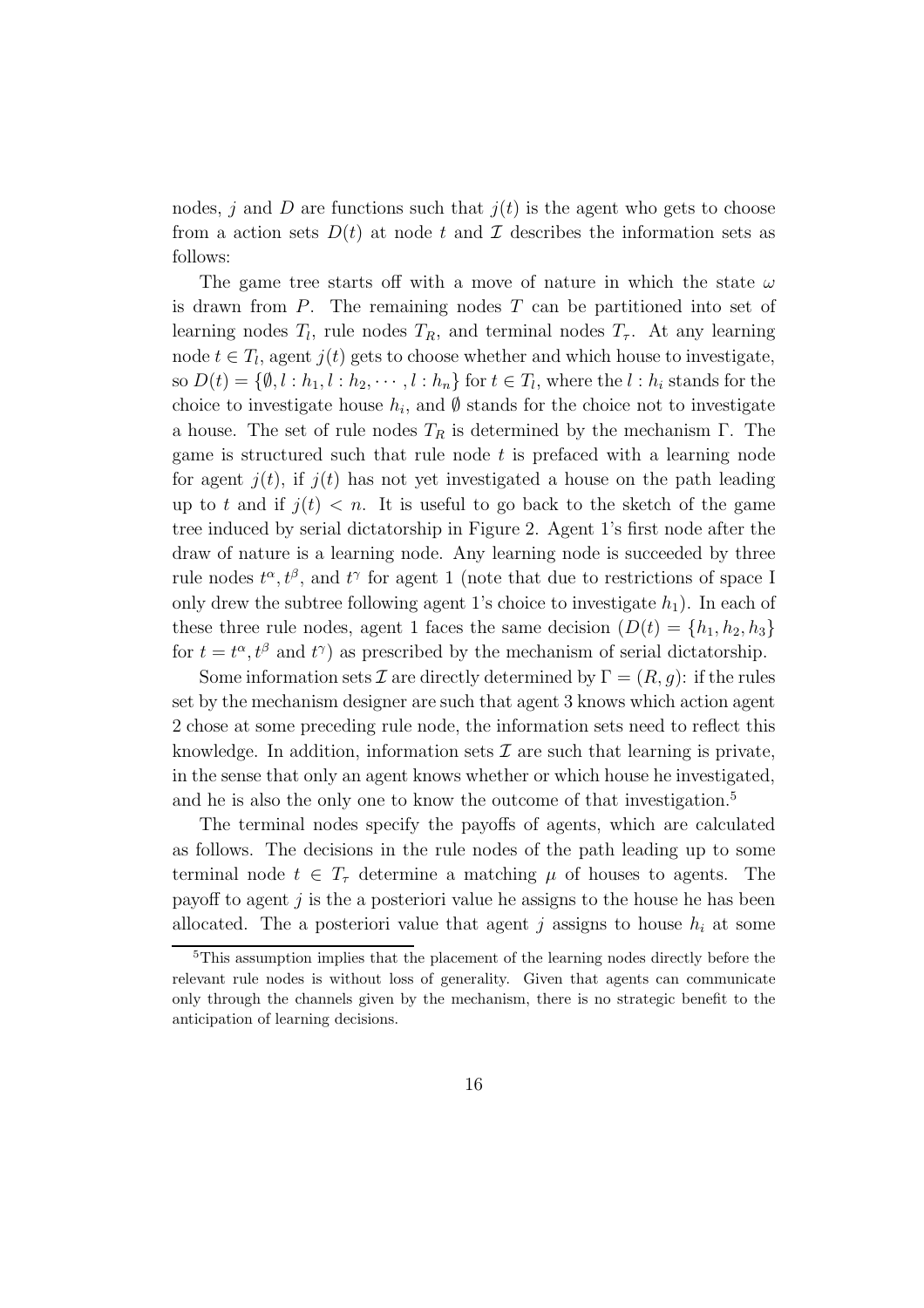nodes, $j$ and $D$ are functions such that $j(t)$ is the agent who gets to choose from a action sets $D(t)$ at node $t$ and $\mathcal{I}$ describes the information sets as follows:

The game tree starts off with a move of nature in which the state $\omega$ is drawn from $P$. The remaining nodes $T$ can be partitioned into set of learning nodes $T_l$, rule nodes $T_R$, and terminal nodes $T_\tau$. At any learning node $t \in T_l$, agent $j(t)$ gets to choose whether and which house to investigate, so $D(t) = \{\emptyset, l : h_1, l : h_2, \cdots, l : h_n\}$ for $t \in T_l$, where the $l : h_i$ stands for the choice to investigate house $h_i$, and $\emptyset$ stands for the choice not to investigate a house. The set of rule nodes $T_R$ is determined by the mechanism $\Gamma$. The game is structured such that rule node $t$ is prefaced with a learning node for agent $j(t)$, if $j(t)$ has not yet investigated a house on the path leading up to $t$ and if $j(t) < n$. It is useful to go back to the sketch of the game tree induced by serial dictatorship in Figure 2. Agent 1's first node after the draw of nature is a learning node. Any learning node is succeeded by three rule nodes $t^\alpha, t^\beta$, and $t^\gamma$ for agent 1 (note that due to restrictions of space I only drew the subtree following agent 1's choice to investigate $h_1$). In each of these three rule nodes, agent 1 faces the same decision ($D(t) = \{h_1, h_2, h_3\}$ for $t = t^\alpha, t^\beta$ and $t^\gamma$) as prescribed by the mechanism of serial dictatorship.

Some information sets $\mathcal{I}$ are directly determined by $\Gamma = (R, g)$: if the rules set by the mechanism designer are such that agent 3 knows which action agent 2 chose at some preceding rule node, the information sets need to reflect this knowledge. In addition, information sets $\mathcal{I}$ are such that learning is private, in the sense that only an agent knows whether or which house he investigated, and he is also the only one to know the outcome of that investigation.[5]

The terminal nodes specify the payoffs of agents, which are calculated as follows. The decisions in the rule nodes of the path leading up to some terminal node $t \in T_\tau$ determine a matching $\mu$ of houses to agents. The payoff to agent $j$ is the a posteriori value he assigns to the house he has been allocated. The a posteriori value that agent $j$ assigns to house $h_i$ at some

[5]This assumption implies that the placement of the learning nodes directly before the relevant rule nodes is without loss of generality. Given that agents can communicate only through the channels given by the mechanism, there is no strategic benefit to the anticipation of learning decisions.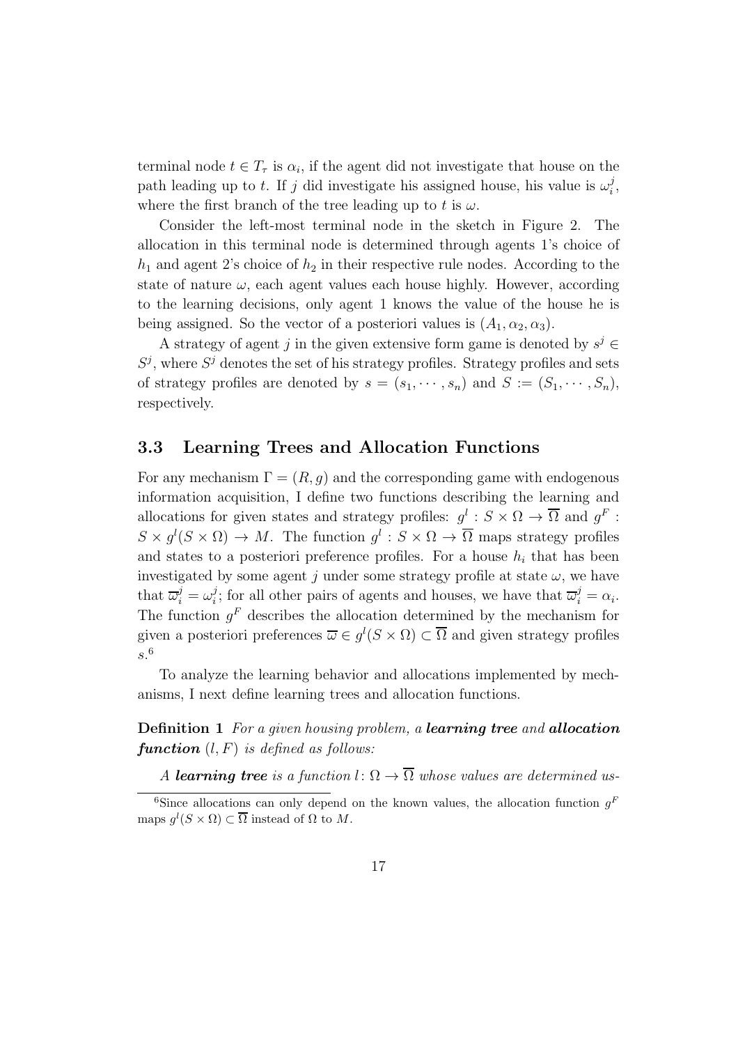terminal node $t \in T_\tau$ is $\alpha_i$, if the agent did not investigate that house on the path leading up to $t$. If $j$ did investigate his assigned house, his value is $\omega_i^j$, where the first branch of the tree leading up to $t$ is $\omega$.

Consider the left-most terminal node in the sketch in Figure 2. The allocation in this terminal node is determined through agents 1's choice of $h_1$ and agent 2's choice of $h_2$ in their respective rule nodes. According to the state of nature $\omega$, each agent values each house highly. However, according to the learning decisions, only agent 1 knows the value of the house he is being assigned. So the vector of a posteriori values is $(A_1, \alpha_2, \alpha_3)$.

A strategy of agent $j$ in the given extensive form game is denoted by $s^j \in S^j$, where $S^j$ denotes the set of his strategy profiles. Strategy profiles and sets of strategy profiles are denoted by $s = (s_1, \cdots, s_n)$ and $S := (S_1, \cdots, S_n)$, respectively.

### 3.3 Learning Trees and Allocation Functions

For any mechanism $\Gamma = (R, g)$ and the corresponding game with endogenous information acquisition, I define two functions describing the learning and allocations for given states and strategy profiles: $g^l : S \times \Omega \to \overline{\Omega}$ and $g^F : S \times g^l(S \times \Omega) \to M$. The function $g^l : S \times \Omega \to \overline{\Omega}$ maps strategy profiles and states to a posteriori preference profiles. For a house $h_i$ that has been investigated by some agent $j$ under some strategy profile at state $\omega$, we have that $\overline{\varpi}_i^j = \omega_i^j$; for all other pairs of agents and houses, we have that $\overline{\varpi}_i^j = \alpha_i$. The function $g^F$ describes the allocation determined by the mechanism for given a posteriori preferences $\overline{\varpi} \in g^l(S \times \Omega) \subset \overline{\Omega}$ and given strategy profiles $s$.[6]

To analyze the learning behavior and allocations implemented by mechanisms, I next define learning trees and allocation functions.

**Definition 1** *For a given housing problem, a **learning tree** and **allocation function** $(l, F)$ is defined as follows:*

*A **learning tree** is a function $l \colon \Omega \to \overline{\Omega}$ whose values are determined us-*

[6]Since allocations can only depend on the known values, the allocation function $g^F$ maps $g^l(S \times \Omega) \subset \overline{\Omega}$ instead of $\Omega$ to $M$.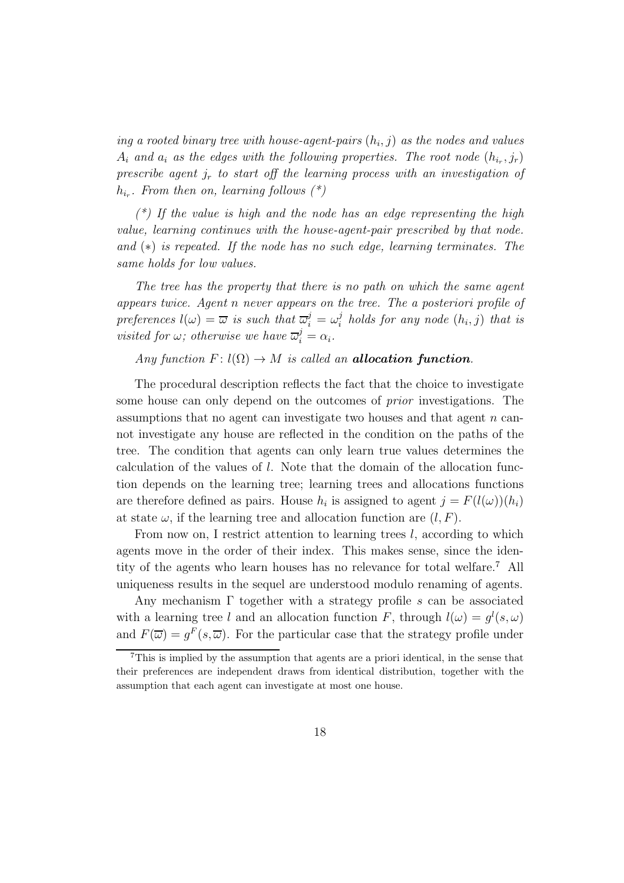*ing a rooted binary tree with house-agent-pairs $(h_i, j)$ as the nodes and values $A_i$ and $a_i$ as the edges with the following properties. The root node $(h_{i_r}, j_r)$ prescribe agent $j_r$ to start off the learning process with an investigation of $h_{i_r}$. From then on, learning follows (*)*

*(*) If the value is high and the node has an edge representing the high value, learning continues with the house-agent-pair prescribed by that node. and $(*)$ is repeated. If the node has no such edge, learning terminates. The same holds for low values.*

*The tree has the property that there is no path on which the same agent appears twice. Agent n never appears on the tree. The a posteriori profile of preferences $l(\omega) = \overline{\varpi}$ is such that $\overline{\varpi}_i^j = \omega_i^j$ holds for any node $(h_i, j)$ that is visited for $\omega$; otherwise we have $\overline{\varpi}_i^j = \alpha_i$.*

*Any function $F\colon l(\Omega) \to M$ is called an* ***allocation function****.*

The procedural description reflects the fact that the choice to investigate some house can only depend on the outcomes of *prior* investigations. The assumptions that no agent can investigate two houses and that agent $n$ cannot investigate any house are reflected in the condition on the paths of the tree. The condition that agents can only learn true values determines the calculation of the values of $l$. Note that the domain of the allocation function depends on the learning tree; learning trees and allocations functions are therefore defined as pairs. House $h_i$ is assigned to agent $j = F(l(\omega))(h_i)$ at state $\omega$, if the learning tree and allocation function are $(l, F)$.

From now on, I restrict attention to learning trees $l$, according to which agents move in the order of their index. This makes sense, since the identity of the agents who learn houses has no relevance for total welfare.[7] All uniqueness results in the sequel are understood modulo renaming of agents.

Any mechanism $\Gamma$ together with a strategy profile $s$ can be associated with a learning tree $l$ and an allocation function $F$, through $l(\omega) = g^l(s, \omega)$ and $F(\overline{\varpi}) = g^F(s, \overline{\varpi})$. For the particular case that the strategy profile under

[7] This is implied by the assumption that agents are a priori identical, in the sense that their preferences are independent draws from identical distribution, together with the assumption that each agent can investigate at most one house.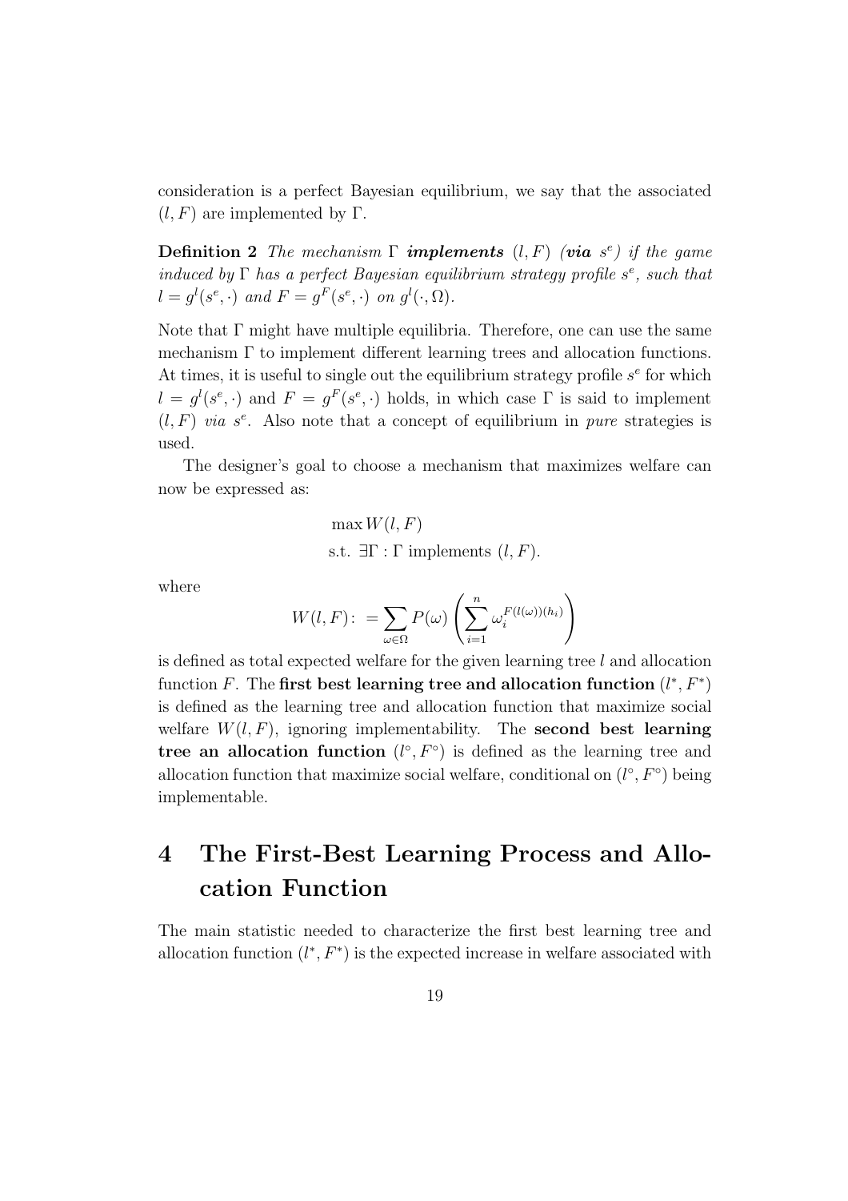consideration is a perfect Bayesian equilibrium, we say that the associated $(l, F)$ are implemented by $\Gamma$.

**Definition 2** *The mechanism $\Gamma$ **implements** $(l, F)$ (**via** $s^e$) if the game induced by $\Gamma$ has a perfect Bayesian equilibrium strategy profile $s^e$, such that $l = g^l(s^e, \cdot)$ and $F = g^F(s^e, \cdot)$ on $g^l(\cdot, \Omega)$.*

Note that $\Gamma$ might have multiple equilibria. Therefore, one can use the same mechanism $\Gamma$ to implement different learning trees and allocation functions. At times, it is useful to single out the equilibrium strategy profile $s^e$ for which $l = g^l(s^e, \cdot)$ and $F = g^F(s^e, \cdot)$ holds, in which case $\Gamma$ is said to implement $(l, F)$ *via* $s^e$. Also note that a concept of equilibrium in *pure* strategies is used.

The designer's goal to choose a mechanism that maximizes welfare can now be expressed as:

$$\begin{aligned} &\max W(l, F) \\ &\text{s.t. } \exists \Gamma : \Gamma \text{ implements } (l, F). \end{aligned}$$

where

$$W(l, F) :\, = \sum_{\omega \in \Omega} P(\omega) \left( \sum_{i=1}^{n} \omega_i^{F(l(\omega))(h_i)} \right)$$

is defined as total expected welfare for the given learning tree $l$ and allocation function $F$. The **first best learning tree and allocation function** $(l^*, F^*)$ is defined as the learning tree and allocation function that maximize social welfare $W(l, F)$, ignoring implementability. The **second best learning tree an allocation function** $(l^\circ, F^\circ)$ is defined as the learning tree and allocation function that maximize social welfare, conditional on $(l^\circ, F^\circ)$ being implementable.

# 4 The First-Best Learning Process and Allocation Function

The main statistic needed to characterize the first best learning tree and allocation function $(l^*, F^*)$ is the expected increase in welfare associated with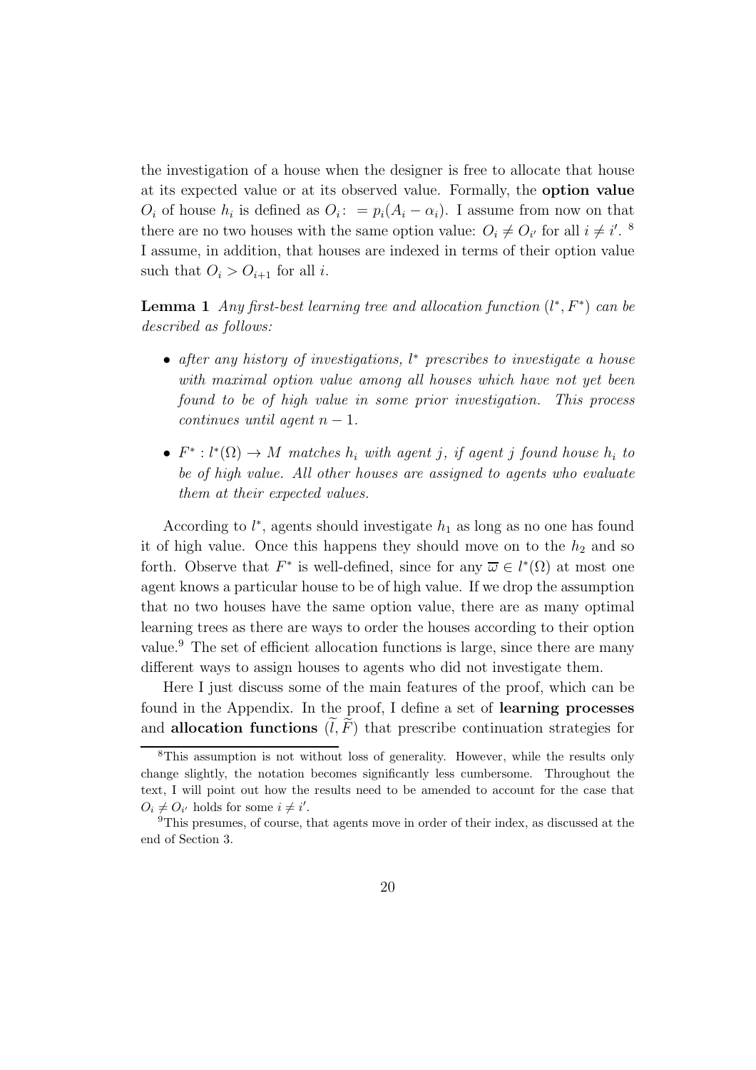the investigation of a house when the designer is free to allocate that house at its expected value or at its observed value. Formally, the **option value** $O_i$ of house $h_i$ is defined as $O_i := p_i(A_i - \alpha_i)$. I assume from now on that there are no two houses with the same option value: $O_i \neq O_{i'}$ for all $i \neq i'$. [8] I assume, in addition, that houses are indexed in terms of their option value such that $O_i > O_{i+1}$ for all $i$.

**Lemma 1** *Any first-best learning tree and allocation function $(l^*, F^*)$ can be described as follows:*

- *after any history of investigations, $l^*$ prescribes to investigate a house with maximal option value among all houses which have not yet been found to be of high value in some prior investigation. This process continues until agent $n-1$.*
- *$F^* : l^*(\Omega) \to M$ matches $h_i$ with agent $j$, if agent $j$ found house $h_i$ to be of high value. All other houses are assigned to agents who evaluate them at their expected values.*

According to $l^*$, agents should investigate $h_1$ as long as no one has found it of high value. Once this happens they should move on to the $h_2$ and so forth. Observe that $F^*$ is well-defined, since for any $\overline{\omega} \in l^*(\Omega)$ at most one agent knows a particular house to be of high value. If we drop the assumption that no two houses have the same option value, there are as many optimal learning trees as there are ways to order the houses according to their option value.[9] The set of efficient allocation functions is large, since there are many different ways to assign houses to agents who did not investigate them.

Here I just discuss some of the main features of the proof, which can be found in the Appendix. In the proof, I define a set of **learning processes** and **allocation functions** $(\widetilde{l}, \widetilde{F})$ that prescribe continuation strategies for

[8] This assumption is not without loss of generality. However, while the results only change slightly, the notation becomes significantly less cumbersome. Throughout the text, I will point out how the results need to be amended to account for the case that $O_i \neq O_{i'}$ holds for some $i \neq i'$.

[9] This presumes, of course, that agents move in order of their index, as discussed at the end of Section 3.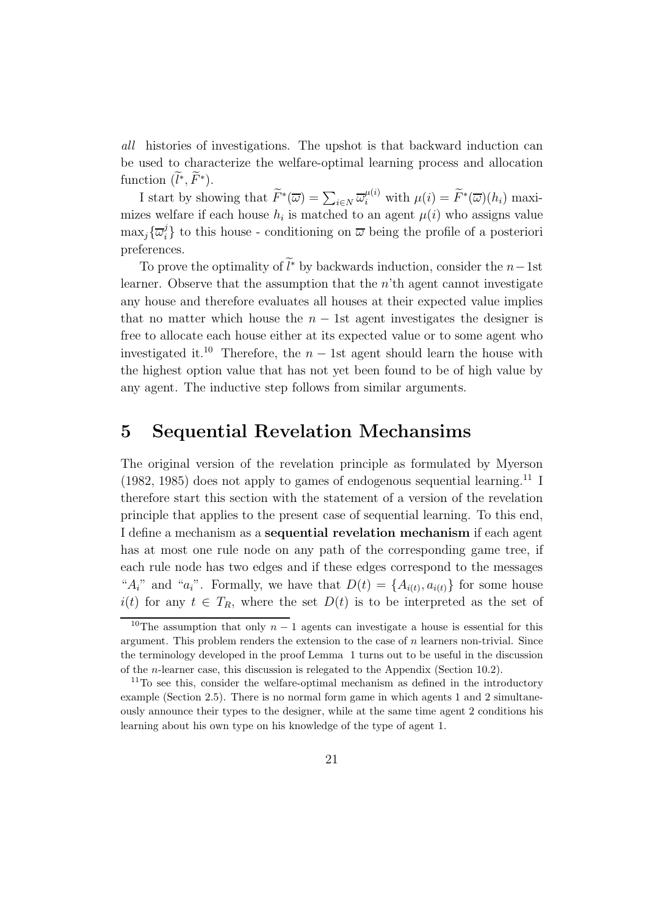*all* histories of investigations. The upshot is that backward induction can be used to characterize the welfare-optimal learning process and allocation function $(\widetilde{l}^*, \widetilde{F}^*)$.

I start by showing that $\widetilde{F}^*(\overline{\varpi}) = \sum_{i \in N} \overline{\varpi}_i^{\mu(i)}$ with $\mu(i) = \widetilde{F}^*(\overline{\varpi})(h_i)$ maximizes welfare if each house $h_i$ is matched to an agent $\mu(i)$ who assigns value $\max_j\{\overline{\varpi}_i^j\}$ to this house - conditioning on $\overline{\varpi}$ being the profile of a posteriori preferences.

To prove the optimality of $\widetilde{l}^*$ by backwards induction, consider the $n-1$st learner. Observe that the assumption that the $n$'th agent cannot investigate any house and therefore evaluates all houses at their expected value implies that no matter which house the $n-1$st agent investigates the designer is free to allocate each house either at its expected value or to some agent who investigated it.[10] Therefore, the $n-1$st agent should learn the house with the highest option value that has not yet been found to be of high value by any agent. The inductive step follows from similar arguments.

# 5 Sequential Revelation Mechansims

The original version of the revelation principle as formulated by Myerson (1982, 1985) does not apply to games of endogenous sequential learning.[11] I therefore start this section with the statement of a version of the revelation principle that applies to the present case of sequential learning. To this end, I define a mechanism as a **sequential revelation mechanism** if each agent has at most one rule node on any path of the corresponding game tree, if each rule node has two edges and if these edges correspond to the messages "$A_i$" and "$a_i$". Formally, we have that $D(t) = \{A_{i(t)}, a_{i(t)}\}$ for some house $i(t)$ for any $t \in T_R$, where the set $D(t)$ is to be interpreted as the set of

[10] The assumption that only $n-1$ agents can investigate a house is essential for this argument. This problem renders the extension to the case of $n$ learners non-trivial. Since the terminology developed in the proof Lemma 1 turns out to be useful in the discussion of the $n$-learner case, this discussion is relegated to the Appendix (Section 10.2).

[11] To see this, consider the welfare-optimal mechanism as defined in the introductory example (Section 2.5). There is no normal form game in which agents 1 and 2 simultaneously announce their types to the designer, while at the same time agent 2 conditions his learning about his own type on his knowledge of the type of agent 1.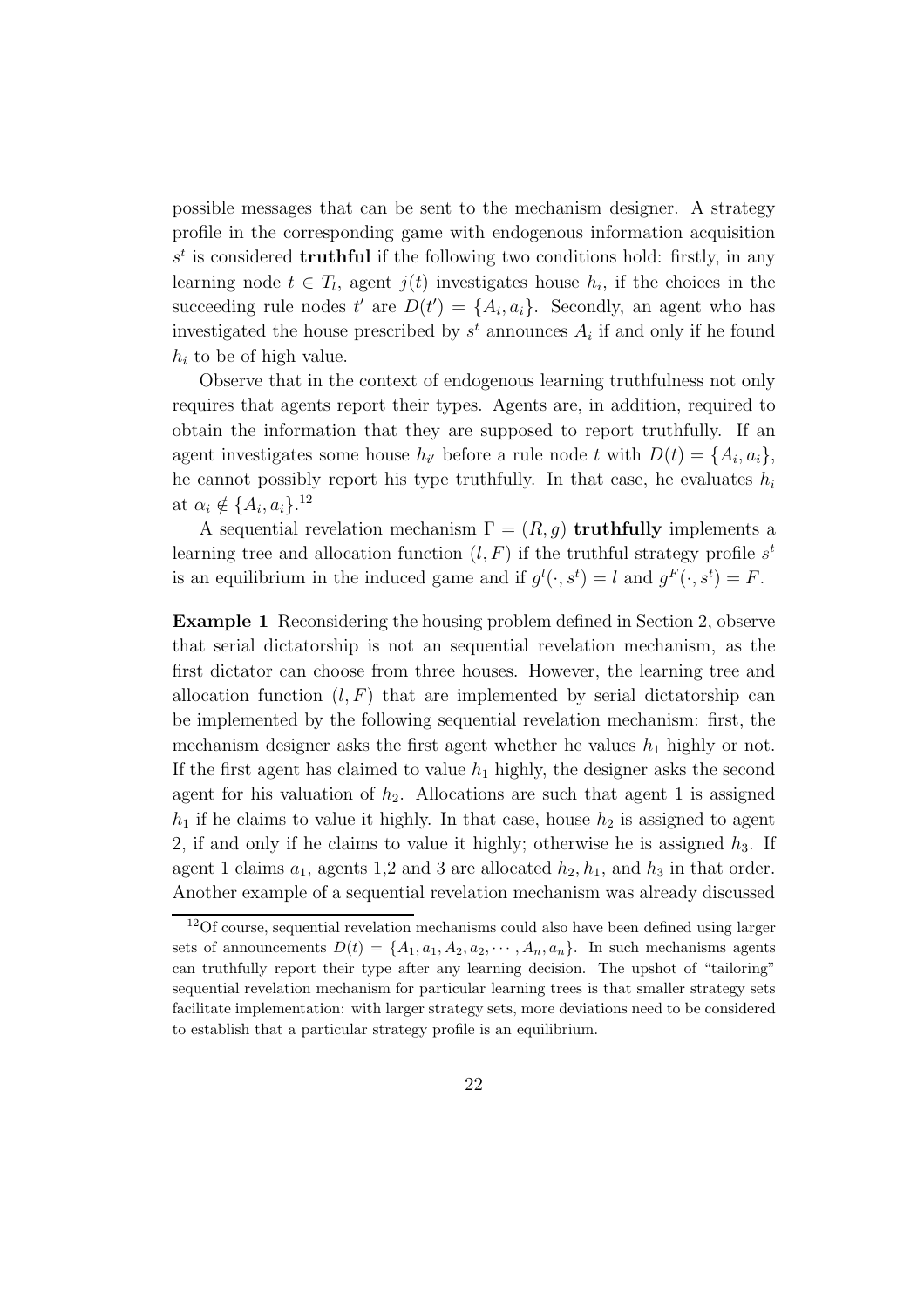possible messages that can be sent to the mechanism designer. A strategy profile in the corresponding game with endogenous information acquisition $s^t$ is considered **truthful** if the following two conditions hold: firstly, in any learning node $t \in T_l$, agent $j(t)$ investigates house $h_i$, if the choices in the succeeding rule nodes $t'$ are $D(t') = \{A_i, a_i\}$. Secondly, an agent who has investigated the house prescribed by $s^t$ announces $A_i$ if and only if he found $h_i$ to be of high value.

Observe that in the context of endogenous learning truthfulness not only requires that agents report their types. Agents are, in addition, required to obtain the information that they are supposed to report truthfully. If an agent investigates some house $h_{i'}$ before a rule node $t$ with $D(t) = \{A_i, a_i\}$, he cannot possibly report his type truthfully. In that case, he evaluates $h_i$ at $\alpha_i \notin \{A_i, a_i\}$.[12]

A sequential revelation mechanism $\Gamma = (R, g)$ **truthfully** implements a learning tree and allocation function $(l, F)$ if the truthful strategy profile $s^t$ is an equilibrium in the induced game and if $g^l(\cdot, s^t) = l$ and $g^F(\cdot, s^t) = F$.

**Example 1** Reconsidering the housing problem defined in Section 2, observe that serial dictatorship is not an sequential revelation mechanism, as the first dictator can choose from three houses. However, the learning tree and allocation function $(l, F)$ that are implemented by serial dictatorship can be implemented by the following sequential revelation mechanism: first, the mechanism designer asks the first agent whether he values $h_1$ highly or not. If the first agent has claimed to value $h_1$ highly, the designer asks the second agent for his valuation of $h_2$. Allocations are such that agent 1 is assigned $h_1$ if he claims to value it highly. In that case, house $h_2$ is assigned to agent 2, if and only if he claims to value it highly; otherwise he is assigned $h_3$. If agent 1 claims $a_1$, agents 1,2 and 3 are allocated $h_2, h_1$, and $h_3$ in that order. Another example of a sequential revelation mechanism was already discussed

[12] Of course, sequential revelation mechanisms could also have been defined using larger sets of announcements $D(t) = \{A_1, a_1, A_2, a_2, \cdots, A_n, a_n\}$. In such mechanisms agents can truthfully report their type after any learning decision. The upshot of "tailoring" sequential revelation mechanism for particular learning trees is that smaller strategy sets facilitate implementation: with larger strategy sets, more deviations need to be considered to establish that a particular strategy profile is an equilibrium.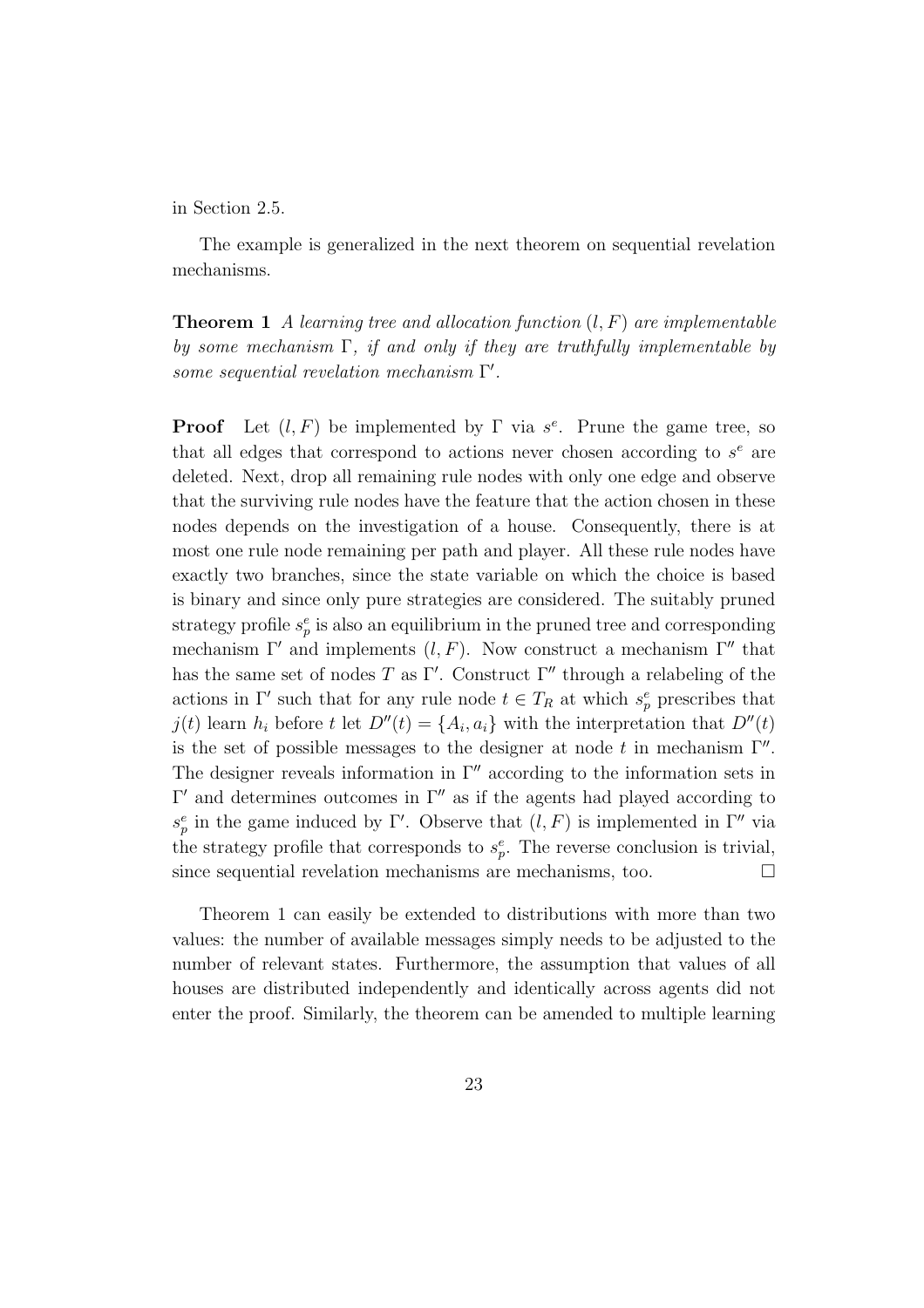in Section 2.5.

The example is generalized in the next theorem on sequential revelation mechanisms.

**Theorem 1** *A learning tree and allocation function $(l, F)$ are implementable by some mechanism $\Gamma$, if and only if they are truthfully implementable by some sequential revelation mechanism $\Gamma'$.*

**Proof** Let $(l, F)$ be implemented by $\Gamma$ via $s^e$. Prune the game tree, so that all edges that correspond to actions never chosen according to $s^e$ are deleted. Next, drop all remaining rule nodes with only one edge and observe that the surviving rule nodes have the feature that the action chosen in these nodes depends on the investigation of a house. Consequently, there is at most one rule node remaining per path and player. All these rule nodes have exactly two branches, since the state variable on which the choice is based is binary and since only pure strategies are considered. The suitably pruned strategy profile $s_p^e$ is also an equilibrium in the pruned tree and corresponding mechanism $\Gamma'$ and implements $(l, F)$. Now construct a mechanism $\Gamma''$ that has the same set of nodes $T$ as $\Gamma'$. Construct $\Gamma''$ through a relabeling of the actions in $\Gamma'$ such that for any rule node $t \in T_R$ at which $s_p^e$ prescribes that $j(t)$ learn $h_i$ before $t$ let $D''(t) = \{A_i, a_i\}$ with the interpretation that $D''(t)$ is the set of possible messages to the designer at node $t$ in mechanism $\Gamma''$. The designer reveals information in $\Gamma''$ according to the information sets in $\Gamma'$ and determines outcomes in $\Gamma''$ as if the agents had played according to $s_p^e$ in the game induced by $\Gamma'$. Observe that $(l, F)$ is implemented in $\Gamma''$ via the strategy profile that corresponds to $s_p^e$. The reverse conclusion is trivial, since sequential revelation mechanisms are mechanisms, too. □

Theorem 1 can easily be extended to distributions with more than two values: the number of available messages simply needs to be adjusted to the number of relevant states. Furthermore, the assumption that values of all houses are distributed independently and identically across agents did not enter the proof. Similarly, the theorem can be amended to multiple learning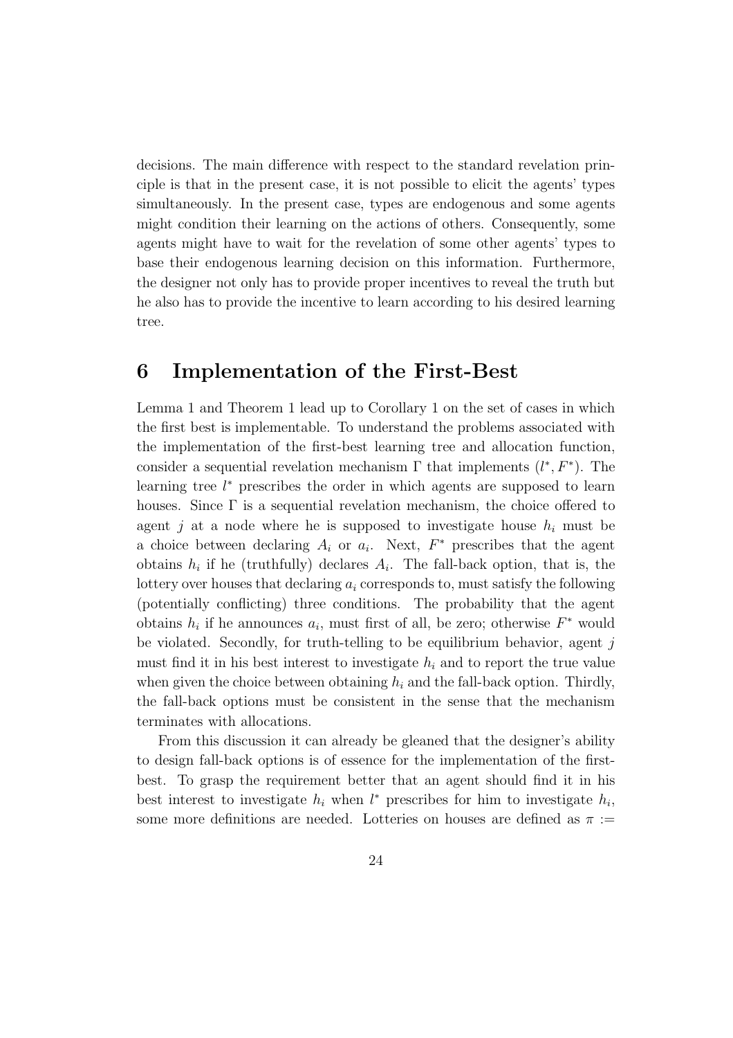decisions. The main difference with respect to the standard revelation principle is that in the present case, it is not possible to elicit the agents' types simultaneously. In the present case, types are endogenous and some agents might condition their learning on the actions of others. Consequently, some agents might have to wait for the revelation of some other agents' types to base their endogenous learning decision on this information. Furthermore, the designer not only has to provide proper incentives to reveal the truth but he also has to provide the incentive to learn according to his desired learning tree.

# 6 Implementation of the First-Best

Lemma 1 and Theorem 1 lead up to Corollary 1 on the set of cases in which the first best is implementable. To understand the problems associated with the implementation of the first-best learning tree and allocation function, consider a sequential revelation mechanism $\Gamma$ that implements $(l^*, F^*)$. The learning tree $l^*$ prescribes the order in which agents are supposed to learn houses. Since $\Gamma$ is a sequential revelation mechanism, the choice offered to agent $j$ at a node where he is supposed to investigate house $h_i$ must be a choice between declaring $A_i$ or $a_i$. Next, $F^*$ prescribes that the agent obtains $h_i$ if he (truthfully) declares $A_i$. The fall-back option, that is, the lottery over houses that declaring $a_i$ corresponds to, must satisfy the following (potentially conflicting) three conditions. The probability that the agent obtains $h_i$ if he announces $a_i$, must first of all, be zero; otherwise $F^*$ would be violated. Secondly, for truth-telling to be equilibrium behavior, agent $j$ must find it in his best interest to investigate $h_i$ and to report the true value when given the choice between obtaining $h_i$ and the fall-back option. Thirdly, the fall-back options must be consistent in the sense that the mechanism terminates with allocations.

From this discussion it can already be gleaned that the designer's ability to design fall-back options is of essence for the implementation of the first-best. To grasp the requirement better that an agent should find it in his best interest to investigate $h_i$ when $l^*$ prescribes for him to investigate $h_i$, some more definitions are needed. Lotteries on houses are defined as $\pi :=$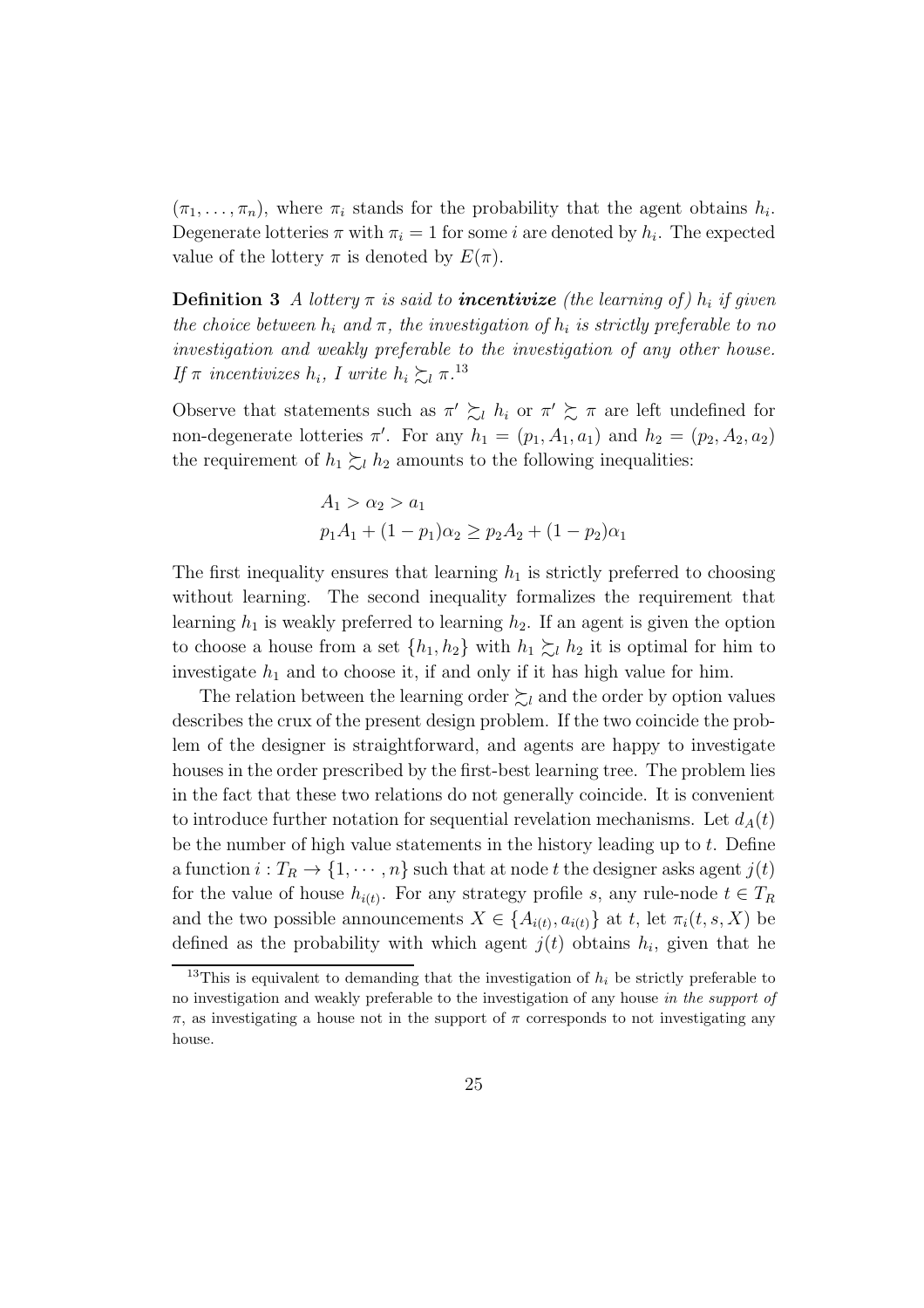$(\pi_1, \ldots, \pi_n)$, where $\pi_i$ stands for the probability that the agent obtains $h_i$. Degenerate lotteries $\pi$ with $\pi_i = 1$ for some $i$ are denoted by $h_i$. The expected value of the lottery $\pi$ is denoted by $E(\pi)$.

**Definition 3** *A lottery $\pi$ is said to **incentivize** (the learning of) $h_i$ if given the choice between $h_i$ and $\pi$, the investigation of $h_i$ is strictly preferable to no investigation and weakly preferable to the investigation of any other house. If $\pi$ incentivizes $h_i$, I write $h_i \succsim_l \pi$.*[13]

Observe that statements such as $\pi' \succsim_l h_i$ or $\pi' \succsim \pi$ are left undefined for non-degenerate lotteries $\pi'$. For any $h_1 = (p_1, A_1, a_1)$ and $h_2 = (p_2, A_2, a_2)$ the requirement of $h_1 \succsim_l h_2$ amounts to the following inequalities:

$$
\begin{aligned}
&A_1 > \alpha_2 > a_1 \\
&p_1 A_1 + (1 - p_1)\alpha_2 \geq p_2 A_2 + (1 - p_2)\alpha_1
\end{aligned}
$$

The first inequality ensures that learning $h_1$ is strictly preferred to choosing without learning. The second inequality formalizes the requirement that learning $h_1$ is weakly preferred to learning $h_2$. If an agent is given the option to choose a house from a set $\{h_1, h_2\}$ with $h_1 \succsim_l h_2$ it is optimal for him to investigate $h_1$ and to choose it, if and only if it has high value for him.

The relation between the learning order $\succsim_l$ and the order by option values describes the crux of the present design problem. If the two coincide the problem of the designer is straightforward, and agents are happy to investigate houses in the order prescribed by the first-best learning tree. The problem lies in the fact that these two relations do not generally coincide. It is convenient to introduce further notation for sequential revelation mechanisms. Let $d_A(t)$ be the number of high value statements in the history leading up to $t$. Define a function $i : T_R \to \{1, \cdots, n\}$ such that at node $t$ the designer asks agent $j(t)$ for the value of house $h_{i(t)}$. For any strategy profile $s$, any rule-node $t \in T_R$ and the two possible announcements $X \in \{A_{i(t)}, a_{i(t)}\}$ at $t$, let $\pi_i(t, s, X)$ be defined as the probability with which agent $j(t)$ obtains $h_i$, given that he

[13] This is equivalent to demanding that the investigation of $h_i$ be strictly preferable to no investigation and weakly preferable to the investigation of any house *in the support of* $\pi$, as investigating a house not in the support of $\pi$ corresponds to not investigating any house.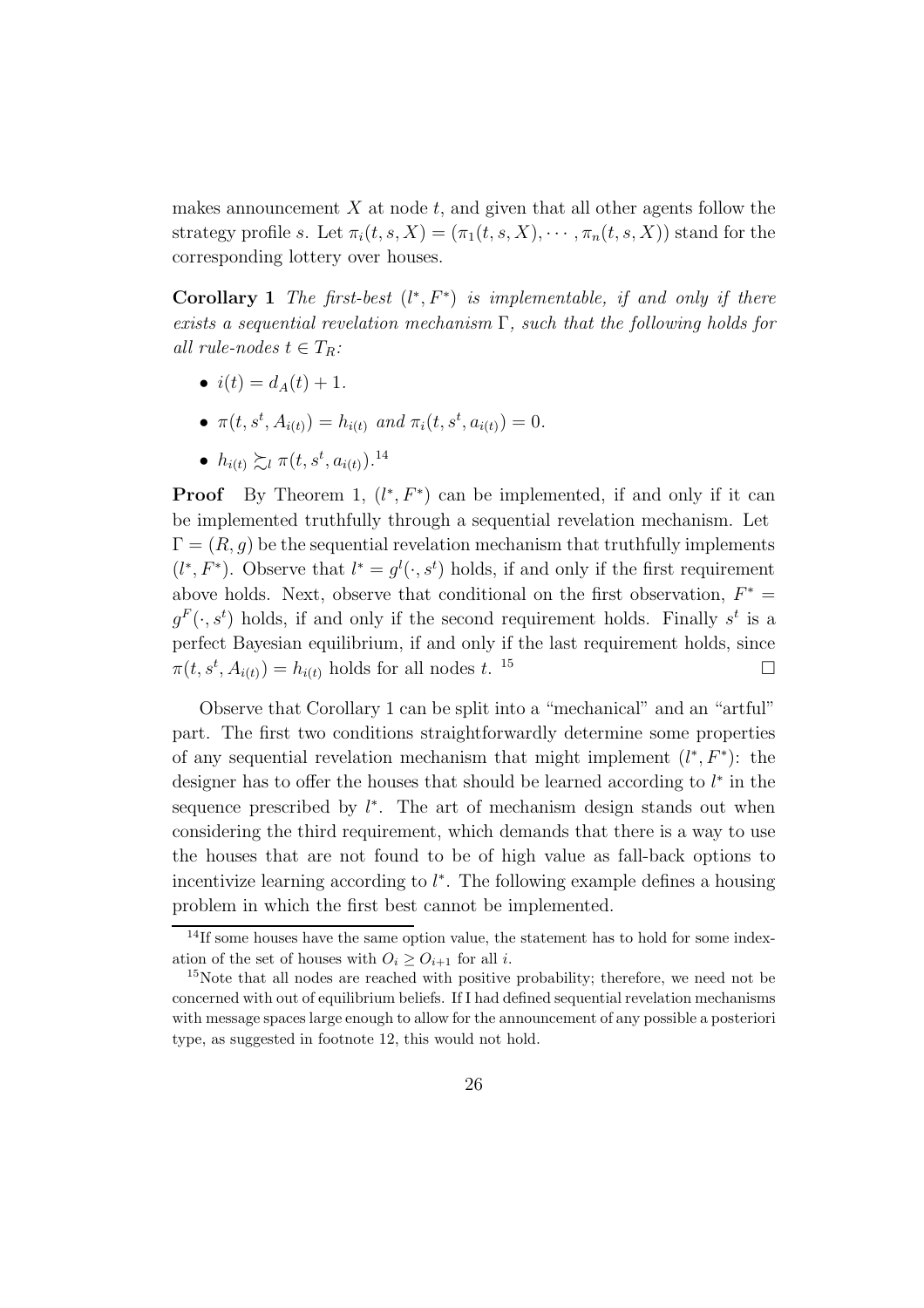makes announcement $X$ at node $t$, and given that all other agents follow the strategy profile $s$. Let $\pi_i(t, s, X) = (\pi_1(t, s, X), \cdots, \pi_n(t, s, X))$ stand for the corresponding lottery over houses.

**Corollary 1** *The first-best $(l^*, F^*)$ is implementable, if and only if there exists a sequential revelation mechanism $\Gamma$, such that the following holds for all rule-nodes $t \in T_R$:*

- $i(t) = d_A(t) + 1$.
- $\pi(t, s^t, A_{i(t)}) = h_{i(t)}$ *and* $\pi_i(t, s^t, a_{i(t)}) = 0$.
- $h_{i(t)} \succsim_l \pi(t, s^t, a_{i(t)})$.[14]

**Proof** By Theorem 1, $(l^*, F^*)$ can be implemented, if and only if it can be implemented truthfully through a sequential revelation mechanism. Let $\Gamma = (R, g)$ be the sequential revelation mechanism that truthfully implements $(l^*, F^*)$. Observe that $l^* = g^l(\cdot, s^t)$ holds, if and only if the first requirement above holds. Next, observe that conditional on the first observation, $F^* = g^F(\cdot, s^t)$ holds, if and only if the second requirement holds. Finally $s^t$ is a perfect Bayesian equilibrium, if and only if the last requirement holds, since $\pi(t, s^t, A_{i(t)}) = h_{i(t)}$ holds for all nodes $t$. [15] □

Observe that Corollary 1 can be split into a "mechanical" and an "artful" part. The first two conditions straightforwardly determine some properties of any sequential revelation mechanism that might implement $(l^*, F^*)$: the designer has to offer the houses that should be learned according to $l^*$ in the sequence prescribed by $l^*$. The art of mechanism design stands out when considering the third requirement, which demands that there is a way to use the houses that are not found to be of high value as fall-back options to incentivize learning according to $l^*$. The following example defines a housing problem in which the first best cannot be implemented.

[14] If some houses have the same option value, the statement has to hold for some indexation of the set of houses with $O_i \geq O_{i+1}$ for all $i$.

[15] Note that all nodes are reached with positive probability; therefore, we need not be concerned with out of equilibrium beliefs. If I had defined sequential revelation mechanisms with message spaces large enough to allow for the announcement of any possible a posteriori type, as suggested in footnote 12, this would not hold.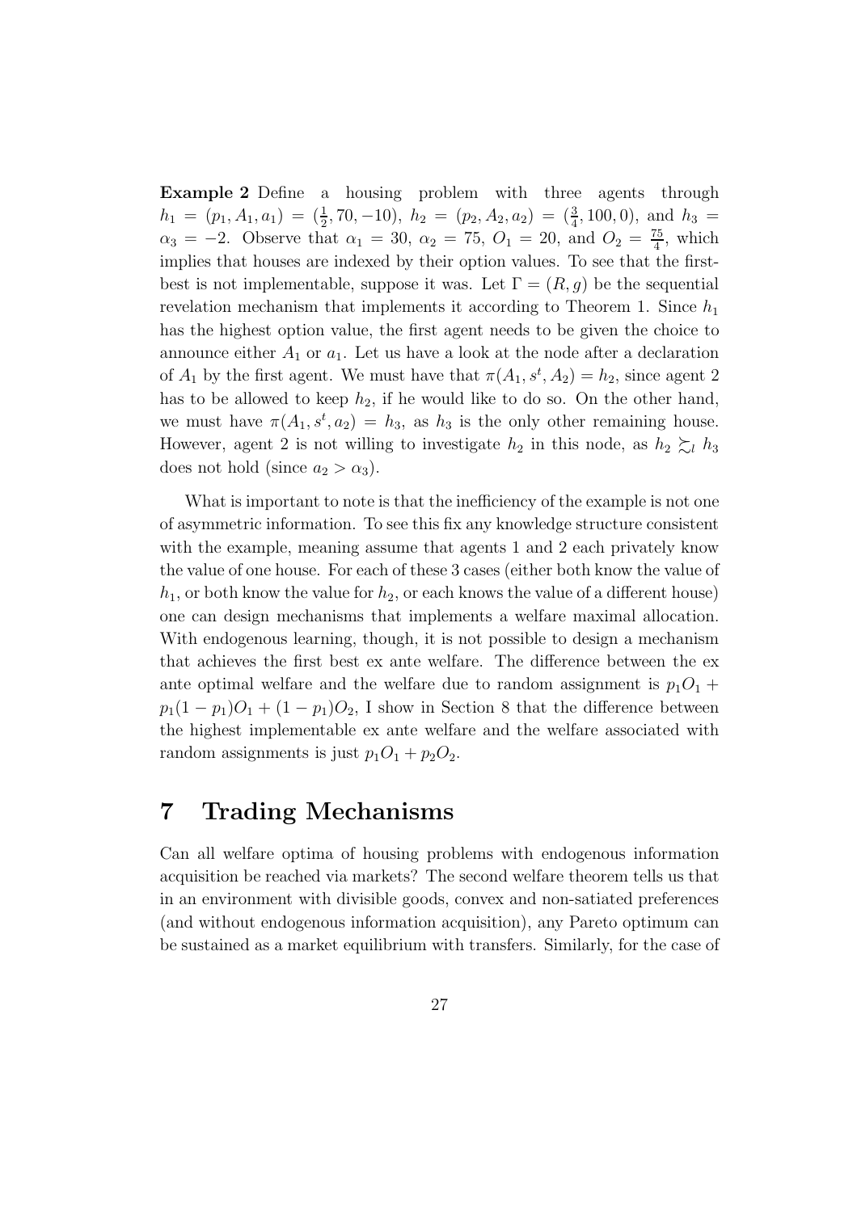**Example 2** Define a housing problem with three agents through $h_1 = (p_1, A_1, a_1) = (\frac{1}{2}, 70, -10)$, $h_2 = (p_2, A_2, a_2) = (\frac{3}{4}, 100, 0)$, and $h_3 = \alpha_3 = -2$. Observe that $\alpha_1 = 30$, $\alpha_2 = 75$, $O_1 = 20$, and $O_2 = \frac{75}{4}$, which implies that houses are indexed by their option values. To see that the first-best is not implementable, suppose it was. Let $\Gamma = (R, g)$ be the sequential revelation mechanism that implements it according to Theorem 1. Since $h_1$ has the highest option value, the first agent needs to be given the choice to announce either $A_1$ or $a_1$. Let us have a look at the node after a declaration of $A_1$ by the first agent. We must have that $\pi(A_1, s^t, A_2) = h_2$, since agent 2 has to be allowed to keep $h_2$, if he would like to do so. On the other hand, we must have $\pi(A_1, s^t, a_2) = h_3$, as $h_3$ is the only other remaining house. However, agent 2 is not willing to investigate $h_2$ in this node, as $h_2 \succsim_l h_3$ does not hold (since $a_2 > \alpha_3$).

What is important to note is that the inefficiency of the example is not one of asymmetric information. To see this fix any knowledge structure consistent with the example, meaning assume that agents 1 and 2 each privately know the value of one house. For each of these 3 cases (either both know the value of $h_1$, or both know the value for $h_2$, or each knows the value of a different house) one can design mechanisms that implements a welfare maximal allocation. With endogenous learning, though, it is not possible to design a mechanism that achieves the first best ex ante welfare. The difference between the ex ante optimal welfare and the welfare due to random assignment is $p_1 O_1 + p_1(1 - p_1)O_1 + (1 - p_1)O_2$, I show in Section 8 that the difference between the highest implementable ex ante welfare and the welfare associated with random assignments is just $p_1 O_1 + p_2 O_2$.

# 7 Trading Mechanisms

Can all welfare optima of housing problems with endogenous information acquisition be reached via markets? The second welfare theorem tells us that in an environment with divisible goods, convex and non-satiated preferences (and without endogenous information acquisition), any Pareto optimum can be sustained as a market equilibrium with transfers. Similarly, for the case of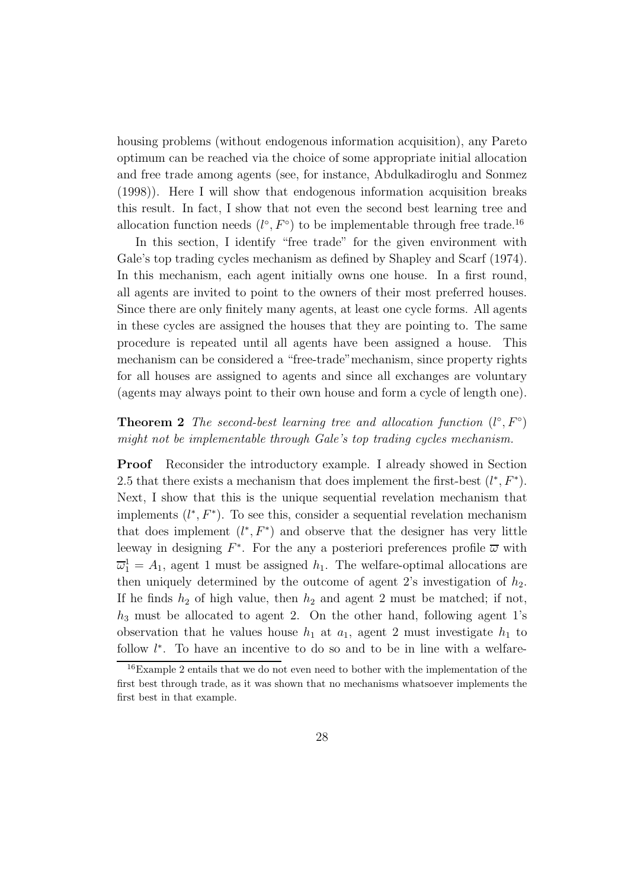housing problems (without endogenous information acquisition), any Pareto optimum can be reached via the choice of some appropriate initial allocation and free trade among agents (see, for instance, Abdulkadiroglu and Sonmez (1998)). Here I will show that endogenous information acquisition breaks this result. In fact, I show that not even the second best learning tree and allocation function needs $(l^{\circ}, F^{\circ})$ to be implementable through free trade.[16]

In this section, I identify "free trade" for the given environment with Gale's top trading cycles mechanism as defined by Shapley and Scarf (1974). In this mechanism, each agent initially owns one house. In a first round, all agents are invited to point to the owners of their most preferred houses. Since there are only finitely many agents, at least one cycle forms. All agents in these cycles are assigned the houses that they are pointing to. The same procedure is repeated until all agents have been assigned a house. This mechanism can be considered a "free-trade" mechanism, since property rights for all houses are assigned to agents and since all exchanges are voluntary (agents may always point to their own house and form a cycle of length one).

**Theorem 2** *The second-best learning tree and allocation function $(l^{\circ}, F^{\circ})$ might not be implementable through Gale's top trading cycles mechanism.*

**Proof** Reconsider the introductory example. I already showed in Section 2.5 that there exists a mechanism that does implement the first-best $(l^{*}, F^{*})$. Next, I show that this is the unique sequential revelation mechanism that implements $(l^{*}, F^{*})$. To see this, consider a sequential revelation mechanism that does implement $(l^{*}, F^{*})$ and observe that the designer has very little leeway in designing $F^{*}$. For the any a posteriori preferences profile $\overline{\varpi}$ with $\overline{\varpi}_1^1 = A_1$, agent 1 must be assigned $h_1$. The welfare-optimal allocations are then uniquely determined by the outcome of agent 2's investigation of $h_2$. If he finds $h_2$ of high value, then $h_2$ and agent 2 must be matched; if not, $h_3$ must be allocated to agent 2. On the other hand, following agent 1's observation that he values house $h_1$ at $a_1$, agent 2 must investigate $h_1$ to follow $l^{*}$. To have an incentive to do so and to be in line with a welfare-

[16] Example 2 entails that we do not even need to bother with the implementation of the first best through trade, as it was shown that no mechanisms whatsoever implements the first best in that example.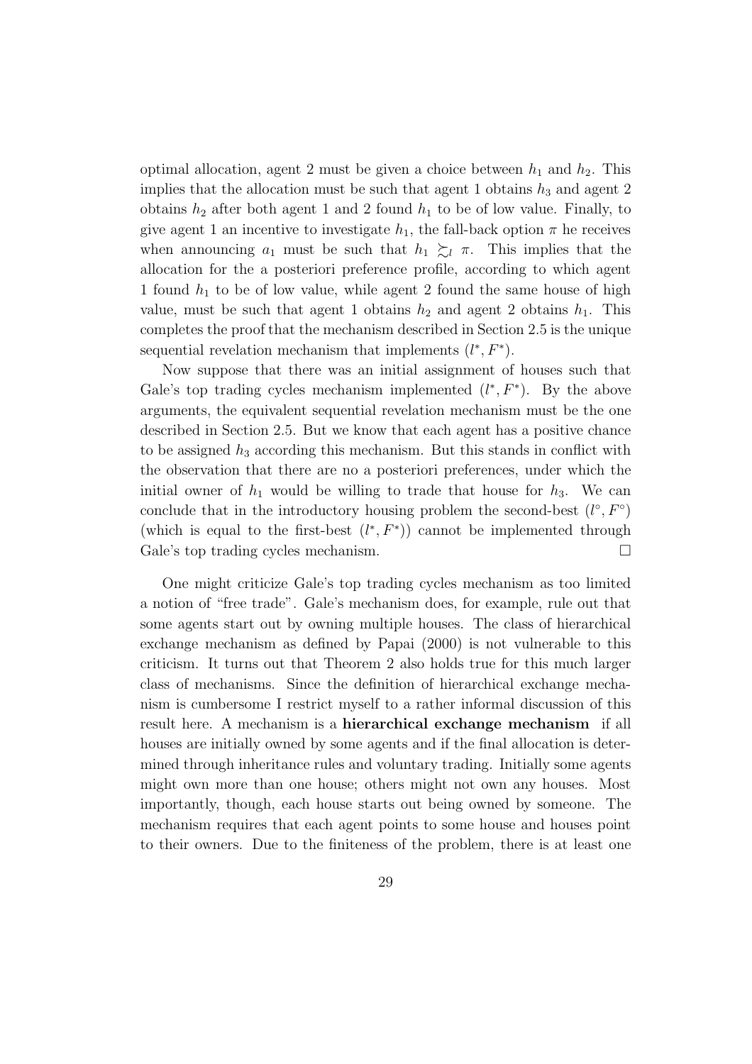optimal allocation, agent 2 must be given a choice between $h_1$ and $h_2$. This implies that the allocation must be such that agent 1 obtains $h_3$ and agent 2 obtains $h_2$ after both agent 1 and 2 found $h_1$ to be of low value. Finally, to give agent 1 an incentive to investigate $h_1$, the fall-back option $\pi$ he receives when announcing $a_1$ must be such that $h_1 \succsim_l \pi$. This implies that the allocation for the a posteriori preference profile, according to which agent 1 found $h_1$ to be of low value, while agent 2 found the same house of high value, must be such that agent 1 obtains $h_2$ and agent 2 obtains $h_1$. This completes the proof that the mechanism described in Section 2.5 is the unique sequential revelation mechanism that implements $(l^*, F^*)$.

Now suppose that there was an initial assignment of houses such that Gale's top trading cycles mechanism implemented $(l^*, F^*)$. By the above arguments, the equivalent sequential revelation mechanism must be the one described in Section 2.5. But we know that each agent has a positive chance to be assigned $h_3$ according this mechanism. But this stands in conflict with the observation that there are no a posteriori preferences, under which the initial owner of $h_1$ would be willing to trade that house for $h_3$. We can conclude that in the introductory housing problem the second-best $(l^\circ, F^\circ)$ (which is equal to the first-best $(l^*, F^*)$) cannot be implemented through Gale's top trading cycles mechanism. $\square$

One might criticize Gale's top trading cycles mechanism as too limited a notion of "free trade". Gale's mechanism does, for example, rule out that some agents start out by owning multiple houses. The class of hierarchical exchange mechanism as defined by Papai (2000) is not vulnerable to this criticism. It turns out that Theorem 2 also holds true for this much larger class of mechanisms. Since the definition of hierarchical exchange mechanism is cumbersome I restrict myself to a rather informal discussion of this result here. A mechanism is a **hierarchical exchange mechanism** if all houses are initially owned by some agents and if the final allocation is determined through inheritance rules and voluntary trading. Initially some agents might own more than one house; others might not own any houses. Most importantly, though, each house starts out being owned by someone. The mechanism requires that each agent points to some house and houses point to their owners. Due to the finiteness of the problem, there is at least one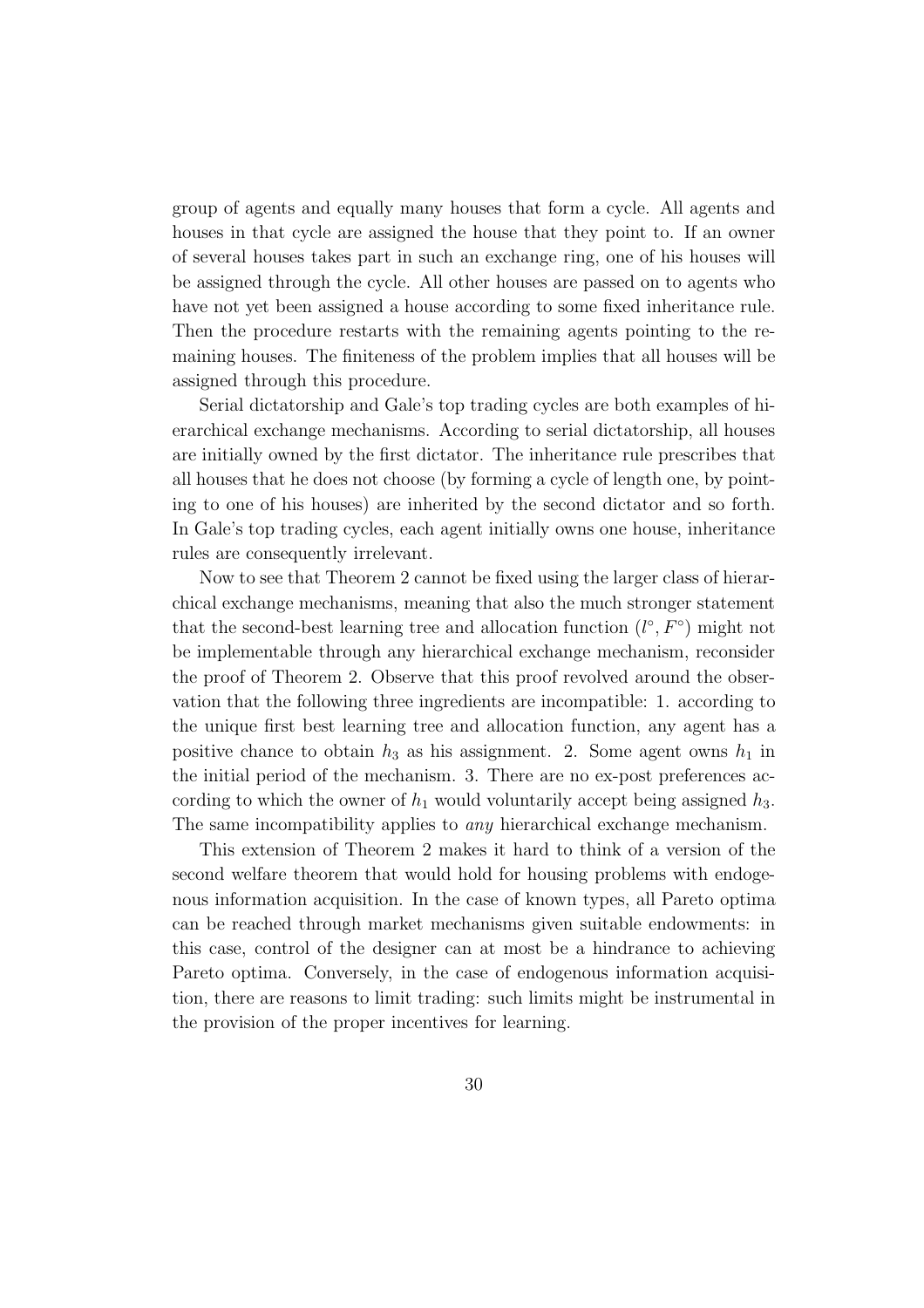group of agents and equally many houses that form a cycle. All agents and houses in that cycle are assigned the house that they point to. If an owner of several houses takes part in such an exchange ring, one of his houses will be assigned through the cycle. All other houses are passed on to agents who have not yet been assigned a house according to some fixed inheritance rule. Then the procedure restarts with the remaining agents pointing to the remaining houses. The finiteness of the problem implies that all houses will be assigned through this procedure.

Serial dictatorship and Gale's top trading cycles are both examples of hierarchical exchange mechanisms. According to serial dictatorship, all houses are initially owned by the first dictator. The inheritance rule prescribes that all houses that he does not choose (by forming a cycle of length one, by pointing to one of his houses) are inherited by the second dictator and so forth. In Gale's top trading cycles, each agent initially owns one house, inheritance rules are consequently irrelevant.

Now to see that Theorem 2 cannot be fixed using the larger class of hierarchical exchange mechanisms, meaning that also the much stronger statement that the second-best learning tree and allocation function $(l^{\circ}, F^{\circ})$ might not be implementable through any hierarchical exchange mechanism, reconsider the proof of Theorem 2. Observe that this proof revolved around the observation that the following three ingredients are incompatible: 1. according to the unique first best learning tree and allocation function, any agent has a positive chance to obtain $h_3$ as his assignment. 2. Some agent owns $h_1$ in the initial period of the mechanism. 3. There are no ex-post preferences according to which the owner of $h_1$ would voluntarily accept being assigned $h_3$. The same incompatibility applies to *any* hierarchical exchange mechanism.

This extension of Theorem 2 makes it hard to think of a version of the second welfare theorem that would hold for housing problems with endogenous information acquisition. In the case of known types, all Pareto optima can be reached through market mechanisms given suitable endowments: in this case, control of the designer can at most be a hindrance to achieving Pareto optima. Conversely, in the case of endogenous information acquisition, there are reasons to limit trading: such limits might be instrumental in the provision of the proper incentives for learning.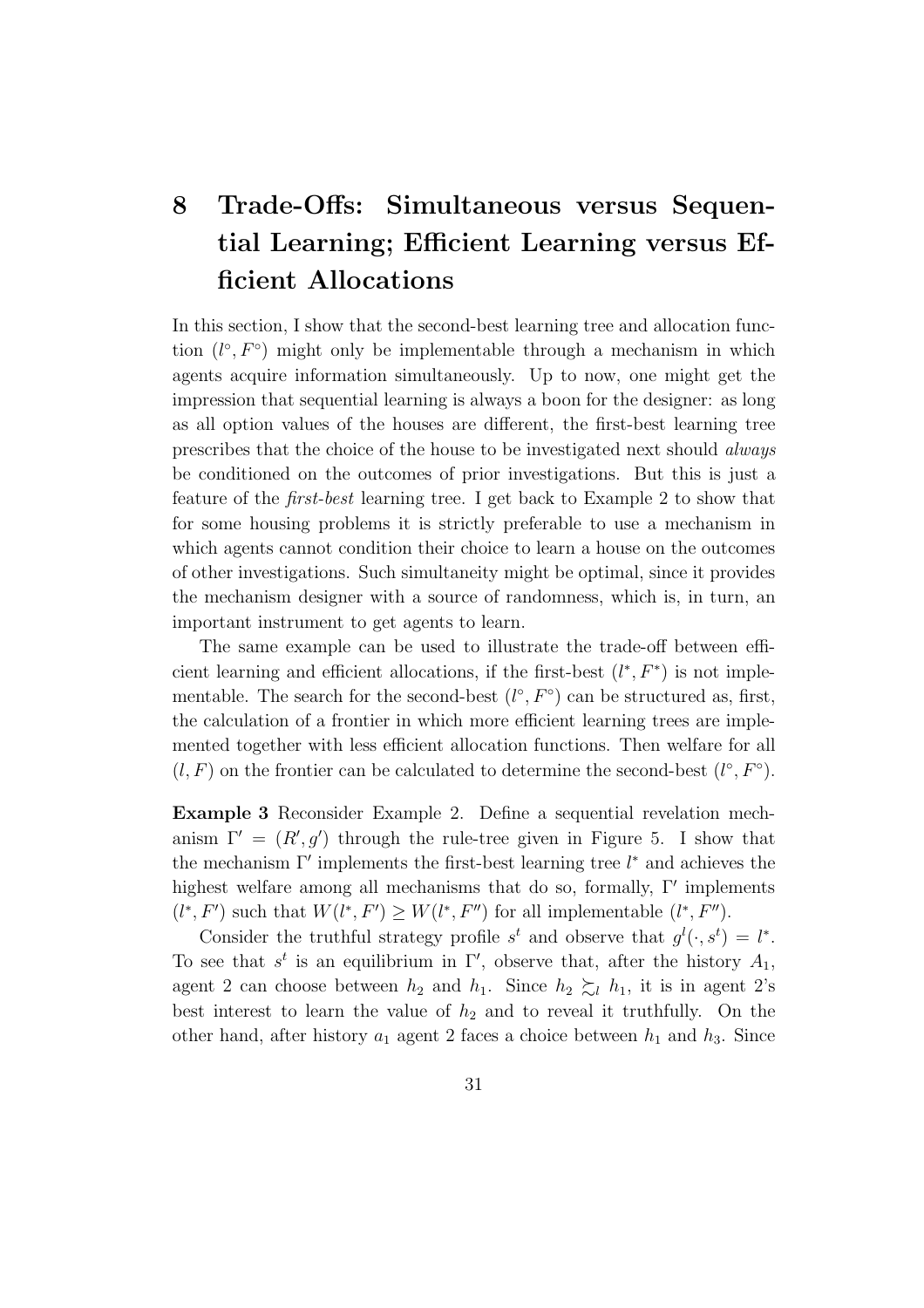# 8 Trade-Offs: Simultaneous versus Sequential Learning; Efficient Learning versus Efficient Allocations

In this section, I show that the second-best learning tree and allocation function $(l^\circ, F^\circ)$ might only be implementable through a mechanism in which agents acquire information simultaneously. Up to now, one might get the impression that sequential learning is always a boon for the designer: as long as all option values of the houses are different, the first-best learning tree prescribes that the choice of the house to be investigated next should *always* be conditioned on the outcomes of prior investigations. But this is just a feature of the *first-best* learning tree. I get back to Example 2 to show that for some housing problems it is strictly preferable to use a mechanism in which agents cannot condition their choice to learn a house on the outcomes of other investigations. Such simultaneity might be optimal, since it provides the mechanism designer with a source of randomness, which is, in turn, an important instrument to get agents to learn.

The same example can be used to illustrate the trade-off between efficient learning and efficient allocations, if the first-best $(l^*, F^*)$ is not implementable. The search for the second-best $(l^\circ, F^\circ)$ can be structured as, first, the calculation of a frontier in which more efficient learning trees are implemented together with less efficient allocation functions. Then welfare for all $(l, F)$ on the frontier can be calculated to determine the second-best $(l^\circ, F^\circ)$.

**Example 3** Reconsider Example 2. Define a sequential revelation mechanism $\Gamma' = (R', g')$ through the rule-tree given in Figure 5. I show that the mechanism $\Gamma'$ implements the first-best learning tree $l^*$ and achieves the highest welfare among all mechanisms that do so, formally, $\Gamma'$ implements $(l^*, F')$ such that $W(l^*, F') \geq W(l^*, F'')$ for all implementable $(l^*, F'')$.

Consider the truthful strategy profile $s^t$ and observe that $g^l(\cdot, s^t) = l^*$. To see that $s^t$ is an equilibrium in $\Gamma'$, observe that, after the history $A_1$, agent 2 can choose between $h_2$ and $h_1$. Since $h_2 \succsim_l h_1$, it is in agent 2's best interest to learn the value of $h_2$ and to reveal it truthfully. On the other hand, after history $a_1$ agent 2 faces a choice between $h_1$ and $h_3$. Since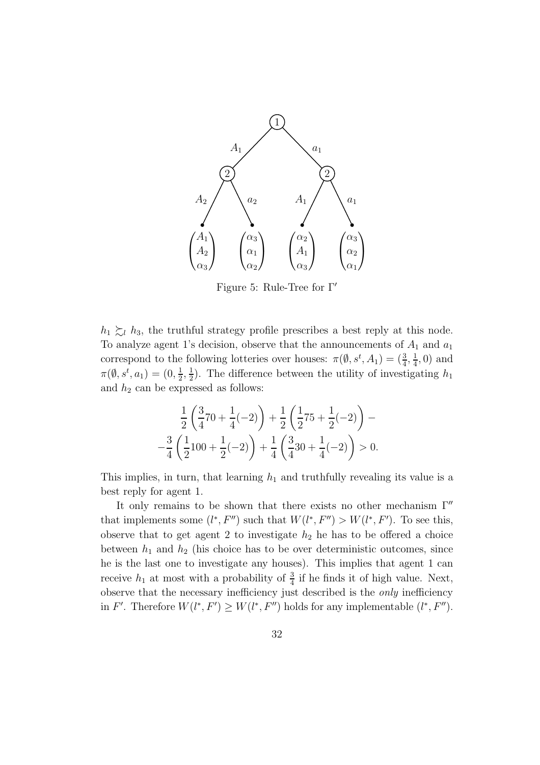Figure 5: Rule-Tree for $\Gamma'$

$h_1 \succsim_l h_3$, the truthful strategy profile prescribes a best reply at this node. To analyze agent 1's decision, observe that the announcements of $A_1$ and $a_1$ correspond to the following lotteries over houses: $\pi(\emptyset, s^t, A_1) = (\frac{3}{4}, \frac{1}{4}, 0)$ and $\pi(\emptyset, s^t, a_1) = (0, \frac{1}{2}, \frac{1}{2})$. The difference between the utility of investigating $h_1$ and $h_2$ can be expressed as follows:

$$\frac{1}{2}\left(\frac{3}{4}70 + \frac{1}{4}(-2)\right) + \frac{1}{2}\left(\frac{1}{2}75 + \frac{1}{2}(-2)\right) -$$
$$-\frac{3}{4}\left(\frac{1}{2}100 + \frac{1}{2}(-2)\right) + \frac{1}{4}\left(\frac{3}{4}30 + \frac{1}{4}(-2)\right) > 0.$$

This implies, in turn, that learning $h_1$ and truthfully revealing its value is a best reply for agent 1.

It only remains to be shown that there exists no other mechanism $\Gamma''$ that implements some $(l^*, F'')$ such that $W(l^*, F'') > W(l^*, F')$. To see this, observe that to get agent 2 to investigate $h_2$ he has to be offered a choice between $h_1$ and $h_2$ (his choice has to be over deterministic outcomes, since he is the last one to investigate any houses). This implies that agent 1 can receive $h_1$ at most with a probability of $\frac{3}{4}$ if he finds it of high value. Next, observe that the necessary inefficiency just described is the *only* inefficiency in $F'$. Therefore $W(l^*, F') \geq W(l^*, F'')$ holds for any implementable $(l^*, F'')$.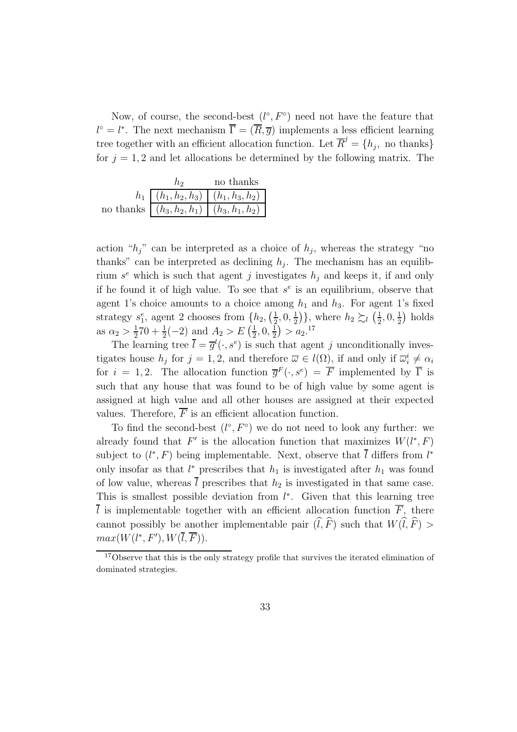Now, of course, the second-best $(l^\circ, F^\circ)$ need not have the feature that $l^\circ = l^*$. The next mechanism $\overline{\Gamma} = (\overline{R}, \overline{g})$ implements a less efficient learning tree together with an efficient allocation function. Let $\overline{R}^j = \{h_j, \text{ no thanks}\}$ for $j = 1, 2$ and let allocations be determined by the following matrix. The

| | $h_2$ | no thanks |
|---|---|---|
| $h_1$ | $(h_1, h_2, h_3)$ | $(h_1, h_3, h_2)$ |
| no thanks | $(h_3, h_2, h_1)$ | $(h_3, h_1, h_2)$ |

action "$h_j$" can be interpreted as a choice of $h_j$, whereas the strategy "no thanks" can be interpreted as declining $h_j$. The mechanism has an equilibrium $s^e$ which is such that agent $j$ investigates $h_j$ and keeps it, if and only if he found it of high value. To see that $s^e$ is an equilibrium, observe that agent 1's choice amounts to a choice among $h_1$ and $h_3$. For agent 1's fixed strategy $s_1^e$, agent 2 chooses from $\{h_2, \left(\frac{1}{2}, 0, \frac{1}{2}\right)\}$, where $h_2 \succsim_l \left(\frac{1}{2}, 0, \frac{1}{2}\right)$ holds as $\alpha_2 > \frac{1}{2}70 + \frac{1}{2}(-2)$ and $A_2 > E\left(\frac{1}{2}, 0, \frac{1}{2}\right) > a_2$.[17]

The learning tree $\overline{l} = \overline{g}^l(\cdot, s^e)$ is such that agent $j$ unconditionally investigates house $h_j$ for $j = 1, 2$, and therefore $\overline{\omega} \in l(\Omega)$, if and only if $\overline{\omega}_i^i \neq \alpha_i$ for $i = 1, 2$. The allocation function $\overline{g}^F(\cdot, s^e) = \overline{F}$ implemented by $\overline{\Gamma}$ is such that any house that was found to be of high value by some agent is assigned at high value and all other houses are assigned at their expected values. Therefore, $\overline{F}$ is an efficient allocation function.

To find the second-best $(l^\circ, F^\circ)$ we do not need to look any further: we already found that $F'$ is the allocation function that maximizes $W(l^*, F)$ subject to $(l^*, F)$ being implementable. Next, observe that $\overline{l}$ differs from $l^*$ only insofar as that $l^*$ prescribes that $h_1$ is investigated after $h_1$ was found of low value, whereas $\overline{l}$ prescribes that $h_2$ is investigated in that same case. This is smallest possible deviation from $l^*$. Given that this learning tree $\overline{l}$ is implementable together with an efficient allocation function $\overline{F}$, there cannot possibly be another implementable pair $(\widehat{l}, \widehat{F})$ such that $W(\widehat{l}, \widehat{F}) > max(W(l^*, F'), W(\overline{l}, \overline{F}))$.

---

[17] Observe that this is the only strategy profile that survives the iterated elimination of dominated strategies.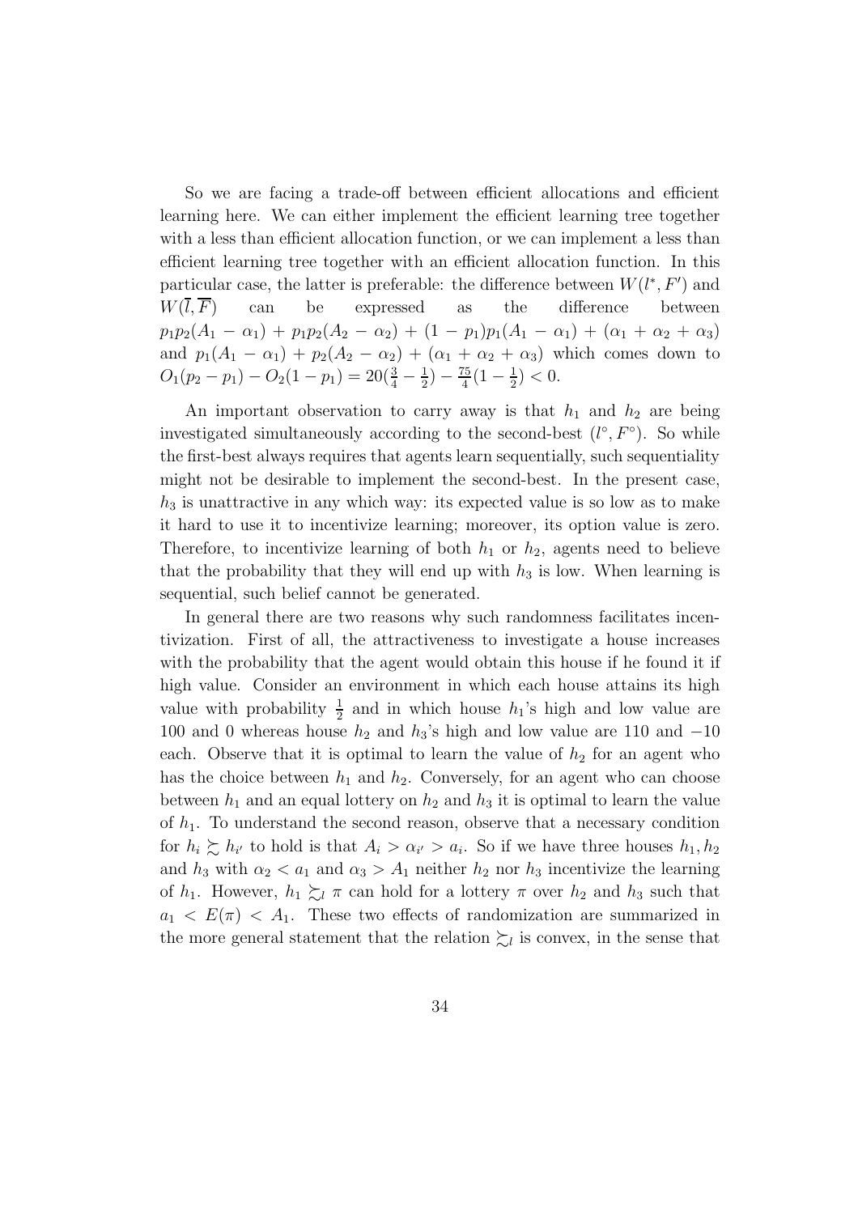So we are facing a trade-off between efficient allocations and efficient learning here. We can either implement the efficient learning tree together with a less than efficient allocation function, or we can implement a less than efficient learning tree together with an efficient allocation function. In this particular case, the latter is preferable: the difference between $W(l^*, F')$ and $W(\overline{l}, \overline{F})$ can be expressed as the difference between $p_1p_2(A_1 - \alpha_1) + p_1p_2(A_2 - \alpha_2) + (1 - p_1)p_1(A_1 - \alpha_1) + (\alpha_1 + \alpha_2 + \alpha_3)$ and $p_1(A_1 - \alpha_1) + p_2(A_2 - \alpha_2) + (\alpha_1 + \alpha_2 + \alpha_3)$ which comes down to $O_1(p_2 - p_1) - O_2(1 - p_1) = 20(\frac{3}{4} - \frac{1}{2}) - \frac{75}{4}(1 - \frac{1}{2}) < 0$.

An important observation to carry away is that $h_1$ and $h_2$ are being investigated simultaneously according to the second-best $(l^\circ, F^\circ)$. So while the first-best always requires that agents learn sequentially, such sequentiality might not be desirable to implement the second-best. In the present case, $h_3$ is unattractive in any which way: its expected value is so low as to make it hard to use it to incentivize learning; moreover, its option value is zero. Therefore, to incentivize learning of both $h_1$ or $h_2$, agents need to believe that the probability that they will end up with $h_3$ is low. When learning is sequential, such belief cannot be generated.

In general there are two reasons why such randomness facilitates incentivization. First of all, the attractiveness to investigate a house increases with the probability that the agent would obtain this house if he found it if high value. Consider an environment in which each house attains its high value with probability $\frac{1}{2}$ and in which house $h_1$'s high and low value are 100 and 0 whereas house $h_2$ and $h_3$'s high and low value are 110 and $-10$ each. Observe that it is optimal to learn the value of $h_2$ for an agent who has the choice between $h_1$ and $h_2$. Conversely, for an agent who can choose between $h_1$ and an equal lottery on $h_2$ and $h_3$ it is optimal to learn the value of $h_1$. To understand the second reason, observe that a necessary condition for $h_i \succsim h_{i'}$ to hold is that $A_i > \alpha_{i'} > a_i$. So if we have three houses $h_1, h_2$ and $h_3$ with $\alpha_2 < a_1$ and $\alpha_3 > A_1$ neither $h_2$ nor $h_3$ incentivize the learning of $h_1$. However, $h_1 \succsim_l \pi$ can hold for a lottery $\pi$ over $h_2$ and $h_3$ such that $a_1 < E(\pi) < A_1$. These two effects of randomization are summarized in the more general statement that the relation $\succsim_l$ is convex, in the sense that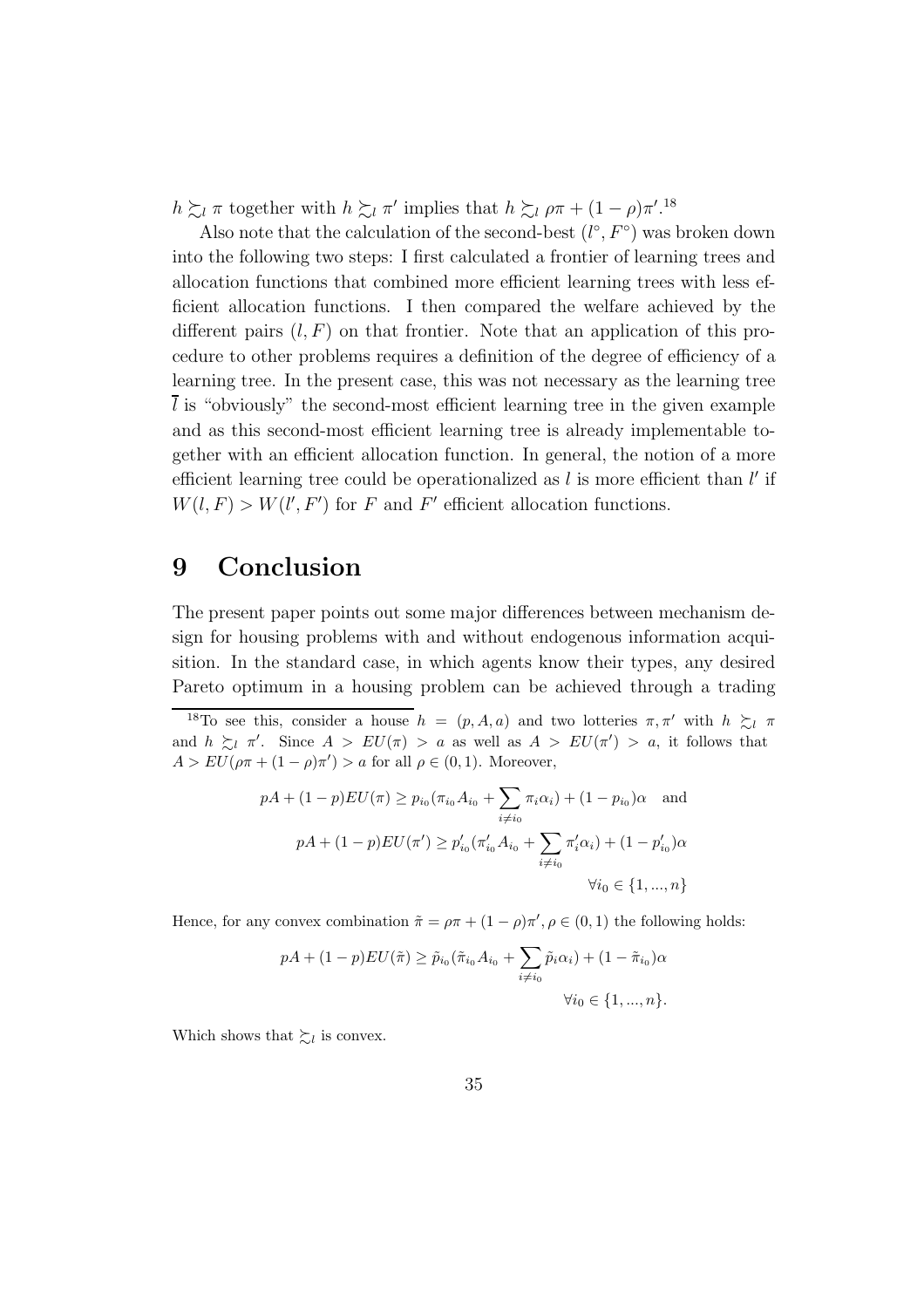$h \succsim_l \pi$ together with $h \succsim_l \pi'$ implies that $h \succsim_l \rho\pi + (1-\rho)\pi'$.[18]

Also note that the calculation of the second-best $(l^\circ, F^\circ)$ was broken down into the following two steps: I first calculated a frontier of learning trees and allocation functions that combined more efficient learning trees with less efficient allocation functions. I then compared the welfare achieved by the different pairs $(l, F)$ on that frontier. Note that an application of this procedure to other problems requires a definition of the degree of efficiency of a learning tree. In the present case, this was not necessary as the learning tree $\overline{l}$ is "obviously" the second-most efficient learning tree in the given example and as this second-most efficient learning tree is already implementable together with an efficient allocation function. In general, the notion of a more efficient learning tree could be operationalized as $l$ is more efficient than $l'$ if $W(l, F) > W(l', F')$ for $F$ and $F'$ efficient allocation functions.

# 9 Conclusion

The present paper points out some major differences between mechanism design for housing problems with and without endogenous information acquisition. In the standard case, in which agents know their types, any desired Pareto optimum in a housing problem can be achieved through a trading

[18] To see this, consider a house $h = (p, A, a)$ and two lotteries $\pi, \pi'$ with $h \succsim_l \pi$ and $h \succsim_l \pi'$. Since $A > EU(\pi) > a$ as well as $A > EU(\pi') > a$, it follows that $A > EU(\rho\pi + (1-\rho)\pi') > a$ for all $\rho \in (0, 1)$. Moreover,

$$pA + (1-p)EU(\pi) \geq p_{i_0}(\pi_{i_0} A_{i_0} + \sum_{i \neq i_0} \pi_i \alpha_i) + (1 - p_{i_0})\alpha \quad \text{and}$$

$$pA + (1-p)EU(\pi') \geq p'_{i_0}(\pi'_{i_0} A_{i_0} + \sum_{i \neq i_0} \pi'_i \alpha_i) + (1 - p'_{i_0})\alpha$$

$$\forall i_0 \in \{1, ..., n\}$$

Hence, for any convex combination $\tilde{\pi} = \rho\pi + (1-\rho)\pi', \rho \in (0, 1)$ the following holds:

$$pA + (1-p)EU(\tilde{\pi}) \geq \tilde{p}_{i_0}(\tilde{\pi}_{i_0} A_{i_0} + \sum_{i \neq i_0} \tilde{p}_i \alpha_i) + (1 - \tilde{\pi}_{i_0})\alpha$$

$$\forall i_0 \in \{1, ..., n\}.$$

Which shows that $\succsim_l$ is convex.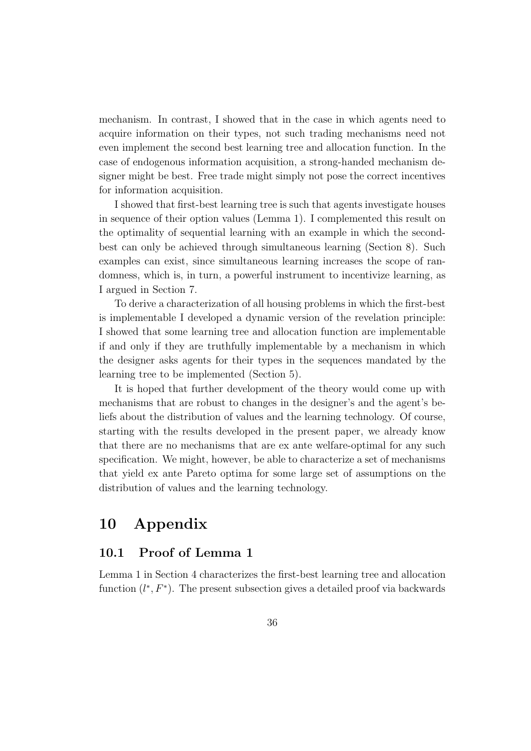mechanism. In contrast, I showed that in the case in which agents need to acquire information on their types, not such trading mechanisms need not even implement the second best learning tree and allocation function. In the case of endogenous information acquisition, a strong-handed mechanism designer might be best. Free trade might simply not pose the correct incentives for information acquisition.

I showed that first-best learning tree is such that agents investigate houses in sequence of their option values (Lemma 1). I complemented this result on the optimality of sequential learning with an example in which the second-best can only be achieved through simultaneous learning (Section 8). Such examples can exist, since simultaneous learning increases the scope of randomness, which is, in turn, a powerful instrument to incentivize learning, as I argued in Section 7.

To derive a characterization of all housing problems in which the first-best is implementable I developed a dynamic version of the revelation principle: I showed that some learning tree and allocation function are implementable if and only if they are truthfully implementable by a mechanism in which the designer asks agents for their types in the sequences mandated by the learning tree to be implemented (Section 5).

It is hoped that further development of the theory would come up with mechanisms that are robust to changes in the designer's and the agent's beliefs about the distribution of values and the learning technology. Of course, starting with the results developed in the present paper, we already know that there are no mechanisms that are ex ante welfare-optimal for any such specification. We might, however, be able to characterize a set of mechanisms that yield ex ante Pareto optima for some large set of assumptions on the distribution of values and the learning technology.

# 10 Appendix

## 10.1 Proof of Lemma 1

Lemma 1 in Section 4 characterizes the first-best learning tree and allocation function $(l^*, F^*)$. The present subsection gives a detailed proof via backwards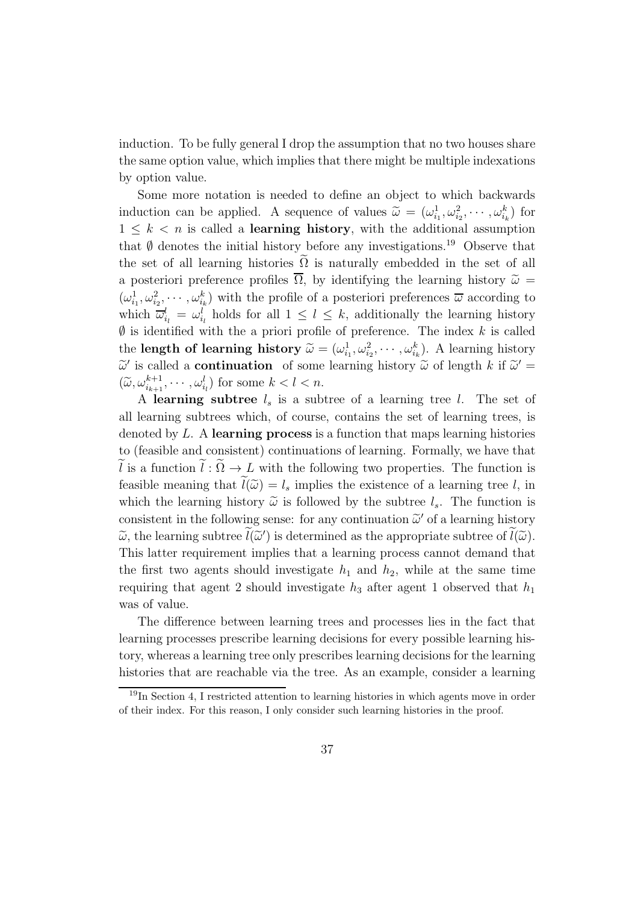induction. To be fully general I drop the assumption that no two houses share the same option value, which implies that there might be multiple indexations by option value.

Some more notation is needed to define an object to which backwards induction can be applied. A sequence of values $\widetilde{\omega} = (\omega^1_{i_1}, \omega^2_{i_2}, \cdots, \omega^k_{i_k})$ for $1 \leq k < n$ is called a **learning history**, with the additional assumption that $\emptyset$ denotes the initial history before any investigations.[19] Observe that the set of all learning histories $\widetilde{\Omega}$ is naturally embedded in the set of all a posteriori preference profiles $\overline{\Omega}$, by identifying the learning history $\widetilde{\omega} = (\omega^1_{i_1}, \omega^2_{i_2}, \cdots, \omega^k_{i_k})$ with the profile of a posteriori preferences $\overline{\omega}$ according to which $\overline{\omega}^l_{i_l} = \omega^l_{i_l}$ holds for all $1 \leq l \leq k$, additionally the learning history $\emptyset$ is identified with the a priori profile of preference. The index $k$ is called the **length of learning history** $\widetilde{\omega} = (\omega^1_{i_1}, \omega^2_{i_2}, \cdots, \omega^k_{i_k})$. A learning history $\widetilde{\omega}'$ is called a **continuation** of some learning history $\widetilde{\omega}$ of length $k$ if $\widetilde{\omega}' = (\widetilde{\omega}, \omega^{k+1}_{i_{k+1}}, \cdots, \omega^l_{i_l})$ for some $k < l < n$.

A **learning subtree** $l_s$ is a subtree of a learning tree $l$. The set of all learning subtrees which, of course, contains the set of learning trees, is denoted by $L$. A **learning process** is a function that maps learning histories to (feasible and consistent) continuations of learning. Formally, we have that $\widetilde{l}$ is a function $\widetilde{l} : \widetilde{\Omega} \to L$ with the following two properties. The function is feasible meaning that $\widetilde{l}(\widetilde{\omega}) = l_s$ implies the existence of a learning tree $l$, in which the learning history $\widetilde{\omega}$ is followed by the subtree $l_s$. The function is consistent in the following sense: for any continuation $\widetilde{\omega}'$ of a learning history $\widetilde{\omega}$, the learning subtree $\widetilde{l}(\widetilde{\omega}')$ is determined as the appropriate subtree of $\widetilde{l}(\widetilde{\omega})$. This latter requirement implies that a learning process cannot demand that the first two agents should investigate $h_1$ and $h_2$, while at the same time requiring that agent 2 should investigate $h_3$ after agent 1 observed that $h_1$ was of value.

The difference between learning trees and processes lies in the fact that learning processes prescribe learning decisions for every possible learning history, whereas a learning tree only prescribes learning decisions for the learning histories that are reachable via the tree. As an example, consider a learning

[19] In Section 4, I restricted attention to learning histories in which agents move in order of their index. For this reason, I only consider such learning histories in the proof.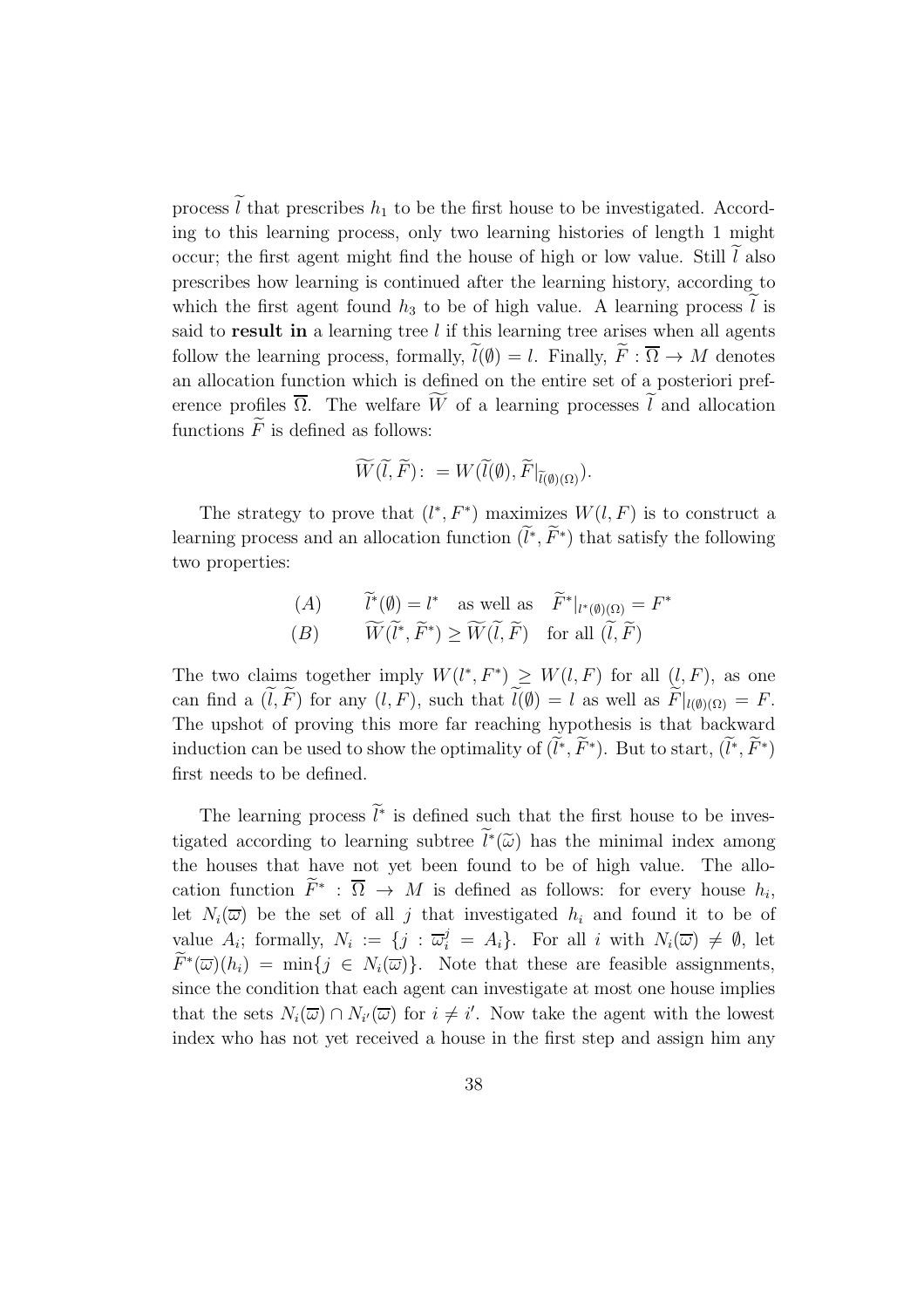process $\widetilde{l}$ that prescribes $h_1$ to be the first house to be investigated. According to this learning process, only two learning histories of length 1 might occur; the first agent might find the house of high or low value. Still $\widetilde{l}$ also prescribes how learning is continued after the learning history, according to which the first agent found $h_3$ to be of high value. A learning process $\widetilde{l}$ is said to **result in** a learning tree $l$ if this learning tree arises when all agents follow the learning process, formally, $\widetilde{l}(\emptyset) = l$. Finally, $\widetilde{F} : \overline{\Omega} \to M$ denotes an allocation function which is defined on the entire set of a posteriori preference profiles $\overline{\Omega}$. The welfare $\widetilde{W}$ of a learning processes $\widetilde{l}$ and allocation functions $\widetilde{F}$ is defined as follows:

$$\widetilde{W}(\widetilde{l}, \widetilde{F}) : = W(\widetilde{l}(\emptyset), \widetilde{F}|_{\widetilde{l}(\emptyset)(\Omega)}).$$

The strategy to prove that $(l^*, F^*)$ maximizes $W(l, F)$ is to construct a learning process and an allocation function $(\widetilde{l}^*, \widetilde{F}^*)$ that satisfy the following two properties:

$$(A) \qquad \widetilde{l}^*(\emptyset) = l^* \quad \text{as well as} \quad \widetilde{F}^*|_{l^*(\emptyset)(\Omega)} = F^*$$

$$(B) \qquad \widetilde{W}(\widetilde{l}^*, \widetilde{F}^*) \geq \widetilde{W}(\widetilde{l}, \widetilde{F}) \quad \text{for all } (\widetilde{l}, \widetilde{F})$$

The two claims together imply $W(l^*, F^*) \geq W(l, F)$ for all $(l, F)$, as one can find a $(\widetilde{l}, \widetilde{F})$ for any $(l, F)$, such that $\widetilde{l}(\emptyset) = l$ as well as $\widetilde{F}|_{l(\emptyset)(\Omega)} = F$. The upshot of proving this more far reaching hypothesis is that backward induction can be used to show the optimality of $(\widetilde{l}^*, \widetilde{F}^*)$. But to start, $(\widetilde{l}^*, \widetilde{F}^*)$ first needs to be defined.

The learning process $\widetilde{l}^*$ is defined such that the first house to be investigated according to learning subtree $\widetilde{l}^*(\widetilde{\omega})$ has the minimal index among the houses that have not yet been found to be of high value. The allocation function $\widetilde{F}^* : \overline{\Omega} \to M$ is defined as follows: for every house $h_i$, let $N_i(\overline{\omega})$ be the set of all $j$ that investigated $h_i$ and found it to be of value $A_i$; formally, $N_i := \{j : \overline{\omega}_i^j = A_i\}$. For all $i$ with $N_i(\overline{\omega}) \neq \emptyset$, let $\widetilde{F}^*(\overline{\omega})(h_i) = \min\{j \in N_i(\overline{\omega})\}$. Note that these are feasible assignments, since the condition that each agent can investigate at most one house implies that the sets $N_i(\overline{\omega}) \cap N_{i'}(\overline{\omega})$ for $i \neq i'$. Now take the agent with the lowest index who has not yet received a house in the first step and assign him any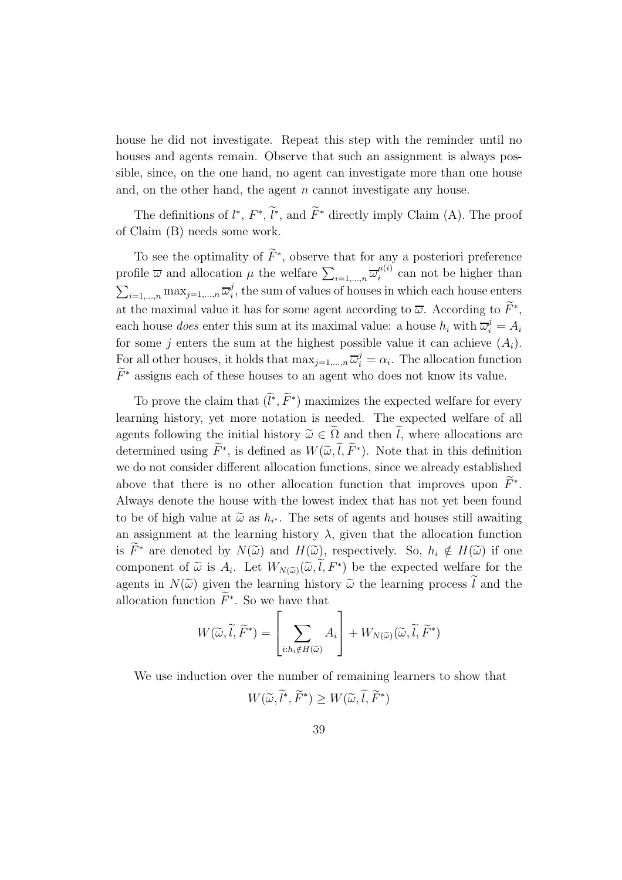house he did not investigate. Repeat this step with the reminder until no houses and agents remain. Observe that such an assignment is always possible, since, on the one hand, no agent can investigate more than one house and, on the other hand, the agent $n$ cannot investigate any house.

The definitions of $l^*$, $F^*$, $\widetilde{l}^*$, and $\widetilde{F}^*$ directly imply Claim (A). The proof of Claim (B) needs some work.

To see the optimality of $\widetilde{F}^*$, observe that for any a posteriori preference profile $\overline{\varpi}$ and allocation $\mu$ the welfare $\sum_{i=1,\ldots,n} \overline{\varpi}_i^{\mu(i)}$ can not be higher than $\sum_{i=1,\ldots,n} \max_{j=1,\ldots,n} \overline{\varpi}_i^j$, the sum of values of houses in which each house enters at the maximal value it has for some agent according to $\overline{\varpi}$. According to $\widetilde{F}^*$, each house *does* enter this sum at its maximal value: a house $h_i$ with $\overline{\varpi}_i^j = A_i$ for some $j$ enters the sum at the highest possible value it can achieve ($A_i$). For all other houses, it holds that $\max_{j=1,\ldots,n} \overline{\varpi}_i^j = \alpha_i$. The allocation function $\widetilde{F}^*$ assigns each of these houses to an agent who does not know its value.

To prove the claim that $(\widetilde{l}^*, \widetilde{F}^*)$ maximizes the expected welfare for every learning history, yet more notation is needed. The expected welfare of all agents following the initial history $\widetilde{\omega} \in \widetilde{\Omega}$ and then $\widetilde{l}$, where allocations are determined using $\widetilde{F}^*$, is defined as $W(\widetilde{\omega}, \widetilde{l}, \widetilde{F}^*)$. Note that in this definition we do not consider different allocation functions, since we already established above that there is no other allocation function that improves upon $\widetilde{F}^*$. Always denote the house with the lowest index that has not yet been found to be of high value at $\widetilde{\omega}$ as $h_{i^*}$. The sets of agents and houses still awaiting an assignment at the learning history $\lambda$, given that the allocation function is $\widetilde{F}^*$ are denoted by $N(\widetilde{\omega})$ and $H(\widetilde{\omega})$, respectively. So, $h_i \notin H(\widetilde{\omega})$ if one component of $\widetilde{\omega}$ is $A_i$. Let $W_{N(\widetilde{\omega})}(\widetilde{\omega}, \widetilde{l}, F^*)$ be the expected welfare for the agents in $N(\widetilde{\omega})$ given the learning history $\widetilde{\omega}$ the learning process $\widetilde{l}$ and the allocation function $\widetilde{F}^*$. So we have that

$$W(\widetilde{\omega}, \widetilde{l}, \widetilde{F}^*) = \left[ \sum_{i: h_i \notin H(\widetilde{\omega})} A_i \right] + W_{N(\widetilde{\omega})}(\widetilde{\omega}, \widetilde{l}, \widetilde{F}^*)$$

We use induction over the number of remaining learners to show that

$$W(\widetilde{\omega}, \widetilde{l}^*, \widetilde{F}^*) \geq W(\widetilde{\omega}, \widetilde{l}, \widetilde{F}^*)$$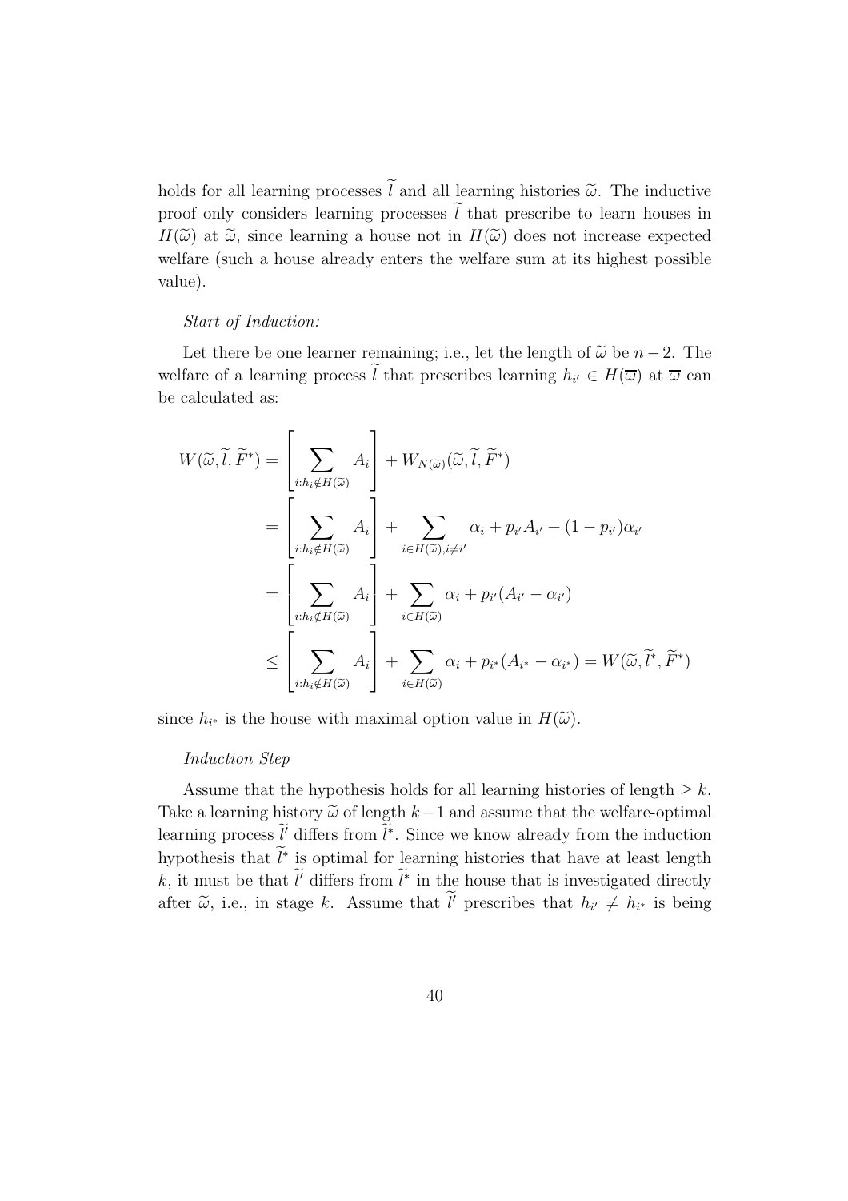holds for all learning processes $\widetilde{l}$ and all learning histories $\widetilde{\omega}$. The inductive proof only considers learning processes $\widetilde{l}$ that prescribe to learn houses in $H(\widetilde{\omega})$ at $\widetilde{\omega}$, since learning a house not in $H(\widetilde{\omega})$ does not increase expected welfare (such a house already enters the welfare sum at its highest possible value).

*Start of Induction:*

Let there be one learner remaining; i.e., let the length of $\widetilde{\omega}$ be $n-2$. The welfare of a learning process $\widetilde{l}$ that prescribes learning $h_{i'} \in H(\overline{\omega})$ at $\overline{\omega}$ can be calculated as:

$$
\begin{aligned}
W(\widetilde{\omega}, \widetilde{l}, \widetilde{F}^*) &= \left[ \sum_{i: h_i \notin H(\widetilde{\omega})} A_i \right] + W_{N(\widetilde{\omega})}(\widetilde{\omega}, \widetilde{l}, \widetilde{F}^*) \\
&= \left[ \sum_{i: h_i \notin H(\widetilde{\omega})} A_i \right] + \sum_{i \in H(\widetilde{\omega}), i \neq i'} \alpha_i + p_{i'} A_{i'} + (1 - p_{i'}) \alpha_{i'} \\
&= \left[ \sum_{i: h_i \notin H(\widetilde{\omega})} A_i \right] + \sum_{i \in H(\widetilde{\omega})} \alpha_i + p_{i'} (A_{i'} - \alpha_{i'}) \\
&\leq \left[ \sum_{i: h_i \notin H(\widetilde{\omega})} A_i \right] + \sum_{i \in H(\widetilde{\omega})} \alpha_i + p_{i^*} (A_{i^*} - \alpha_{i^*}) = W(\widetilde{\omega}, \widetilde{l}^*, \widetilde{F}^*)
\end{aligned}
$$

since $h_{i^*}$ is the house with maximal option value in $H(\widetilde{\omega})$.

*Induction Step*

Assume that the hypothesis holds for all learning histories of length $\geq k$. Take a learning history $\widetilde{\omega}$ of length $k-1$ and assume that the welfare-optimal learning process $\widetilde{l}'$ differs from $\widetilde{l}^*$. Since we know already from the induction hypothesis that $\widetilde{l}^*$ is optimal for learning histories that have at least length $k$, it must be that $\widetilde{l}'$ differs from $\widetilde{l}^*$ in the house that is investigated directly after $\widetilde{\omega}$, i.e., in stage $k$. Assume that $\widetilde{l}'$ prescribes that $h_{i'} \neq h_{i^*}$ is being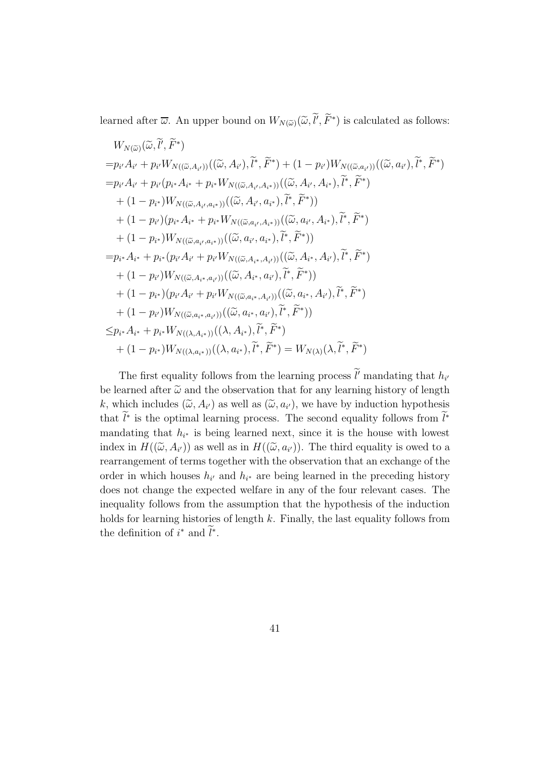learned after $\overline{\omega}$. An upper bound on $W_{N(\widetilde{\omega})}(\widetilde{\omega}, \widetilde{l}', \widetilde{F}^*)$ is calculated as follows:

$$
\begin{aligned}
&W_{N(\widetilde{\omega})}(\widetilde{\omega}, \widetilde{l}', \widetilde{F}^*) \\
=&p_{i'}A_{i'} + p_{i'}W_{N((\widetilde{\omega},A_{i'}))}((\widetilde{\omega}, A_{i'}), \widetilde{l}^*, \widetilde{F}^*) + (1-p_{i'})W_{N((\widetilde{\omega},a_{i'}))}((\widetilde{\omega}, a_{i'}), \widetilde{l}^*, \widetilde{F}^*) \\
=&p_{i'}A_{i'} + p_{i'}(p_{i^*}A_{i^*} + p_{i^*}W_{N((\widetilde{\omega},A_{i'},A_{i^*}))}((\widetilde{\omega}, A_{i'}, A_{i^*}), \widetilde{l}^*, \widetilde{F}^*) \\
&+ (1-p_{i^*})W_{N((\widetilde{\omega},A_{i'},a_{i^*}))}((\widetilde{\omega}, A_{i'}, a_{i^*}), \widetilde{l}^*, \widetilde{F}^*)) \\
&+ (1-p_{i'})(p_{i^*}A_{i^*} + p_{i^*}W_{N((\widetilde{\omega},a_{i'},A_{i^*}))}((\widetilde{\omega}, a_{i'}, A_{i^*}), \widetilde{l}^*, \widetilde{F}^*) \\
&+ (1-p_{i^*})W_{N((\widetilde{\omega},a_{i'},a_{i^*}))}((\widetilde{\omega}, a_{i'}, a_{i^*}), \widetilde{l}^*, \widetilde{F}^*)) \\
=&p_{i^*}A_{i^*} + p_{i^*}(p_{i'}A_{i'} + p_{i'}W_{N((\widetilde{\omega},A_{i^*},A_{i'}))}((\widetilde{\omega}, A_{i^*}, A_{i'}), \widetilde{l}^*, \widetilde{F}^*) \\
&+ (1-p_{i'})W_{N((\widetilde{\omega},A_{i^*},a_{i'}))}((\widetilde{\omega}, A_{i^*}, a_{i'}), \widetilde{l}^*, \widetilde{F}^*)) \\
&+ (1-p_{i^*})(p_{i'}A_{i'} + p_{i'}W_{N((\widetilde{\omega},a_{i^*},A_{i'}))}((\widetilde{\omega}, a_{i^*}, A_{i'}), \widetilde{l}^*, \widetilde{F}^*) \\
&+ (1-p_{i'})W_{N((\widetilde{\omega},a_{i^*},a_{i'}))}((\widetilde{\omega}, a_{i^*}, a_{i'}), \widetilde{l}^*, \widetilde{F}^*)) \\
\leq&p_{i^*}A_{i^*} + p_{i^*}W_{N((\lambda,A_{i^*}))}((\lambda, A_{i^*}), \widetilde{l}^*, \widetilde{F}^*) \\
&+ (1-p_{i^*})W_{N((\lambda,a_{i^*}))}((\lambda, a_{i^*}), \widetilde{l}^*, \widetilde{F}^*) = W_{N(\lambda)}(\lambda, \widetilde{l}^*, \widetilde{F}^*)
\end{aligned}
$$

The first equality follows from the learning process $\widetilde{l}'$ mandating that $h_{i'}$ be learned after $\widetilde{\omega}$ and the observation that for any learning history of length $k$, which includes $(\widetilde{\omega}, A_{i'})$ as well as $(\widetilde{\omega}, a_{i'})$, we have by induction hypothesis that $\widetilde{l}^*$ is the optimal learning process. The second equality follows from $\widetilde{l}^*$ mandating that $h_{i^*}$ is being learned next, since it is the house with lowest index in $H((\widetilde{\omega}, A_{i'}))$ as well as in $H((\widetilde{\omega}, a_{i'}))$. The third equality is owed to a rearrangement of terms together with the observation that an exchange of the order in which houses $h_{i'}$ and $h_{i^*}$ are being learned in the preceding history does not change the expected welfare in any of the four relevant cases. The inequality follows from the assumption that the hypothesis of the induction holds for learning histories of length $k$. Finally, the last equality follows from the definition of $i^*$ and $\widetilde{l}^*$.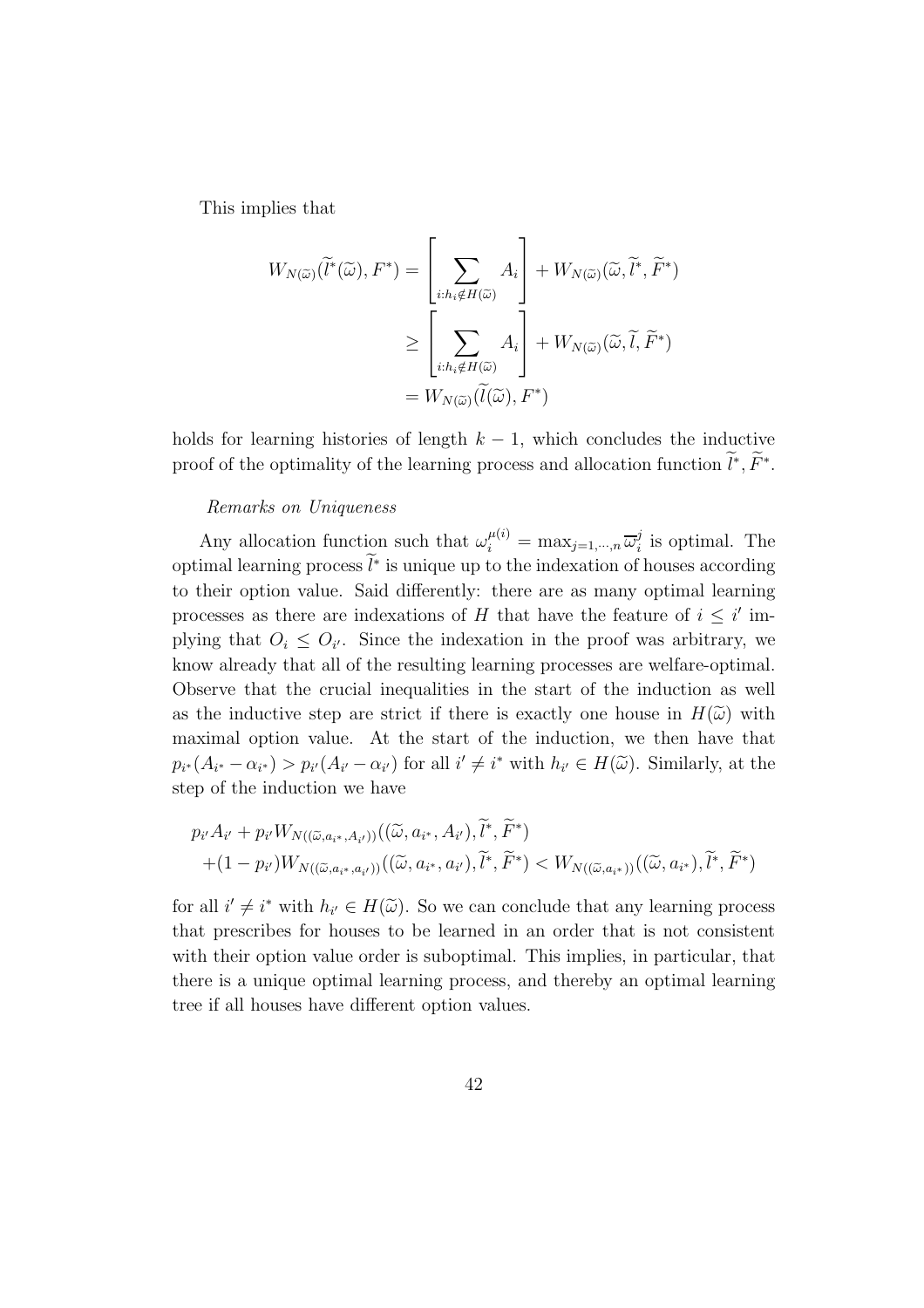This implies that

$$
\begin{aligned}
W_{N(\widetilde{\omega})}(\widetilde{l}^*(\widetilde{\omega}), F^*) &= \left[\sum_{i:h_i \notin H(\widetilde{\omega})} A_i\right] + W_{N(\widetilde{\omega})}(\widetilde{\omega}, \widetilde{l}^*, \widetilde{F}^*) \\
&\geq \left[\sum_{i:h_i \notin H(\widetilde{\omega})} A_i\right] + W_{N(\widetilde{\omega})}(\widetilde{\omega}, \widetilde{l}, \widetilde{F}^*) \\
&= W_{N(\widetilde{\omega})}(\widetilde{l}(\widetilde{\omega}), F^*)
\end{aligned}
$$

holds for learning histories of length $k-1$, which concludes the inductive proof of the optimality of the learning process and allocation function $\widetilde{l}^*, \widetilde{F}^*$.

*Remarks on Uniqueness*

Any allocation function such that $\omega_i^{\mu(i)} = \max_{j=1,\cdots,n} \overline{\omega}_i^j$ is optimal. The optimal learning process $\widetilde{l}^*$ is unique up to the indexation of houses according to their option value. Said differently: there are as many optimal learning processes as there are indexations of $H$ that have the feature of $i \leq i'$ implying that $O_i \leq O_{i'}$. Since the indexation in the proof was arbitrary, we know already that all of the resulting learning processes are welfare-optimal. Observe that the crucial inequalities in the start of the induction as well as the inductive step are strict if there is exactly one house in $H(\widetilde{\omega})$ with maximal option value. At the start of the induction, we then have that $p_{i^*}(A_{i^*} - \alpha_{i^*}) > p_{i'}(A_{i'} - \alpha_{i'})$ for all $i' \neq i^*$ with $h_{i'} \in H(\widetilde{\omega})$. Similarly, at the step of the induction we have

$$
\begin{aligned}
&p_{i'}A_{i'} + p_{i'}W_{N((\widetilde{\omega}, a_{i^*}, A_{i'}))}((\widetilde{\omega}, a_{i^*}, A_{i'}), \widetilde{l}^*, \widetilde{F}^*) \\
&+(1-p_{i'})W_{N((\widetilde{\omega}, a_{i^*}, a_{i'}))}((\widetilde{\omega}, a_{i^*}, a_{i'}), \widetilde{l}^*, \widetilde{F}^*) < W_{N((\widetilde{\omega}, a_{i^*}))}((\widetilde{\omega}, a_{i^*}), \widetilde{l}^*, \widetilde{F}^*)
\end{aligned}
$$

for all $i' \neq i^*$ with $h_{i'} \in H(\widetilde{\omega})$. So we can conclude that any learning process that prescribes for houses to be learned in an order that is not consistent with their option value order is suboptimal. This implies, in particular, that there is a unique optimal learning process, and thereby an optimal learning tree if all houses have different option values.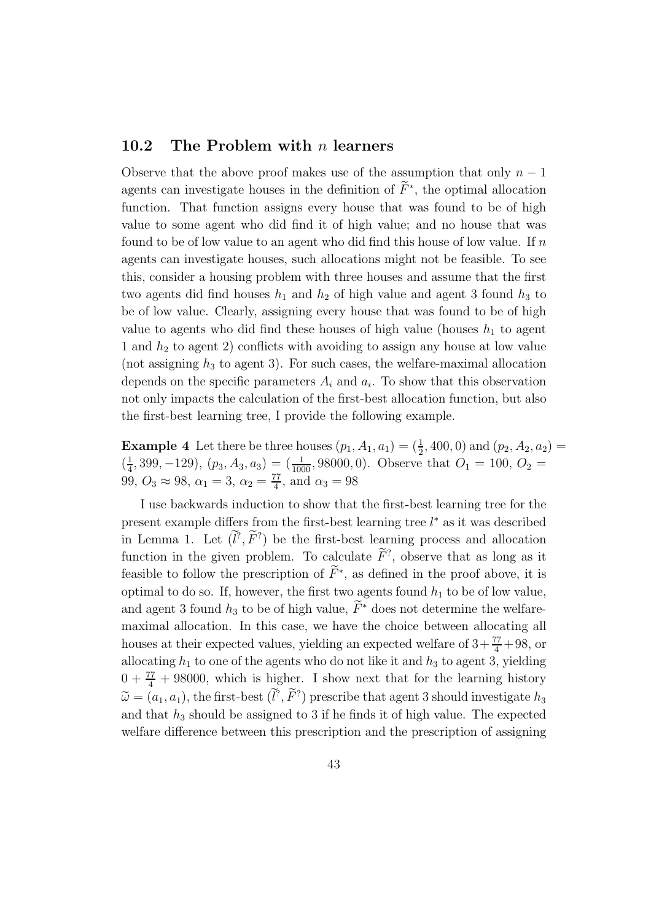## 10.2 The Problem with $n$ learners

Observe that the above proof makes use of the assumption that only $n-1$ agents can investigate houses in the definition of $\widetilde{F}^{*}$, the optimal allocation function. That function assigns every house that was found to be of high value to some agent who did find it of high value; and no house that was found to be of low value to an agent who did find this house of low value. If $n$ agents can investigate houses, such allocations might not be feasible. To see this, consider a housing problem with three houses and assume that the first two agents did find houses $h_1$ and $h_2$ of high value and agent 3 found $h_3$ to be of low value. Clearly, assigning every house that was found to be of high value to agents who did find these houses of high value (houses $h_1$ to agent 1 and $h_2$ to agent 2) conflicts with avoiding to assign any house at low value (not assigning $h_3$ to agent 3). For such cases, the welfare-maximal allocation depends on the specific parameters $A_i$ and $a_i$. To show that this observation not only impacts the calculation of the first-best allocation function, but also the first-best learning tree, I provide the following example.

**Example 4** Let there be three houses $(p_1, A_1, a_1) = (\frac{1}{2}, 400, 0)$ and $(p_2, A_2, a_2) = (\frac{1}{4}, 399, -129)$, $(p_3, A_3, a_3) = (\frac{1}{1000}, 98000, 0)$. Observe that $O_1 = 100$, $O_2 = 99$, $O_3 \approx 98$, $\alpha_1 = 3$, $\alpha_2 = \frac{77}{4}$, and $\alpha_3 = 98$

I use backwards induction to show that the first-best learning tree for the present example differs from the first-best learning tree $l^{*}$ as it was described in Lemma 1. Let $(\widetilde{l}^{?}, \widetilde{F}^{?})$ be the first-best learning process and allocation function in the given problem. To calculate $\widetilde{F}^{?}$, observe that as long as it feasible to follow the prescription of $\widetilde{F}^{*}$, as defined in the proof above, it is optimal to do so. If, however, the first two agents found $h_1$ to be of low value, and agent 3 found $h_3$ to be of high value, $\widetilde{F}^{*}$ does not determine the welfare-maximal allocation. In this case, we have the choice between allocating all houses at their expected values, yielding an expected welfare of $3 + \frac{77}{4} + 98$, or allocating $h_1$ to one of the agents who do not like it and $h_3$ to agent 3, yielding $0 + \frac{77}{4} + 98000$, which is higher. I show next that for the learning history $\widetilde{\omega} = (a_1, a_1)$, the first-best $(\widetilde{l}^{?}, \widetilde{F}^{?})$ prescribe that agent 3 should investigate $h_3$ and that $h_3$ should be assigned to 3 if he finds it of high value. The expected welfare difference between this prescription and the prescription of assigning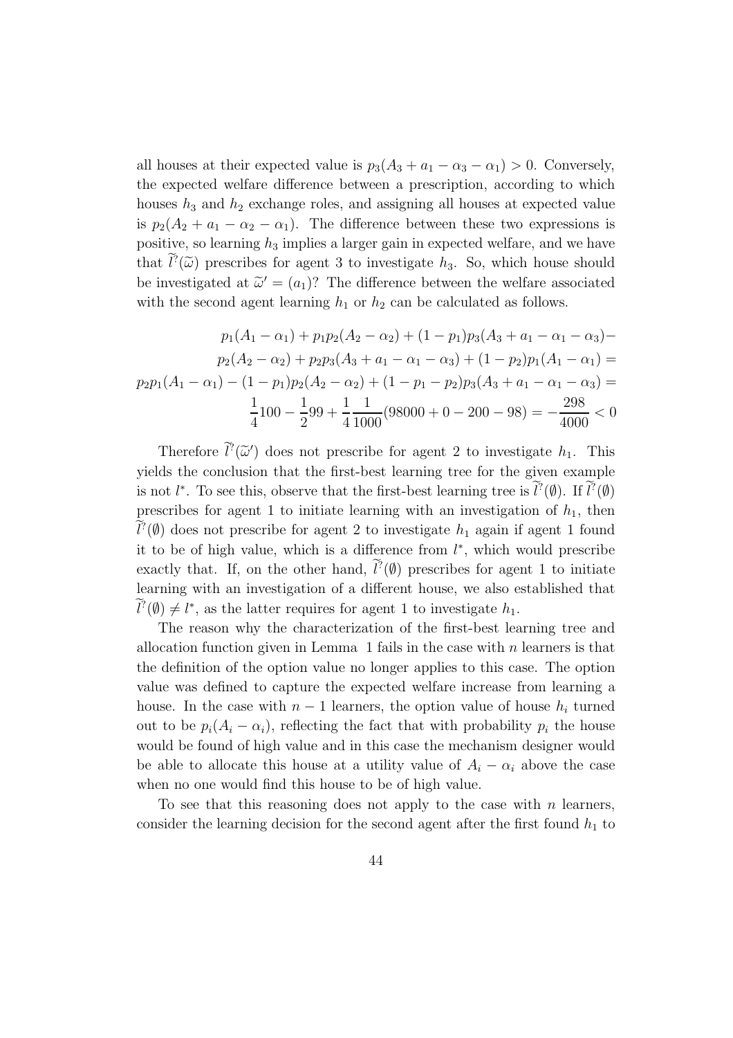all houses at their expected value is $p_3(A_3 + a_1 - \alpha_3 - \alpha_1) > 0$. Conversely, the expected welfare difference between a prescription, according to which houses $h_3$ and $h_2$ exchange roles, and assigning all houses at expected value is $p_2(A_2 + a_1 - \alpha_2 - \alpha_1)$. The difference between these two expressions is positive, so learning $h_3$ implies a larger gain in expected welfare, and we have that $\widetilde{l}^?(\widetilde{\omega})$ prescribes for agent 3 to investigate $h_3$. So, which house should be investigated at $\widetilde{\omega}' = (a_1)$? The difference between the welfare associated with the second agent learning $h_1$ or $h_2$ can be calculated as follows.

$$
\begin{aligned}
p_1(A_1 - \alpha_1) + p_1 p_2(A_2 - \alpha_2) + (1 - p_1)p_3(A_3 + a_1 - \alpha_1 - \alpha_3) - \\
p_2(A_2 - \alpha_2) + p_2 p_3(A_3 + a_1 - \alpha_1 - \alpha_3) + (1 - p_2)p_1(A_1 - \alpha_1) = \\
p_2 p_1(A_1 - \alpha_1) - (1 - p_1)p_2(A_2 - \alpha_2) + (1 - p_1 - p_2)p_3(A_3 + a_1 - \alpha_1 - \alpha_3) = \\
\frac{1}{4}100 - \frac{1}{2}99 + \frac{1}{4}\frac{1}{1000}(98000 + 0 - 200 - 98) = -\frac{298}{4000} < 0
\end{aligned}
$$

Therefore $\widetilde{l}^?(\widetilde{\omega}')$ does not prescribe for agent 2 to investigate $h_1$. This yields the conclusion that the first-best learning tree for the given example is not $l^*$. To see this, observe that the first-best learning tree is $\widetilde{l}^?(\emptyset)$. If $\widetilde{l}^?(\emptyset)$ prescribes for agent 1 to initiate learning with an investigation of $h_1$, then $\widetilde{l}^?(\emptyset)$ does not prescribe for agent 2 to investigate $h_1$ again if agent 1 found it to be of high value, which is a difference from $l^*$, which would prescribe exactly that. If, on the other hand, $\widetilde{l}^?(\emptyset)$ prescribes for agent 1 to initiate learning with an investigation of a different house, we also established that $\widetilde{l}^?(\emptyset) \neq l^*$, as the latter requires for agent 1 to investigate $h_1$.

The reason why the characterization of the first-best learning tree and allocation function given in Lemma 1 fails in the case with $n$ learners is that the definition of the option value no longer applies to this case. The option value was defined to capture the expected welfare increase from learning a house. In the case with $n-1$ learners, the option value of house $h_i$ turned out to be $p_i(A_i - \alpha_i)$, reflecting the fact that with probability $p_i$ the house would be found of high value and in this case the mechanism designer would be able to allocate this house at a utility value of $A_i - \alpha_i$ above the case when no one would find this house to be of high value.

To see that this reasoning does not apply to the case with $n$ learners, consider the learning decision for the second agent after the first found $h_1$ to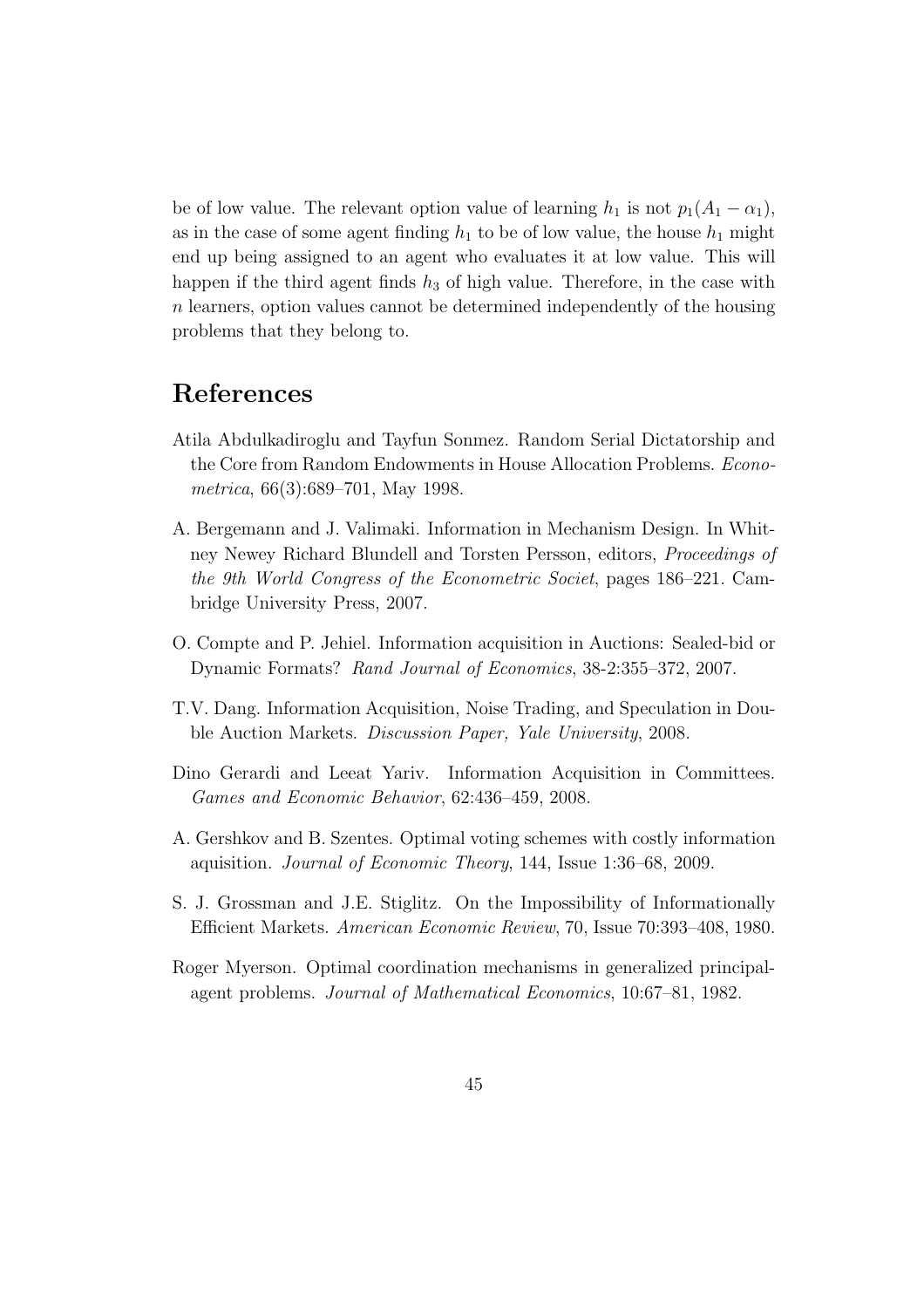be of low value. The relevant option value of learning $h_1$ is not $p_1(A_1 - \alpha_1)$, as in the case of some agent finding $h_1$ to be of low value, the house $h_1$ might end up being assigned to an agent who evaluates it at low value. This will happen if the third agent finds $h_3$ of high value. Therefore, in the case with $n$ learners, option values cannot be determined independently of the housing problems that they belong to.

## References

Atila Abdulkadiroglu and Tayfun Sonmez. Random Serial Dictatorship and the Core from Random Endowments in House Allocation Problems. *Econometrica*, 66(3):689–701, May 1998.

A. Bergemann and J. Valimaki. Information in Mechanism Design. In Whitney Newey Richard Blundell and Torsten Persson, editors, *Proceedings of the 9th World Congress of the Econometric Societ*, pages 186–221. Cambridge University Press, 2007.

O. Compte and P. Jehiel. Information acquisition in Auctions: Sealed-bid or Dynamic Formats? *Rand Journal of Economics*, 38-2:355–372, 2007.

T.V. Dang. Information Acquisition, Noise Trading, and Speculation in Double Auction Markets. *Discussion Paper, Yale University*, 2008.

Dino Gerardi and Leeat Yariv. Information Acquisition in Committees. *Games and Economic Behavior*, 62:436–459, 2008.

A. Gershkov and B. Szentes. Optimal voting schemes with costly information aquisition. *Journal of Economic Theory*, 144, Issue 1:36–68, 2009.

S. J. Grossman and J.E. Stiglitz. On the Impossibility of Informationally Efficient Markets. *American Economic Review*, 70, Issue 70:393–408, 1980.

Roger Myerson. Optimal coordination mechanisms in generalized principal-agent problems. *Journal of Mathematical Economics*, 10:67–81, 1982.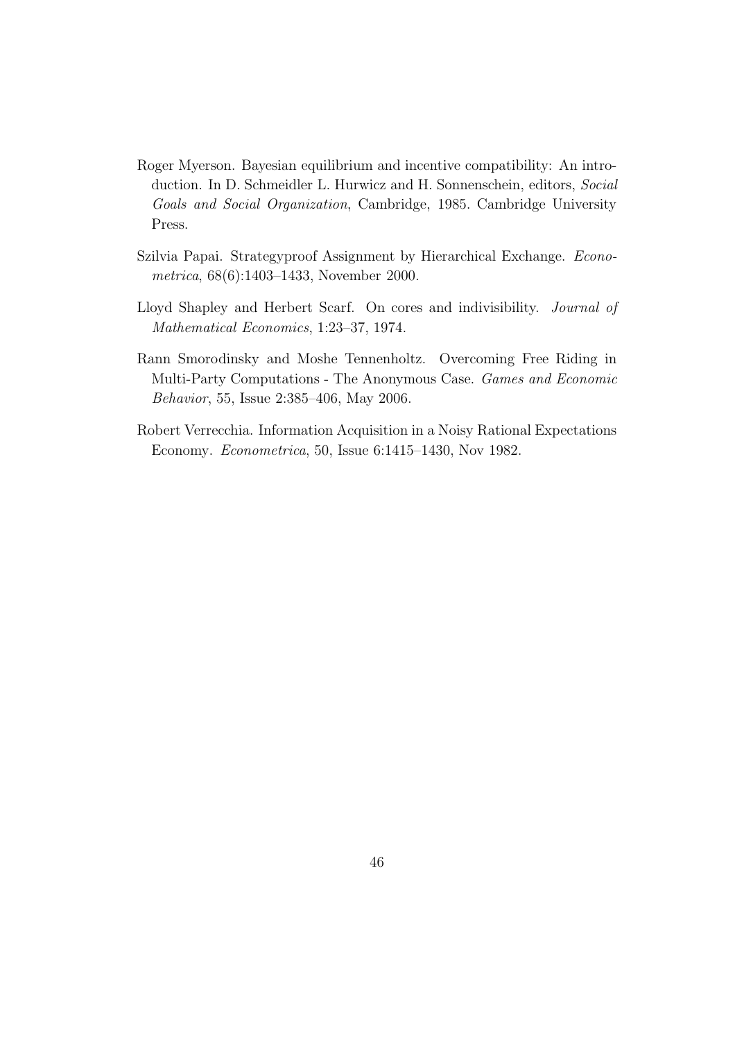Roger Myerson. Bayesian equilibrium and incentive compatibility: An introduction. In D. Schmeidler L. Hurwicz and H. Sonnenschein, editors, *Social Goals and Social Organization*, Cambridge, 1985. Cambridge University Press.

Szilvia Papai. Strategyproof Assignment by Hierarchical Exchange. *Econometrica*, 68(6):1403–1433, November 2000.

Lloyd Shapley and Herbert Scarf. On cores and indivisibility. *Journal of Mathematical Economics*, 1:23–37, 1974.

Rann Smorodinsky and Moshe Tennenholtz. Overcoming Free Riding in Multi-Party Computations - The Anonymous Case. *Games and Economic Behavior*, 55, Issue 2:385–406, May 2006.

Robert Verrecchia. Information Acquisition in a Noisy Rational Expectations Economy. *Econometrica*, 50, Issue 6:1415–1430, Nov 1982.